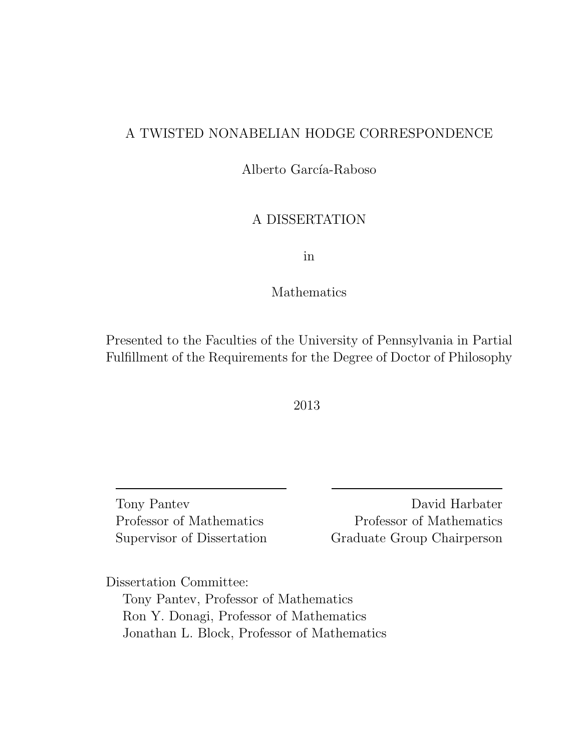# A TWISTED NONABELIAN HODGE CORRESPONDENCE

Alberto García-Raboso

A DISSERTATION

in

Mathematics

Presented to the Faculties of the University of Pennsylvania in Partial Fulfillment of the Requirements for the Degree of Doctor of Philosophy

2013

Tony Pantev
Professor of Mathematics
Supervisor of Dissertation

David Harbater
Professor of Mathematics
Graduate Group Chairperson

Dissertation Committee:
Tony Pantev, Professor of Mathematics
Ron Y. Donagi, Professor of Mathematics
Jonathan L. Block, Professor of Mathematics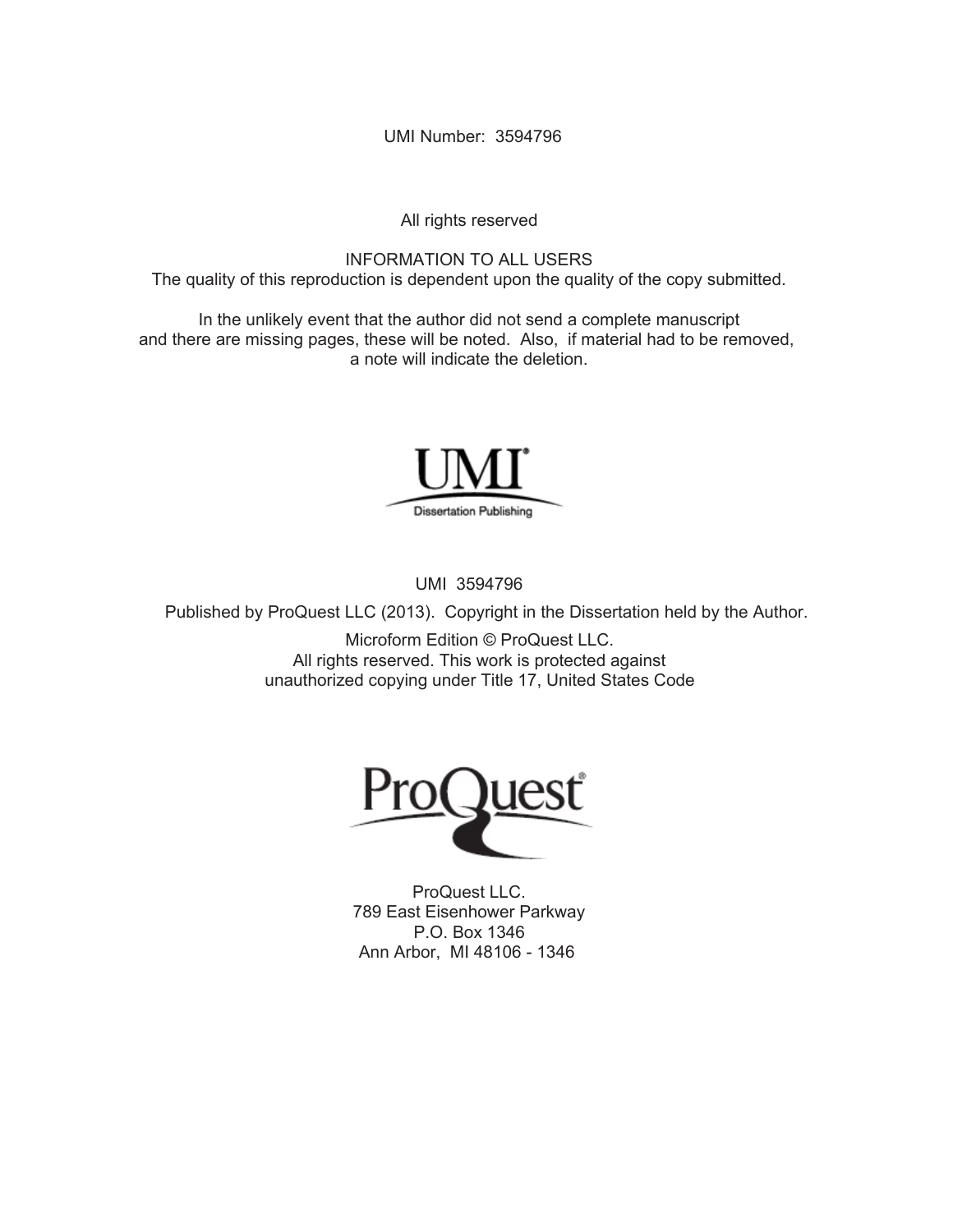UMI Number: 3594796

All rights reserved

INFORMATION TO ALL USERS
The quality of this reproduction is dependent upon the quality of the copy submitted.

In the unlikely event that the author did not send a complete manuscript
and there are missing pages, these will be noted. Also, if material had to be removed,
a note will indicate the deletion.

UMI
Dissertation Publishing

UMI 3594796

Published by ProQuest LLC (2013). Copyright in the Dissertation held by the Author.

Microform Edition © ProQuest LLC.
All rights reserved. This work is protected against
unauthorized copying under Title 17, United States Code

ProQuest

ProQuest LLC.
789 East Eisenhower Parkway
P.O. Box 1346
Ann Arbor, MI 48106 - 1346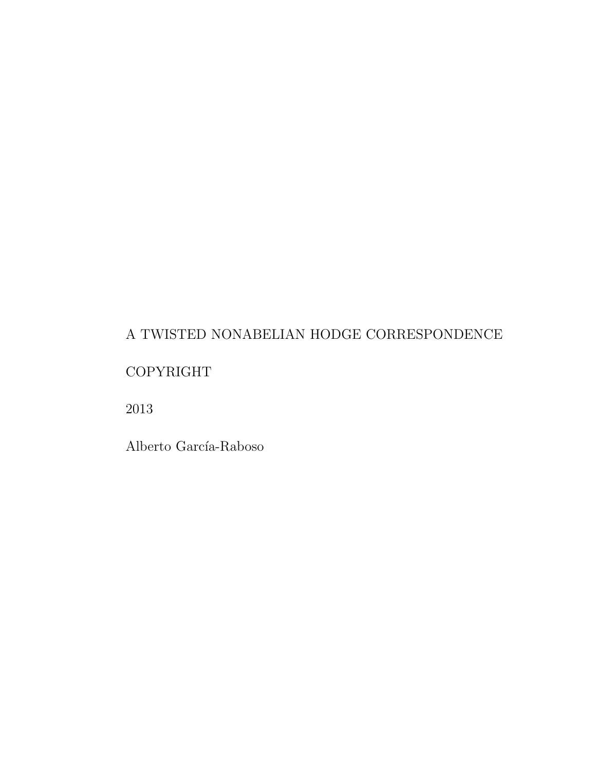A TWISTED NONABELIAN HODGE CORRESPONDENCE

COPYRIGHT

2013

Alberto García-Raboso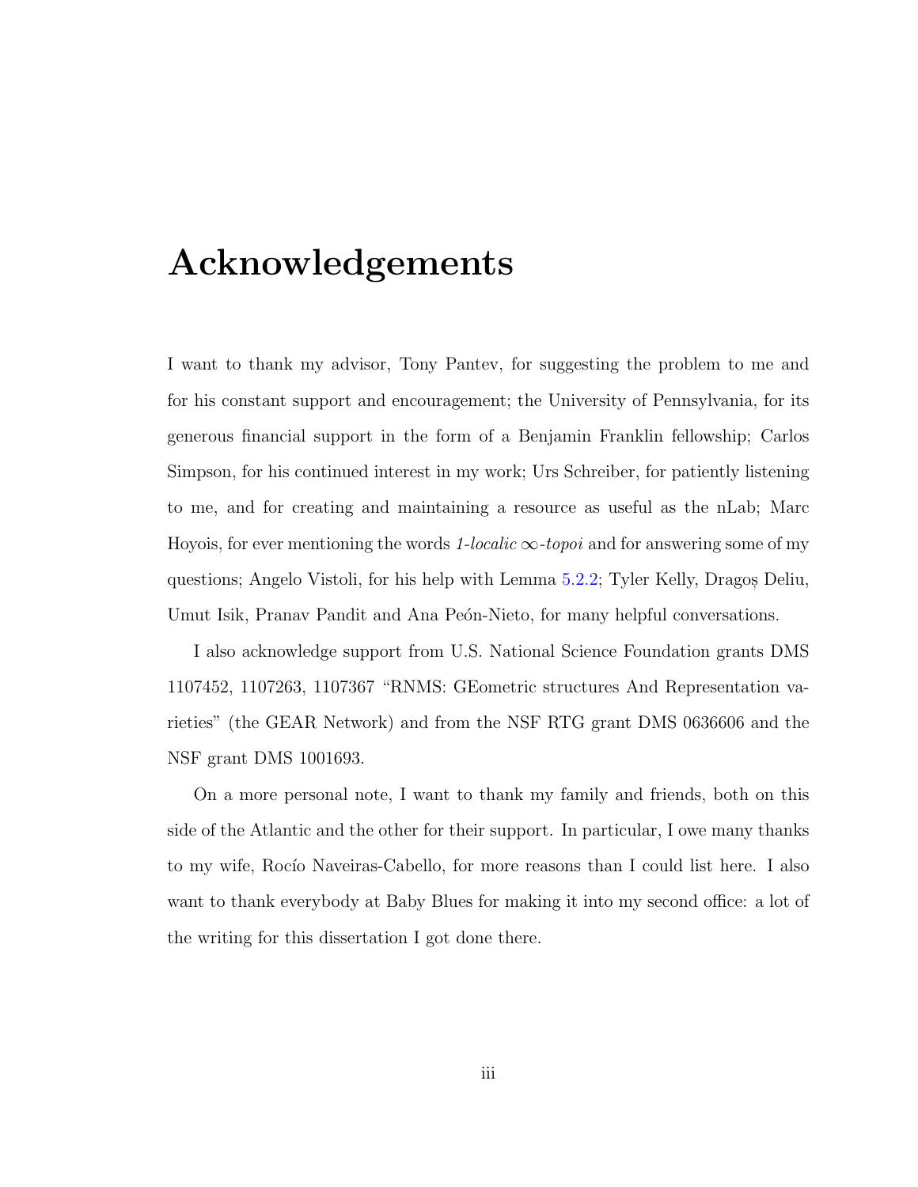# Acknowledgements

I want to thank my advisor, Tony Pantev, for suggesting the problem to me and for his constant support and encouragement; the University of Pennsylvania, for its generous financial support in the form of a Benjamin Franklin fellowship; Carlos Simpson, for his continued interest in my work; Urs Schreiber, for patiently listening to me, and for creating and maintaining a resource as useful as the nLab; Marc Hoyois, for ever mentioning the words *1-localic* $\infty$*-topoi* and for answering some of my questions; Angelo Vistoli, for his help with Lemma 5.2.2; Tyler Kelly, Dragoș Deliu, Umut Isik, Pranav Pandit and Ana Peón-Nieto, for many helpful conversations.

I also acknowledge support from U.S. National Science Foundation grants DMS 1107452, 1107263, 1107367 "RNMS: GEometric structures And Representation varieties" (the GEAR Network) and from the NSF RTG grant DMS 0636606 and the NSF grant DMS 1001693.

On a more personal note, I want to thank my family and friends, both on this side of the Atlantic and the other for their support. In particular, I owe many thanks to my wife, Rocío Naveiras-Cabello, for more reasons than I could list here. I also want to thank everybody at Baby Blues for making it into my second office: a lot of the writing for this dissertation I got done there.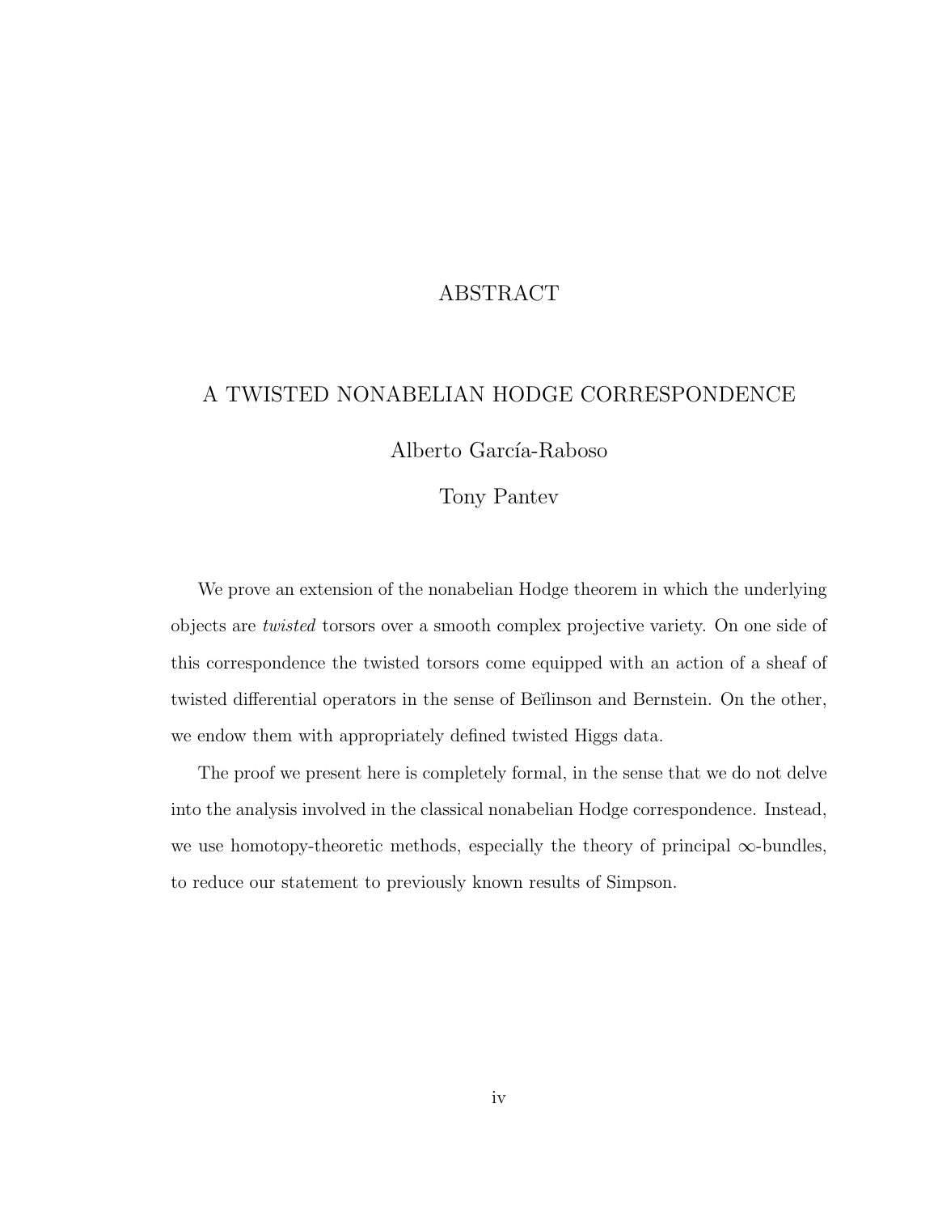# ABSTRACT

## A TWISTED NONABELIAN HODGE CORRESPONDENCE

Alberto García-Raboso

Tony Pantev

We prove an extension of the nonabelian Hodge theorem in which the underlying objects are *twisted* torsors over a smooth complex projective variety. On one side of this correspondence the twisted torsors come equipped with an action of a sheaf of twisted differential operators in the sense of Beĭlinson and Bernstein. On the other, we endow them with appropriately defined twisted Higgs data.

The proof we present here is completely formal, in the sense that we do not delve into the analysis involved in the classical nonabelian Hodge correspondence. Instead, we use homotopy-theoretic methods, especially the theory of principal $\infty$-bundles, to reduce our statement to previously known results of Simpson.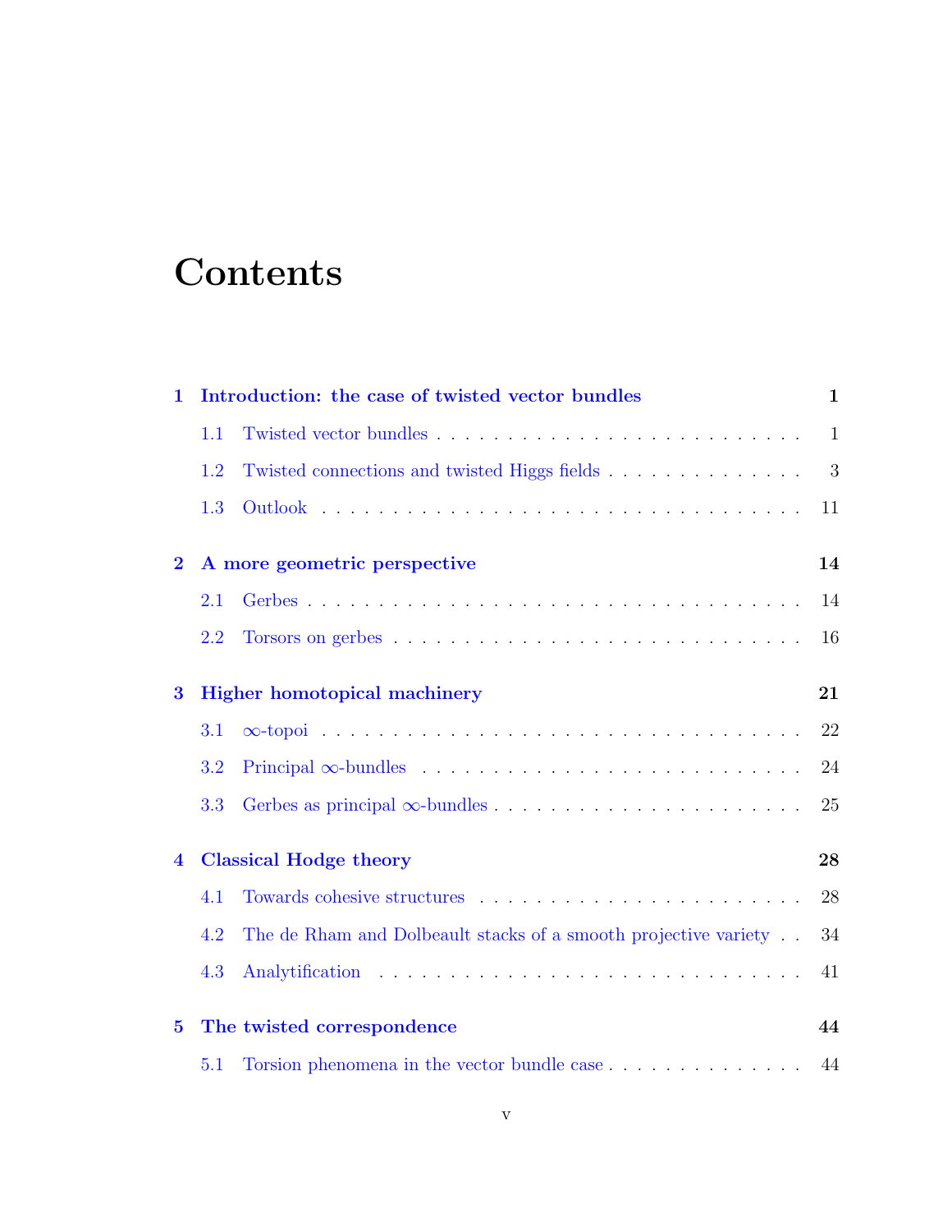# Contents

**1 Introduction: the case of twisted vector bundles** **1**

1.1 Twisted vector bundles . . . . . . . . . . . . . . . . . . . . . . . . . . . 1

1.2 Twisted connections and twisted Higgs fields . . . . . . . . . . . . . . . 3

1.3 Outlook . . . . . . . . . . . . . . . . . . . . . . . . . . . . . . . . . . 11

**2 A more geometric perspective** **14**

2.1 Gerbes . . . . . . . . . . . . . . . . . . . . . . . . . . . . . . . . . . . 14

2.2 Torsors on gerbes . . . . . . . . . . . . . . . . . . . . . . . . . . . . . 16

**3 Higher homotopical machinery** **21**

3.1 $\infty$-topoi . . . . . . . . . . . . . . . . . . . . . . . . . . . . . . . . . . 22

3.2 Principal $\infty$-bundles . . . . . . . . . . . . . . . . . . . . . . . . . . . 24

3.3 Gerbes as principal $\infty$-bundles . . . . . . . . . . . . . . . . . . . . . . 25

**4 Classical Hodge theory** **28**

4.1 Towards cohesive structures . . . . . . . . . . . . . . . . . . . . . . . . 28

4.2 The de Rham and Dolbeault stacks of a smooth projective variety . . 34

4.3 Analytification . . . . . . . . . . . . . . . . . . . . . . . . . . . . . . . 41

**5 The twisted correspondence** **44**

5.1 Torsion phenomena in the vector bundle case . . . . . . . . . . . . . . . 44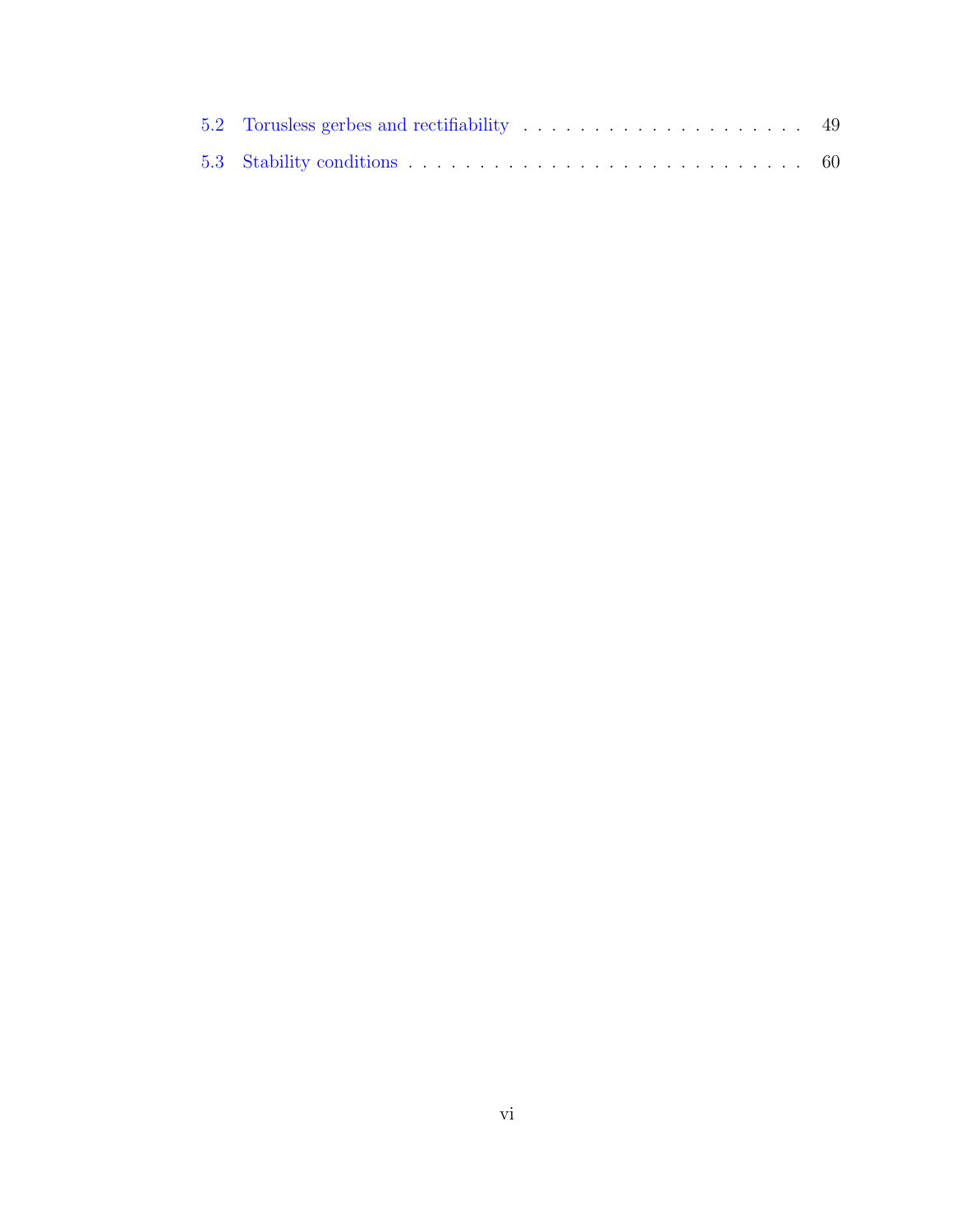5.2 Torusless gerbes and rectifiability . . . . . . . . . . . . . . . . . . . . . 49

5.3 Stability conditions . . . . . . . . . . . . . . . . . . . . . . . . . . . . 60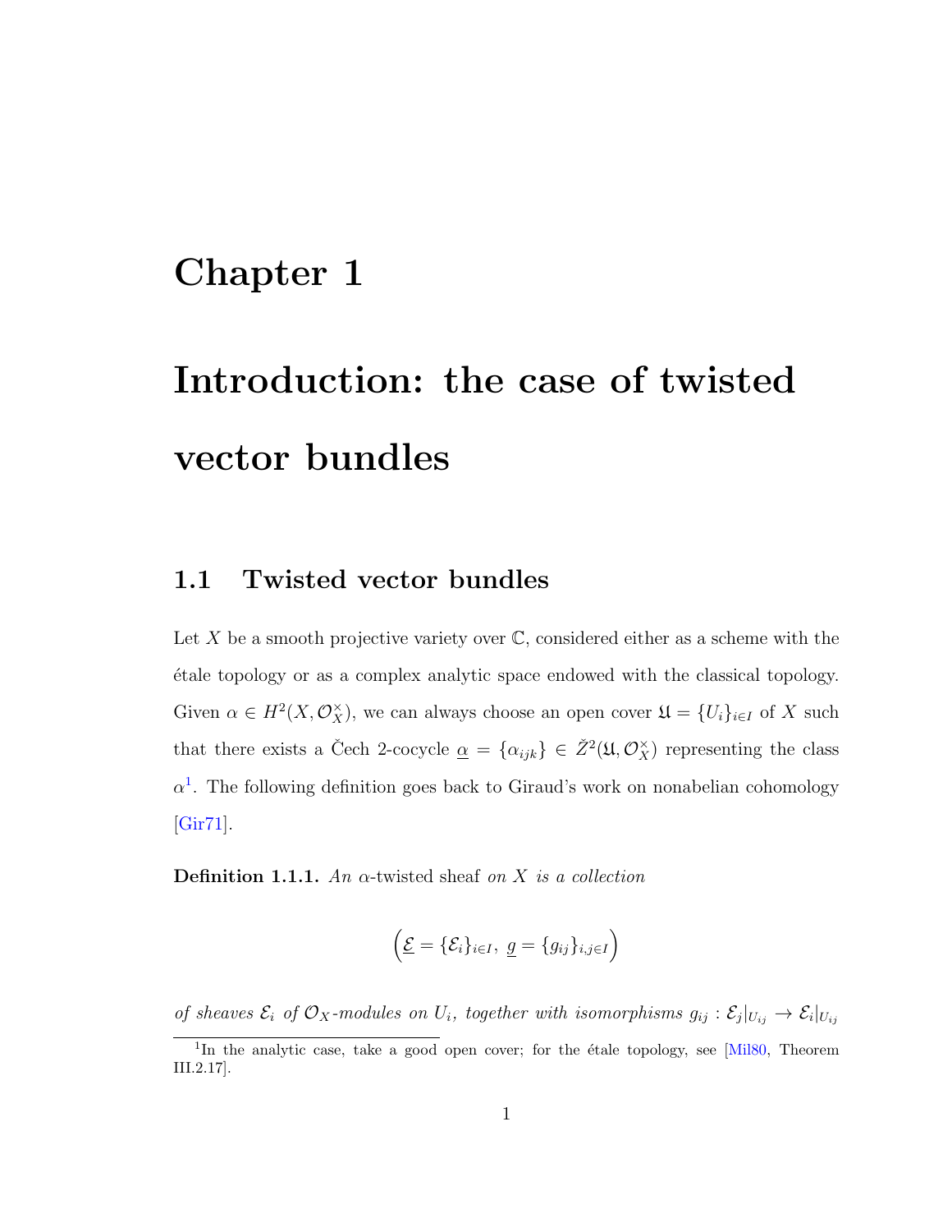# Chapter 1

# Introduction: the case of twisted vector bundles

## 1.1 Twisted vector bundles

Let $X$ be a smooth projective variety over $\mathbb{C}$, considered either as a scheme with the étale topology or as a complex analytic space endowed with the classical topology. Given $\alpha \in H^2(X, \mathcal{O}_X^\times)$, we can always choose an open cover $\mathfrak{U} = \{U_i\}_{i \in I}$ of $X$ such that there exists a Čech 2-cocycle $\underline{\alpha} = \{\alpha_{ijk}\} \in \check{Z}^2(\mathfrak{U}, \mathcal{O}_X^\times)$ representing the class $\alpha$[1]. The following definition goes back to Giraud's work on nonabelian cohomology [Gir71].

**Definition 1.1.1.** *An $\alpha$-*twisted sheaf *on $X$ is a collection*

$$\left(\underline{\mathcal{E}} = \{\mathcal{E}_i\}_{i \in I},\ \underline{g} = \{g_{ij}\}_{i,j \in I}\right)$$

*of sheaves $\mathcal{E}_i$ of $\mathcal{O}_X$-modules on $U_i$, together with isomorphisms $g_{ij} : \mathcal{E}_j|_{U_{ij}} \to \mathcal{E}_i|_{U_{ij}}$*

[1] In the analytic case, take a good open cover; for the étale topology, see [Mil80, Theorem III.2.17].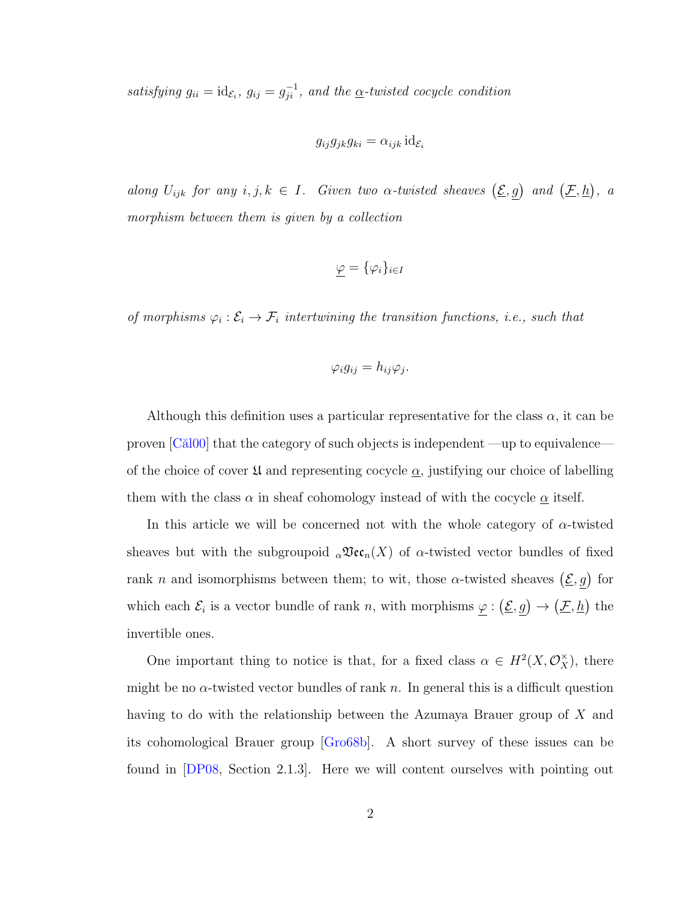*satisfying $g_{ii} = \mathrm{id}_{\mathcal{E}_i}$, $g_{ij} = g_{ji}^{-1}$, and the $\underline{\alpha}$-twisted cocycle condition*

$$g_{ij}g_{jk}g_{ki} = \alpha_{ijk}\,\mathrm{id}_{\mathcal{E}_i}$$

*along $U_{ijk}$ for any $i, j, k \in I$. Given two $\alpha$-twisted sheaves $\big(\underline{\mathcal{E}}, \underline{g}\big)$ and $\big(\underline{\mathcal{F}}, \underline{h}\big)$, a morphism between them is given by a collection*

$$\underline{\varphi} = \{\varphi_i\}_{i \in I}$$

*of morphisms $\varphi_i : \mathcal{E}_i \to \mathcal{F}_i$ intertwining the transition functions, i.e., such that*

$$\varphi_i g_{ij} = h_{ij}\varphi_j.$$

Although this definition uses a particular representative for the class $\alpha$, it can be proven [Căl00] that the category of such objects is independent —up to equivalence— of the choice of cover $\mathfrak{U}$ and representing cocycle $\underline{\alpha}$, justifying our choice of labelling them with the class $\alpha$ in sheaf cohomology instead of with the cocycle $\underline{\alpha}$ itself.

In this article we will be concerned not with the whole category of $\alpha$-twisted sheaves but with the subgroupoid ${}_{\alpha}\mathfrak{Vec}_n(X)$ of $\alpha$-twisted vector bundles of fixed rank $n$ and isomorphisms between them; to wit, those $\alpha$-twisted sheaves $\big(\underline{\mathcal{E}}, \underline{g}\big)$ for which each $\mathcal{E}_i$ is a vector bundle of rank $n$, with morphisms $\underline{\varphi} : \big(\underline{\mathcal{E}}, \underline{g}\big) \to \big(\underline{\mathcal{F}}, \underline{h}\big)$ the invertible ones.

One important thing to notice is that, for a fixed class $\alpha \in H^2(X, \mathcal{O}_X^{\times})$, there might be no $\alpha$-twisted vector bundles of rank $n$. In general this is a difficult question having to do with the relationship between the Azumaya Brauer group of $X$ and its cohomological Brauer group [Gro68b]. A short survey of these issues can be found in [DP08, Section 2.1.3]. Here we will content ourselves with pointing out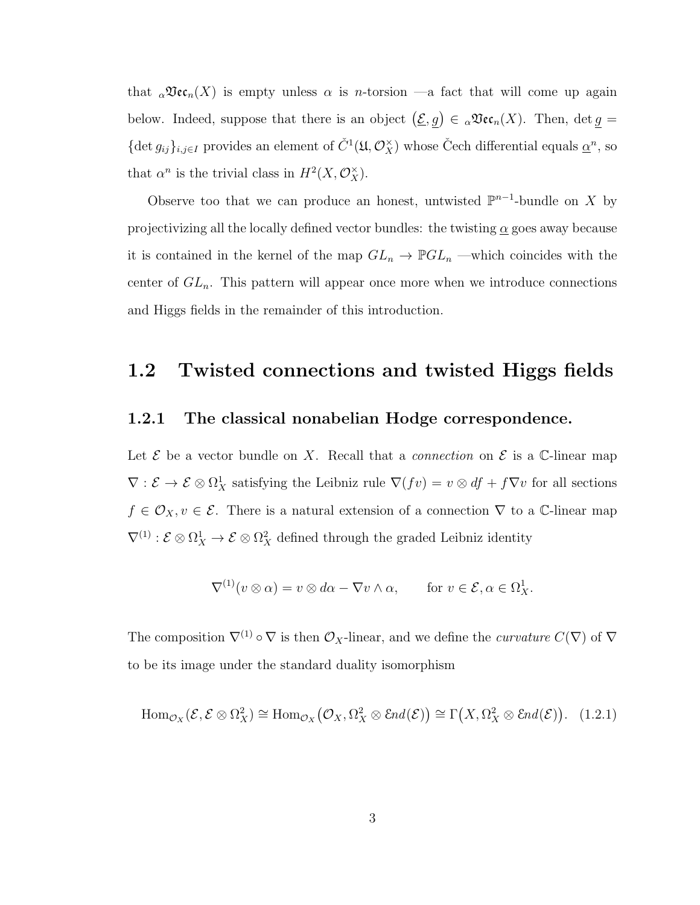that ${}_{\alpha}\mathfrak{Vec}_n(X)$ is empty unless $\alpha$ is $n$-torsion —a fact that will come up again below. Indeed, suppose that there is an object $(\underline{\mathcal{E}}, \underline{g}) \in {}_{\alpha}\mathfrak{Vec}_n(X)$. Then, $\det \underline{g} = \{\det g_{ij}\}_{i,j \in I}$ provides an element of $\check{C}^1(\mathfrak{U}, \mathcal{O}_X^\times)$ whose Čech differential equals $\underline{\alpha}^n$, so that $\alpha^n$ is the trivial class in $H^2(X, \mathcal{O}_X^\times)$.

Observe too that we can produce an honest, untwisted $\mathbb{P}^{n-1}$-bundle on $X$ by projectivizing all the locally defined vector bundles: the twisting $\underline{\alpha}$ goes away because it is contained in the kernel of the map $GL_n \to \mathbb{P}GL_n$ —which coincides with the center of $GL_n$. This pattern will appear once more when we introduce connections and Higgs fields in the remainder of this introduction.

## 1.2 Twisted connections and twisted Higgs fields

### 1.2.1 The classical nonabelian Hodge correspondence.

Let $\mathcal{E}$ be a vector bundle on $X$. Recall that a *connection* on $\mathcal{E}$ is a $\mathbb{C}$-linear map $\nabla : \mathcal{E} \to \mathcal{E} \otimes \Omega_X^1$ satisfying the Leibniz rule $\nabla(fv) = v \otimes df + f\nabla v$ for all sections $f \in \mathcal{O}_X, v \in \mathcal{E}$. There is a natural extension of a connection $\nabla$ to a $\mathbb{C}$-linear map $\nabla^{(1)} : \mathcal{E} \otimes \Omega_X^1 \to \mathcal{E} \otimes \Omega_X^2$ defined through the graded Leibniz identity

$$\nabla^{(1)}(v \otimes \alpha) = v \otimes d\alpha - \nabla v \wedge \alpha, \qquad \text{for } v \in \mathcal{E}, \alpha \in \Omega_X^1.$$

The composition $\nabla^{(1)} \circ \nabla$ is then $\mathcal{O}_X$-linear, and we define the *curvature* $C(\nabla)$ of $\nabla$ to be its image under the standard duality isomorphism

$$\operatorname{Hom}_{\mathcal{O}_X}(\mathcal{E}, \mathcal{E} \otimes \Omega_X^2) \cong \operatorname{Hom}_{\mathcal{O}_X}\big(\mathcal{O}_X, \Omega_X^2 \otimes \mathcal{E}nd(\mathcal{E})\big) \cong \Gamma\big(X, \Omega_X^2 \otimes \mathcal{E}nd(\mathcal{E})\big). \quad (1.2.1)$$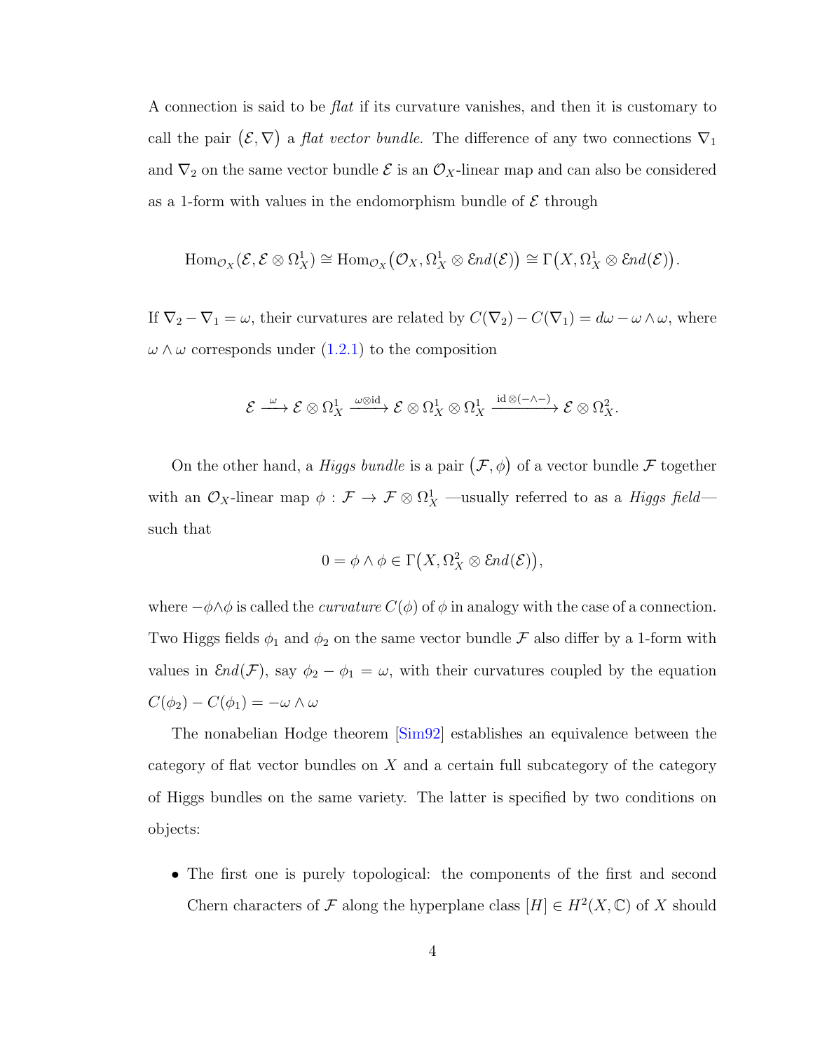A connection is said to be *flat* if its curvature vanishes, and then it is customary to call the pair $(\mathcal{E}, \nabla)$ a *flat vector bundle*. The difference of any two connections $\nabla_1$ and $\nabla_2$ on the same vector bundle $\mathcal{E}$ is an $\mathcal{O}_X$-linear map and can also be considered as a 1-form with values in the endomorphism bundle of $\mathcal{E}$ through

$$\operatorname{Hom}_{\mathcal{O}_X}(\mathcal{E}, \mathcal{E} \otimes \Omega^1_X) \cong \operatorname{Hom}_{\mathcal{O}_X}\big(\mathcal{O}_X, \Omega^1_X \otimes \mathcal{E}nd(\mathcal{E})\big) \cong \Gamma\big(X, \Omega^1_X \otimes \mathcal{E}nd(\mathcal{E})\big).$$

If $\nabla_2 - \nabla_1 = \omega$, their curvatures are related by $C(\nabla_2) - C(\nabla_1) = d\omega - \omega \wedge \omega$, where $\omega \wedge \omega$ corresponds under (1.2.1) to the composition

$$\mathcal{E} \xrightarrow{\ \omega\ } \mathcal{E} \otimes \Omega^1_X \xrightarrow{\omega \otimes \mathrm{id}} \mathcal{E} \otimes \Omega^1_X \otimes \Omega^1_X \xrightarrow{\mathrm{id} \otimes (-\wedge -)} \mathcal{E} \otimes \Omega^2_X.$$

On the other hand, a *Higgs bundle* is a pair $(\mathcal{F}, \phi)$ of a vector bundle $\mathcal{F}$ together with an $\mathcal{O}_X$-linear map $\phi : \mathcal{F} \to \mathcal{F} \otimes \Omega^1_X$ —usually referred to as a *Higgs field*— such that

$$0 = \phi \wedge \phi \in \Gamma\big(X, \Omega^2_X \otimes \mathcal{E}nd(\mathcal{E})\big),$$

where $-\phi \wedge \phi$ is called the *curvature* $C(\phi)$ of $\phi$ in analogy with the case of a connection. Two Higgs fields $\phi_1$ and $\phi_2$ on the same vector bundle $\mathcal{F}$ also differ by a 1-form with values in $\mathcal{E}nd(\mathcal{F})$, say $\phi_2 - \phi_1 = \omega$, with their curvatures coupled by the equation $C(\phi_2) - C(\phi_1) = -\omega \wedge \omega$

The nonabelian Hodge theorem [Sim92] establishes an equivalence between the category of flat vector bundles on $X$ and a certain full subcategory of the category of Higgs bundles on the same variety. The latter is specified by two conditions on objects:

- The first one is purely topological: the components of the first and second Chern characters of $\mathcal{F}$ along the hyperplane class $[H] \in H^2(X, \mathbb{C})$ of $X$ should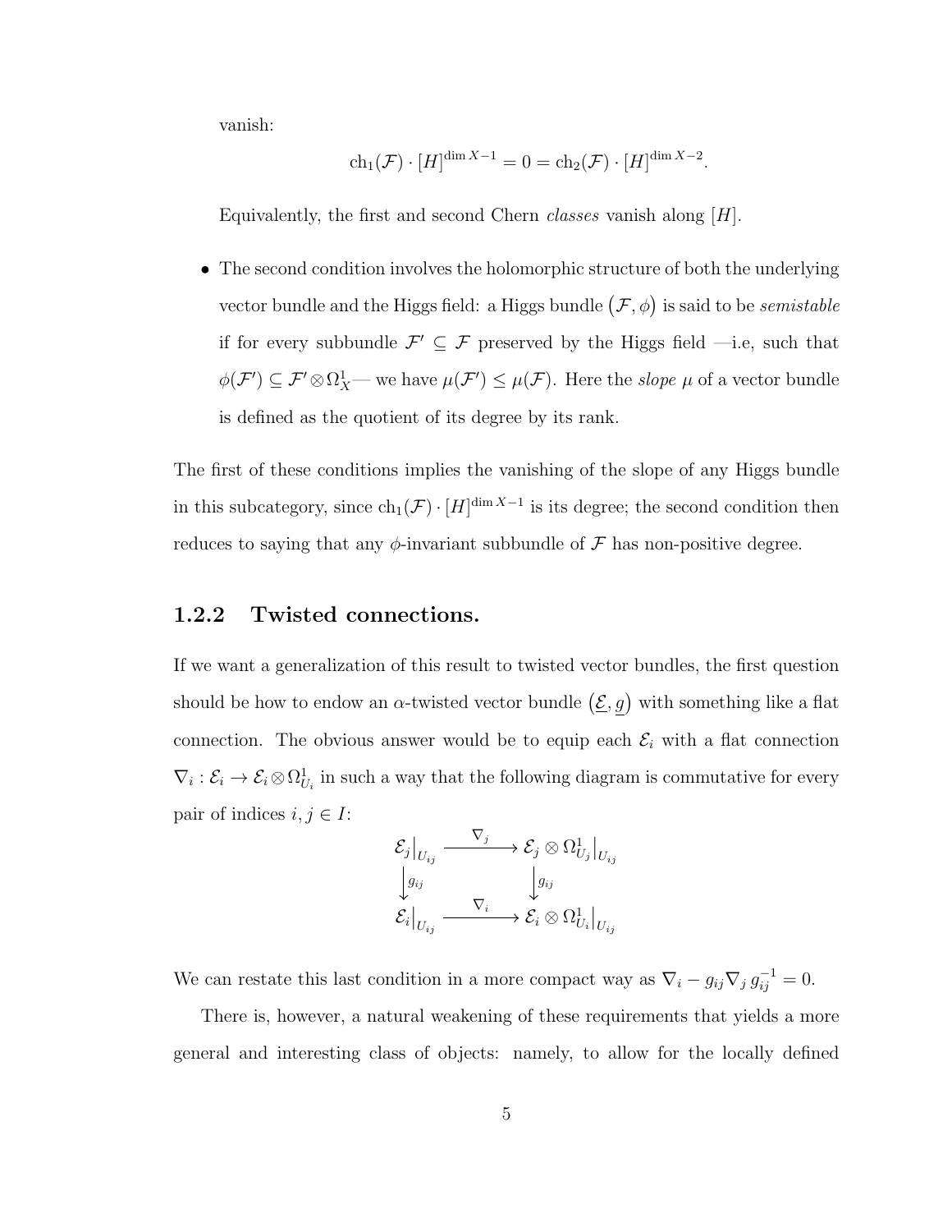vanish:

$$\mathrm{ch}_1(\mathcal{F}) \cdot [H]^{\dim X - 1} = 0 = \mathrm{ch}_2(\mathcal{F}) \cdot [H]^{\dim X - 2}.$$

Equivalently, the first and second Chern *classes* vanish along $[H]$.

- The second condition involves the holomorphic structure of both the underlying vector bundle and the Higgs field: a Higgs bundle $(\mathcal{F}, \phi)$ is said to be *semistable* if for every subbundle $\mathcal{F}' \subseteq \mathcal{F}$ preserved by the Higgs field —i.e, such that $\phi(\mathcal{F}') \subseteq \mathcal{F}' \otimes \Omega^1_X$— we have $\mu(\mathcal{F}') \leq \mu(\mathcal{F})$. Here the *slope* $\mu$ of a vector bundle is defined as the quotient of its degree by its rank.

The first of these conditions implies the vanishing of the slope of any Higgs bundle in this subcategory, since $\mathrm{ch}_1(\mathcal{F}) \cdot [H]^{\dim X - 1}$ is its degree; the second condition then reduces to saying that any $\phi$-invariant subbundle of $\mathcal{F}$ has non-positive degree.

### 1.2.2 Twisted connections.

If we want a generalization of this result to twisted vector bundles, the first question should be how to endow an $\alpha$-twisted vector bundle $(\underline{\mathcal{E}}, \underline{g})$ with something like a flat connection. The obvious answer would be to equip each $\mathcal{E}_i$ with a flat connection $\nabla_i : \mathcal{E}_i \to \mathcal{E}_i \otimes \Omega^1_{U_i}$ in such a way that the following diagram is commutative for every pair of indices $i, j \in I$:

$$\begin{array}{ccc} \mathcal{E}_j\big|_{U_{ij}} & \xrightarrow{\nabla_j} & \mathcal{E}_j \otimes \Omega^1_{U_j}\big|_{U_{ij}} \\ \big\downarrow g_{ij} & & \big\downarrow g_{ij} \\ \mathcal{E}_i\big|_{U_{ij}} & \xrightarrow{\nabla_i} & \mathcal{E}_i \otimes \Omega^1_{U_i}\big|_{U_{ij}} \end{array}$$

We can restate this last condition in a more compact way as $\nabla_i - g_{ij} \nabla_j \, g_{ij}^{-1} = 0$.

There is, however, a natural weakening of these requirements that yields a more general and interesting class of objects: namely, to allow for the locally defined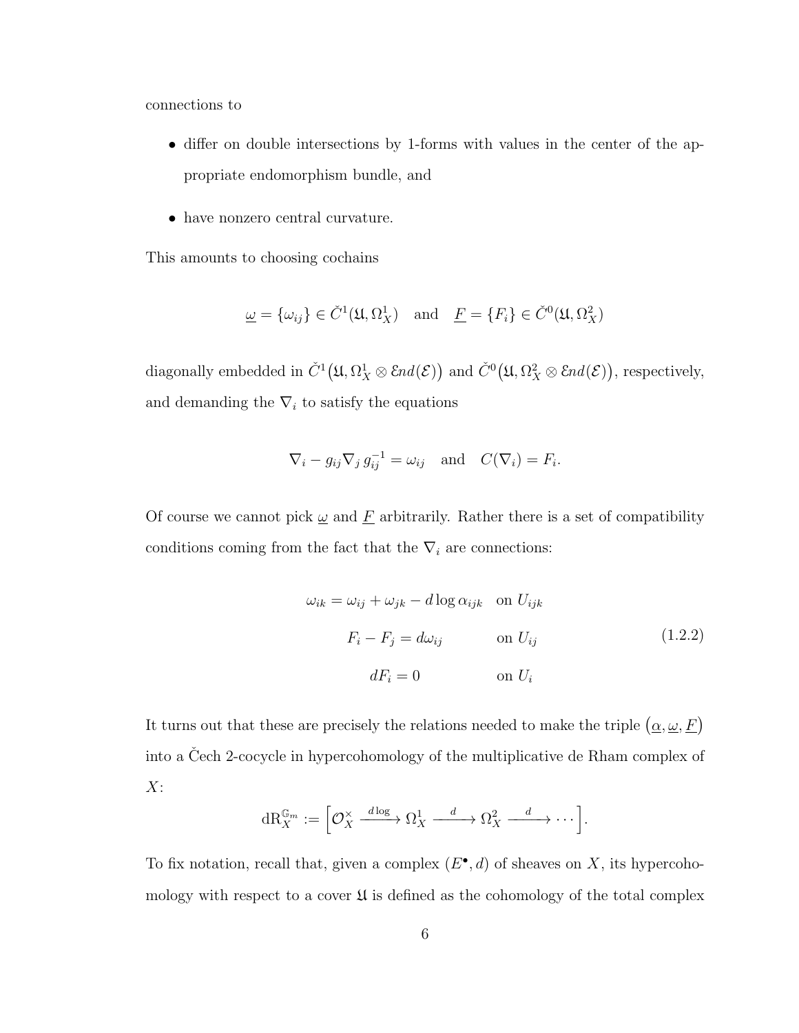connections to

- differ on double intersections by 1-forms with values in the center of the appropriate endomorphism bundle, and
- have nonzero central curvature.

This amounts to choosing cochains

$$\underline{\omega} = \{\omega_{ij}\} \in \check{C}^1(\mathfrak{U}, \Omega^1_X) \quad \text{and} \quad \underline{F} = \{F_i\} \in \check{C}^0(\mathfrak{U}, \Omega^2_X)$$

diagonally embedded in $\check{C}^1\big(\mathfrak{U}, \Omega^1_X \otimes \mathcal{E}nd(\mathcal{E})\big)$ and $\check{C}^0\big(\mathfrak{U}, \Omega^2_X \otimes \mathcal{E}nd(\mathcal{E})\big)$, respectively, and demanding the $\nabla_i$ to satisfy the equations

$$\nabla_i - g_{ij} \nabla_j \, g_{ij}^{-1} = \omega_{ij} \quad \text{and} \quad C(\nabla_i) = F_i.$$

Of course we cannot pick $\underline{\omega}$ and $\underline{F}$ arbitrarily. Rather there is a set of compatibility conditions coming from the fact that the $\nabla_i$ are connections:

$$\begin{aligned} \omega_{ik} &= \omega_{ij} + \omega_{jk} - d\log \alpha_{ijk} && \text{on } U_{ijk} \\ F_i - F_j &= d\omega_{ij} && \text{on } U_{ij} \\ dF_i &= 0 && \text{on } U_i \end{aligned} \tag{1.2.2}$$

It turns out that these are precisely the relations needed to make the triple $\big(\underline{\alpha}, \underline{\omega}, \underline{F}\big)$ into a Čech 2-cocycle in hypercohomology of the multiplicative de Rham complex of $X$:

$$\mathrm{dR}^{\mathbb{G}_m}_X := \Big[\mathcal{O}_X^\times \xrightarrow{d\log} \Omega^1_X \xrightarrow{\ d\ } \Omega^2_X \xrightarrow{\ d\ } \cdots\Big].$$

To fix notation, recall that, given a complex $(E^\bullet, d)$ of sheaves on $X$, its hypercohomology with respect to a cover $\mathfrak{U}$ is defined as the cohomology of the total complex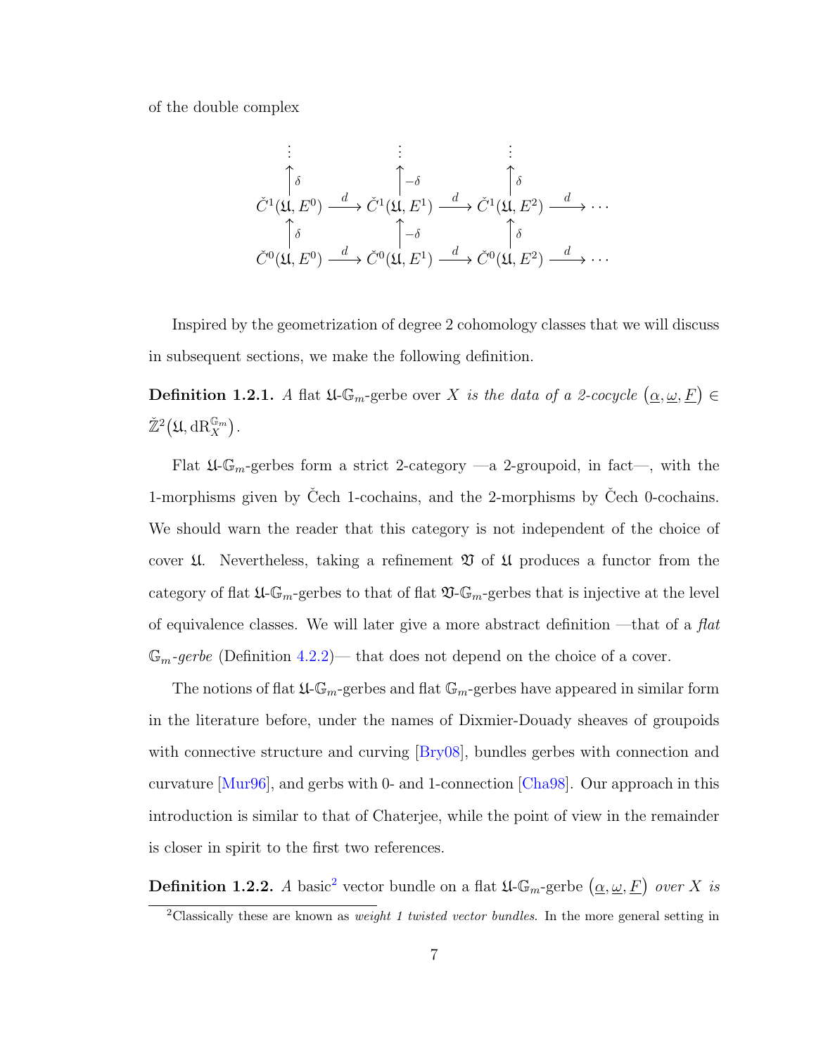of the double complex

$$
\begin{array}{ccccccc}
\vdots & & \vdots & & \vdots & & \\
\uparrow{\scriptstyle \delta} & & \uparrow{\scriptstyle -\delta} & & \uparrow{\scriptstyle \delta} & & \\
\check{C}^1(\mathfrak{U}, E^0) & \xrightarrow{d} & \check{C}^1(\mathfrak{U}, E^1) & \xrightarrow{d} & \check{C}^1(\mathfrak{U}, E^2) & \xrightarrow{d} & \cdots \\
\uparrow{\scriptstyle \delta} & & \uparrow{\scriptstyle -\delta} & & \uparrow{\scriptstyle \delta} & & \\
\check{C}^0(\mathfrak{U}, E^0) & \xrightarrow{d} & \check{C}^0(\mathfrak{U}, E^1) & \xrightarrow{d} & \check{C}^0(\mathfrak{U}, E^2) & \xrightarrow{d} & \cdots
\end{array}
$$

Inspired by the geometrization of degree 2 cohomology classes that we will discuss in subsequent sections, we make the following definition.

**Definition 1.2.1.** *A* flat $\mathfrak{U}$-$\mathbb{G}_m$-gerbe over $X$ *is the data of a 2-cocycle* $\big(\underline{\alpha}, \underline{\omega}, \underline{F}\big) \in \check{\mathbb{Z}}^2\big(\mathfrak{U}, \mathrm{dR}_X^{\mathbb{G}_m}\big)$.

Flat $\mathfrak{U}$-$\mathbb{G}_m$-gerbes form a strict 2-category —a 2-groupoid, in fact—, with the 1-morphisms given by Čech 1-cochains, and the 2-morphisms by Čech 0-cochains. We should warn the reader that this category is not independent of the choice of cover $\mathfrak{U}$. Nevertheless, taking a refinement $\mathfrak{V}$ of $\mathfrak{U}$ produces a functor from the category of flat $\mathfrak{U}$-$\mathbb{G}_m$-gerbes to that of flat $\mathfrak{V}$-$\mathbb{G}_m$-gerbes that is injective at the level of equivalence classes. We will later give a more abstract definition —that of a *flat* $\mathbb{G}_m$*-gerbe* (Definition 4.2.2)— that does not depend on the choice of a cover.

The notions of flat $\mathfrak{U}$-$\mathbb{G}_m$-gerbes and flat $\mathbb{G}_m$-gerbes have appeared in similar form in the literature before, under the names of Dixmier-Douady sheaves of groupoids with connective structure and curving [Bry08], bundles gerbes with connection and curvature [Mur96], and gerbs with 0- and 1-connection [Cha98]. Our approach in this introduction is similar to that of Chaterjee, while the point of view in the remainder is closer in spirit to the first two references.

**Definition 1.2.2.** *A* basic[2] vector bundle on a flat $\mathfrak{U}$-$\mathbb{G}_m$-gerbe $\big(\underline{\alpha}, \underline{\omega}, \underline{F}\big)$ *over* $X$ *is*

[2]Classically these are known as *weight 1 twisted vector bundles*. In the more general setting in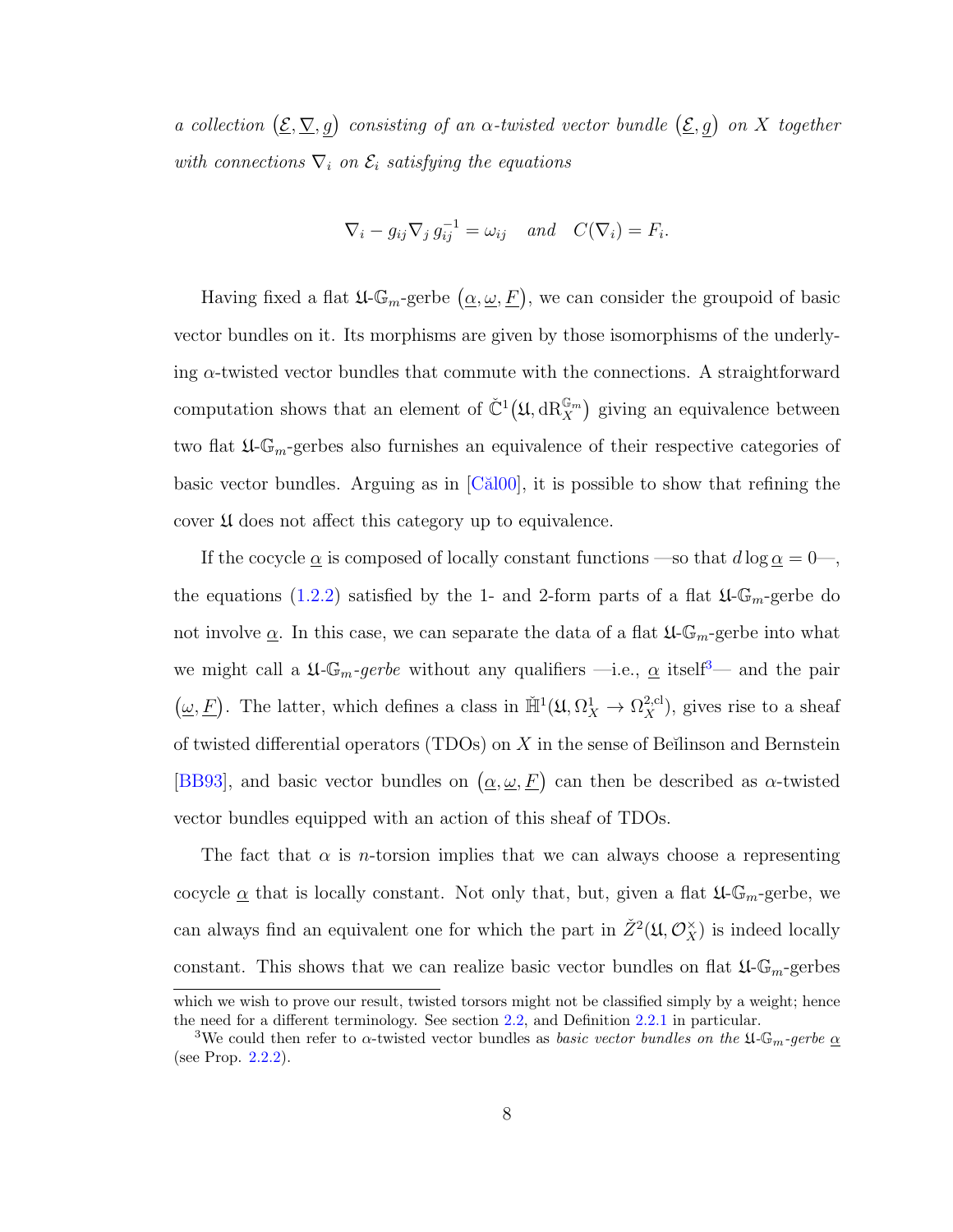*a collection* $(\underline{\mathcal{E}}, \underline{\nabla}, \underline{g})$ *consisting of an* $\alpha$*-twisted vector bundle* $(\underline{\mathcal{E}}, \underline{g})$ *on* $X$ *together with connections* $\nabla_i$ *on* $\mathcal{E}_i$ *satisfying the equations*

$$\nabla_i - g_{ij} \nabla_j \, g_{ij}^{-1} = \omega_{ij} \quad \text{and} \quad C(\nabla_i) = F_i.$$

Having fixed a flat $\mathfrak{U}$-$\mathbb{G}_m$-gerbe $(\underline{\alpha}, \underline{\omega}, \underline{F})$, we can consider the groupoid of basic vector bundles on it. Its morphisms are given by those isomorphisms of the underlying $\alpha$-twisted vector bundles that commute with the connections. A straightforward computation shows that an element of $\check{\mathbb{C}}^1(\mathfrak{U}, \mathrm{dR}_X^{\mathbb{G}_m})$ giving an equivalence between two flat $\mathfrak{U}$-$\mathbb{G}_m$-gerbes also furnishes an equivalence of their respective categories of basic vector bundles. Arguing as in [Căl00], it is possible to show that refining the cover $\mathfrak{U}$ does not affect this category up to equivalence.

If the cocycle $\underline{\alpha}$ is composed of locally constant functions —so that $d \log \underline{\alpha} = 0$—, the equations (1.2.2) satisfied by the 1- and 2-form parts of a flat $\mathfrak{U}$-$\mathbb{G}_m$-gerbe do not involve $\underline{\alpha}$. In this case, we can separate the data of a flat $\mathfrak{U}$-$\mathbb{G}_m$-gerbe into what we might call a $\mathfrak{U}$-$\mathbb{G}_m$*-gerbe* without any qualifiers —i.e., $\underline{\alpha}$ itself[3]— and the pair $(\underline{\omega}, \underline{F})$. The latter, which defines a class in $\check{\mathbb{H}}^1(\mathfrak{U}, \Omega_X^1 \to \Omega_X^{2,\mathrm{cl}})$, gives rise to a sheaf of twisted differential operators (TDOs) on $X$ in the sense of Beĭlinson and Bernstein [BB93], and basic vector bundles on $(\underline{\alpha}, \underline{\omega}, \underline{F})$ can then be described as $\alpha$-twisted vector bundles equipped with an action of this sheaf of TDOs.

The fact that $\alpha$ is $n$-torsion implies that we can always choose a representing cocycle $\underline{\alpha}$ that is locally constant. Not only that, but, given a flat $\mathfrak{U}$-$\mathbb{G}_m$-gerbe, we can always find an equivalent one for which the part in $\check{Z}^2(\mathfrak{U}, \mathcal{O}_X^\times)$ is indeed locally constant. This shows that we can realize basic vector bundles on flat $\mathfrak{U}$-$\mathbb{G}_m$-gerbes

which we wish to prove our result, twisted torsors might not be classified simply by a weight; hence the need for a different terminology. See section 2.2, and Definition 2.2.1 in particular.

[3] We could then refer to $\alpha$-twisted vector bundles as *basic vector bundles on the* $\mathfrak{U}$-$\mathbb{G}_m$*-gerbe* $\underline{\alpha}$ (see Prop. 2.2.2).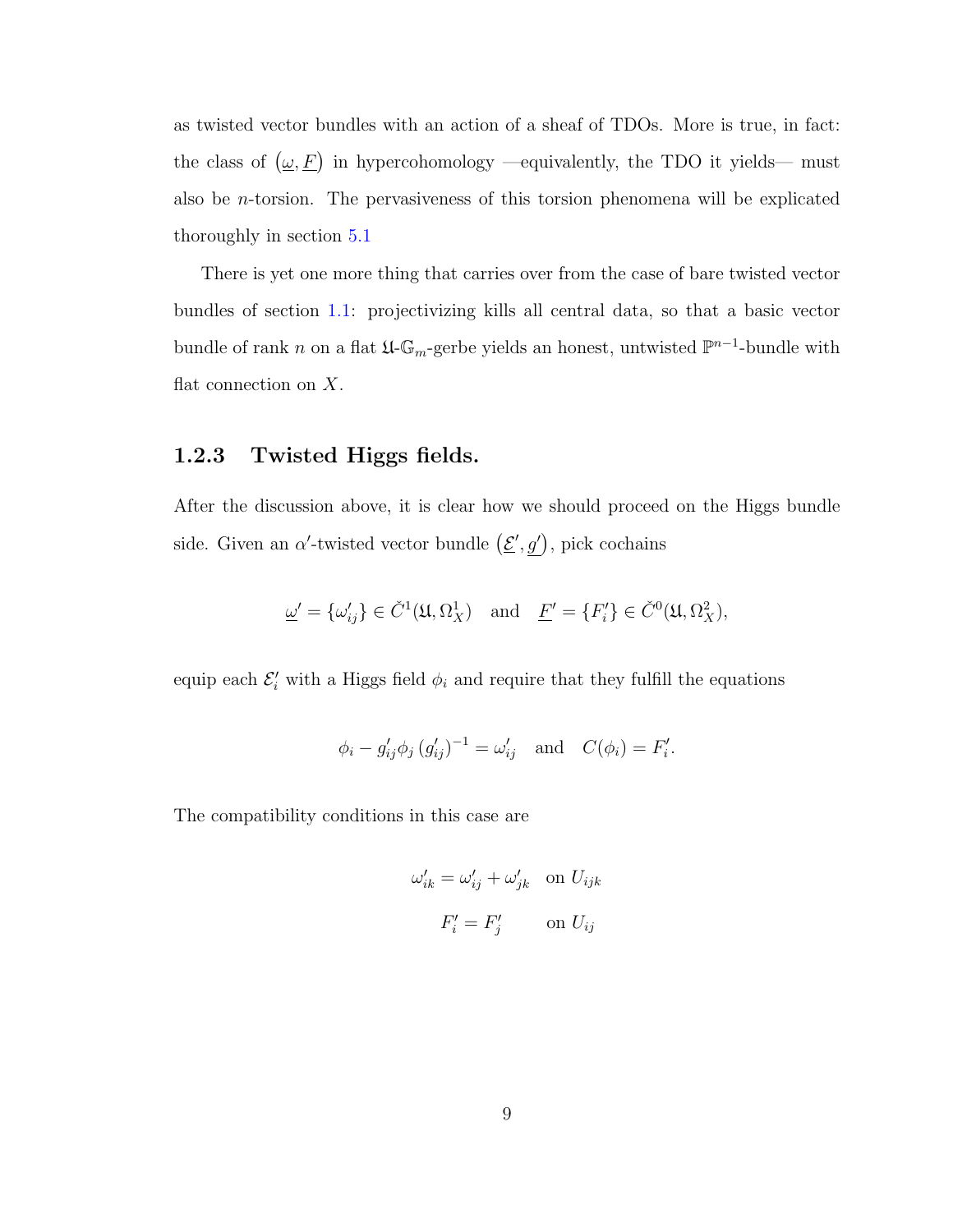as twisted vector bundles with an action of a sheaf of TDOs. More is true, in fact: the class of $\left(\underline{\omega}, \underline{F}\right)$ in hypercohomology —equivalently, the TDO it yields— must also be $n$-torsion. The pervasiveness of this torsion phenomena will be explicated thoroughly in section 5.1

There is yet one more thing that carries over from the case of bare twisted vector bundles of section 1.1: projectivizing kills all central data, so that a basic vector bundle of rank $n$ on a flat $\mathfrak{U}$-$\mathbb{G}_m$-gerbe yields an honest, untwisted $\mathbb{P}^{n-1}$-bundle with flat connection on $X$.

### 1.2.3 Twisted Higgs fields.

After the discussion above, it is clear how we should proceed on the Higgs bundle side. Given an $\alpha'$-twisted vector bundle $\left(\underline{\mathcal{E}}', \underline{g}'\right)$, pick cochains

$$\underline{\omega}' = \{\omega'_{ij}\} \in \check{C}^1(\mathfrak{U}, \Omega^1_X) \quad \text{and} \quad \underline{F}' = \{F'_i\} \in \check{C}^0(\mathfrak{U}, \Omega^2_X),$$

equip each $\mathcal{E}'_i$ with a Higgs field $\phi_i$ and require that they fulfill the equations

$$\phi_i - g'_{ij}\phi_j\,(g'_{ij})^{-1} = \omega'_{ij} \quad \text{and} \quad C(\phi_i) = F'_i.$$

The compatibility conditions in this case are

$$\begin{aligned} \omega'_{ik} &= \omega'_{ij} + \omega'_{jk} \quad \text{on } U_{ijk} \\ F'_i &= F'_j \qquad\quad\;\; \text{on } U_{ij} \end{aligned}$$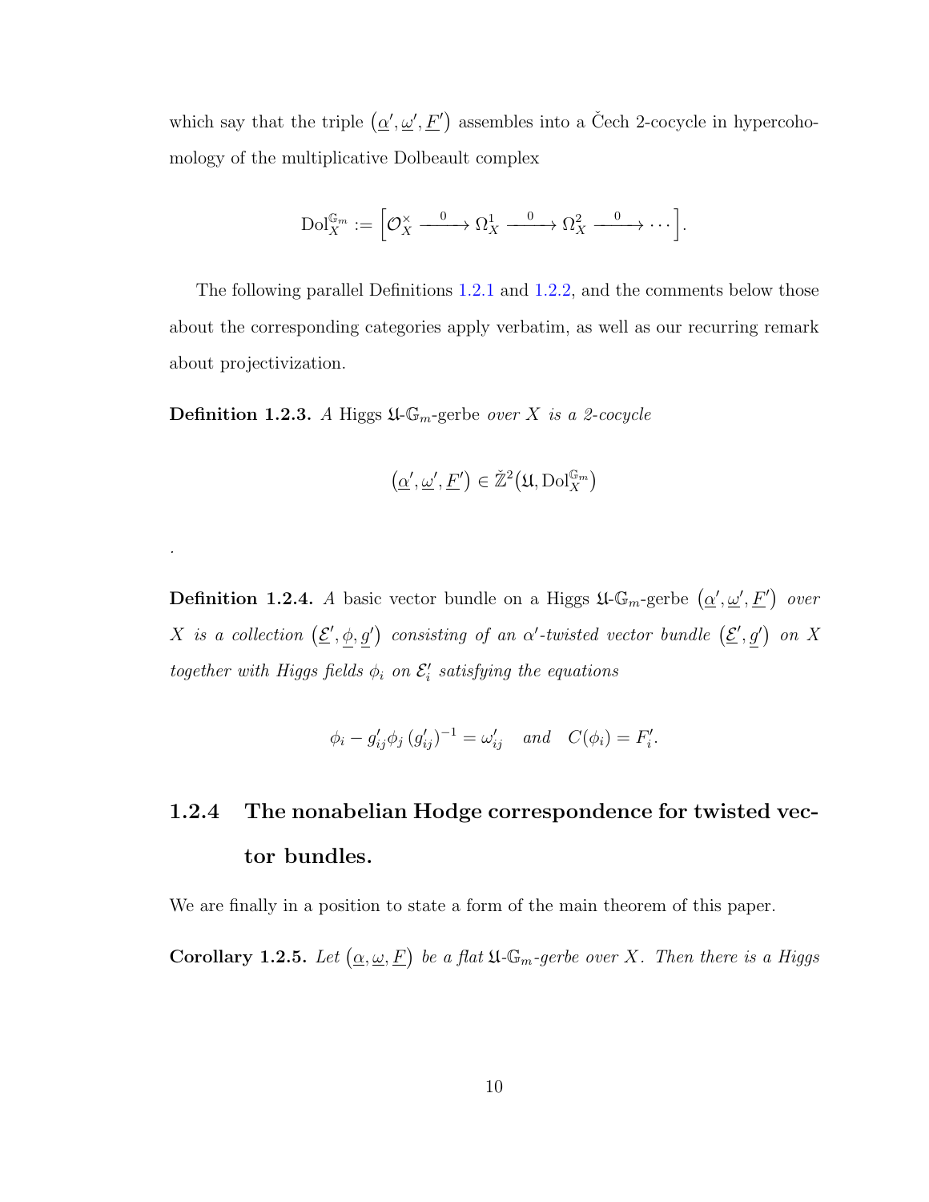which say that the triple $\left(\underline{\alpha}', \underline{\omega}', \underline{F}'\right)$ assembles into a Čech 2-cocycle in hypercohomology of the multiplicative Dolbeault complex

$$\mathrm{Dol}_X^{\mathbb{G}_m} := \left[\mathcal{O}_X^\times \xrightarrow{\;\;0\;\;} \Omega_X^1 \xrightarrow{\;\;0\;\;} \Omega_X^2 \xrightarrow{\;\;0\;\;} \cdots\right].$$

The following parallel Definitions 1.2.1 and 1.2.2, and the comments below those about the corresponding categories apply verbatim, as well as our recurring remark about projectivization.

**Definition 1.2.3.** *A* Higgs $\mathfrak{U}$-$\mathbb{G}_m$-gerbe *over $X$ is a 2-cocycle*

$$\left(\underline{\alpha}', \underline{\omega}', \underline{F}'\right) \in \check{\mathbb{Z}}^2\left(\mathfrak{U}, \mathrm{Dol}_X^{\mathbb{G}_m}\right)$$

.

**Definition 1.2.4.** *A* basic vector bundle on a Higgs $\mathfrak{U}$-$\mathbb{G}_m$-gerbe $\left(\underline{\alpha}', \underline{\omega}', \underline{F}'\right)$ *over $X$ is a collection $\left(\underline{\mathcal{E}}', \underline{\phi}, \underline{g}'\right)$ consisting of an $\alpha'$-twisted vector bundle $\left(\underline{\mathcal{E}}', \underline{g}'\right)$ on $X$ together with Higgs fields $\phi_i$ on $\mathcal{E}_i'$ satisfying the equations*

$$\phi_i - g_{ij}' \phi_j \left(g_{ij}'\right)^{-1} = \omega_{ij}' \quad \textit{and} \quad C(\phi_i) = F_i'.$$

### 1.2.4 The nonabelian Hodge correspondence for twisted vector bundles.

We are finally in a position to state a form of the main theorem of this paper.

**Corollary 1.2.5.** *Let $\left(\underline{\alpha}, \underline{\omega}, \underline{F}\right)$ be a flat $\mathfrak{U}$-$\mathbb{G}_m$-gerbe over $X$. Then there is a Higgs*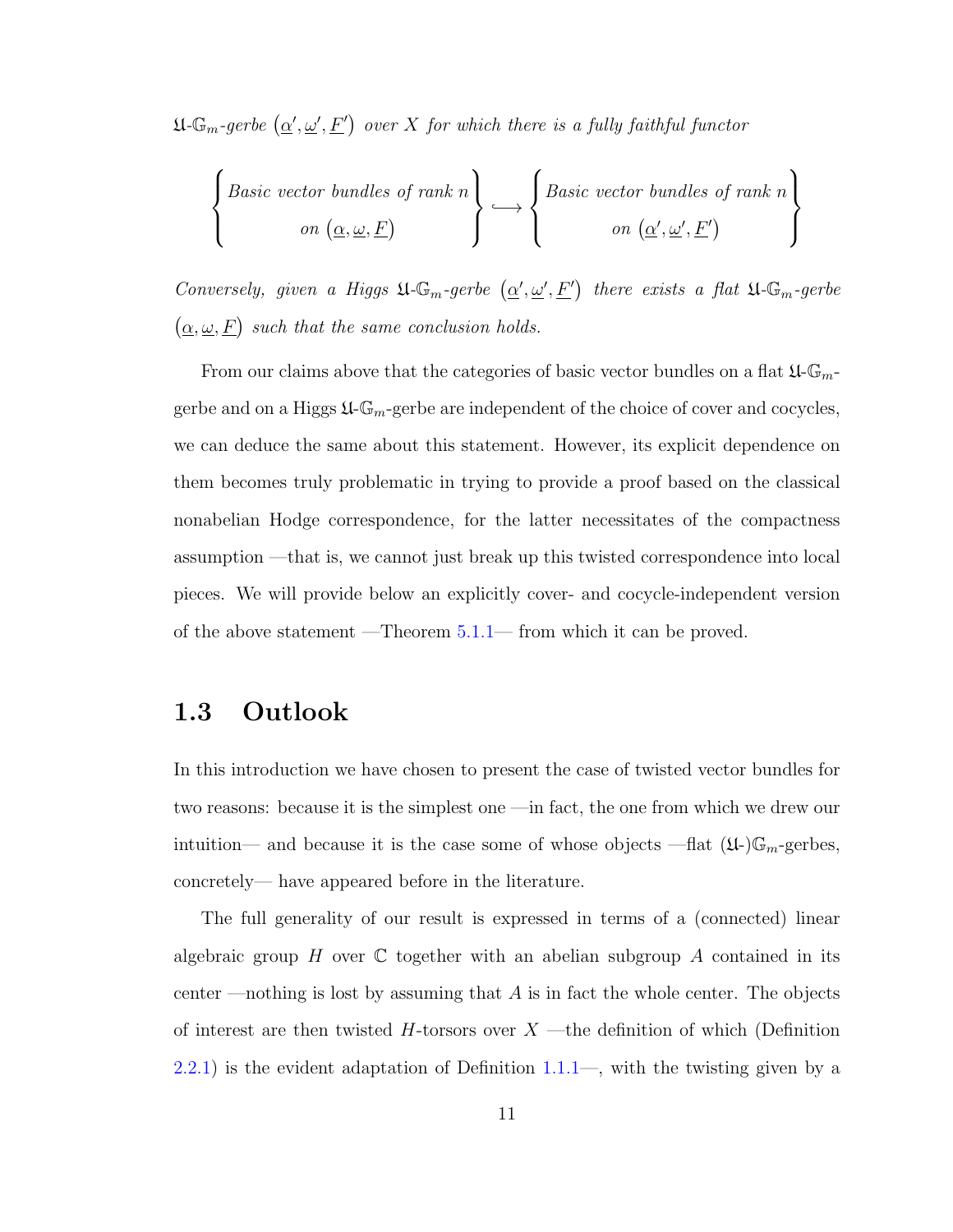*$\mathfrak{U}$-$\mathbb{G}_m$-gerbe $\left(\underline{\alpha}', \underline{\omega}', \underline{F}'\right)$ over $X$ for which there is a fully faithful functor*

$$\left\{\begin{matrix}\textit{Basic vector bundles of rank } n \\ \textit{on } \left(\underline{\alpha}, \underline{\omega}, \underline{F}\right)\end{matrix}\right\} \hookrightarrow \left\{\begin{matrix}\textit{Basic vector bundles of rank } n \\ \textit{on } \left(\underline{\alpha}', \underline{\omega}', \underline{F}'\right)\end{matrix}\right\}$$

*Conversely, given a Higgs $\mathfrak{U}$-$\mathbb{G}_m$-gerbe $\left(\underline{\alpha}', \underline{\omega}', \underline{F}'\right)$ there exists a flat $\mathfrak{U}$-$\mathbb{G}_m$-gerbe $\left(\underline{\alpha}, \underline{\omega}, \underline{F}\right)$ such that the same conclusion holds.*

From our claims above that the categories of basic vector bundles on a flat $\mathfrak{U}$-$\mathbb{G}_m$-gerbe and on a Higgs $\mathfrak{U}$-$\mathbb{G}_m$-gerbe are independent of the choice of cover and cocycles, we can deduce the same about this statement. However, its explicit dependence on them becomes truly problematic in trying to provide a proof based on the classical nonabelian Hodge correspondence, for the latter necessitates of the compactness assumption —that is, we cannot just break up this twisted correspondence into local pieces. We will provide below an explicitly cover- and cocycle-independent version of the above statement —Theorem 5.1.1— from which it can be proved.

## 1.3 Outlook

In this introduction we have chosen to present the case of twisted vector bundles for two reasons: because it is the simplest one —in fact, the one from which we drew our intuition— and because it is the case some of whose objects —flat ($\mathfrak{U}$-)$\mathbb{G}_m$-gerbes, concretely— have appeared before in the literature.

The full generality of our result is expressed in terms of a (connected) linear algebraic group $H$ over $\mathbb{C}$ together with an abelian subgroup $A$ contained in its center —nothing is lost by assuming that $A$ is in fact the whole center. The objects of interest are then twisted $H$-torsors over $X$ —the definition of which (Definition 2.2.1) is the evident adaptation of Definition 1.1.1—, with the twisting given by a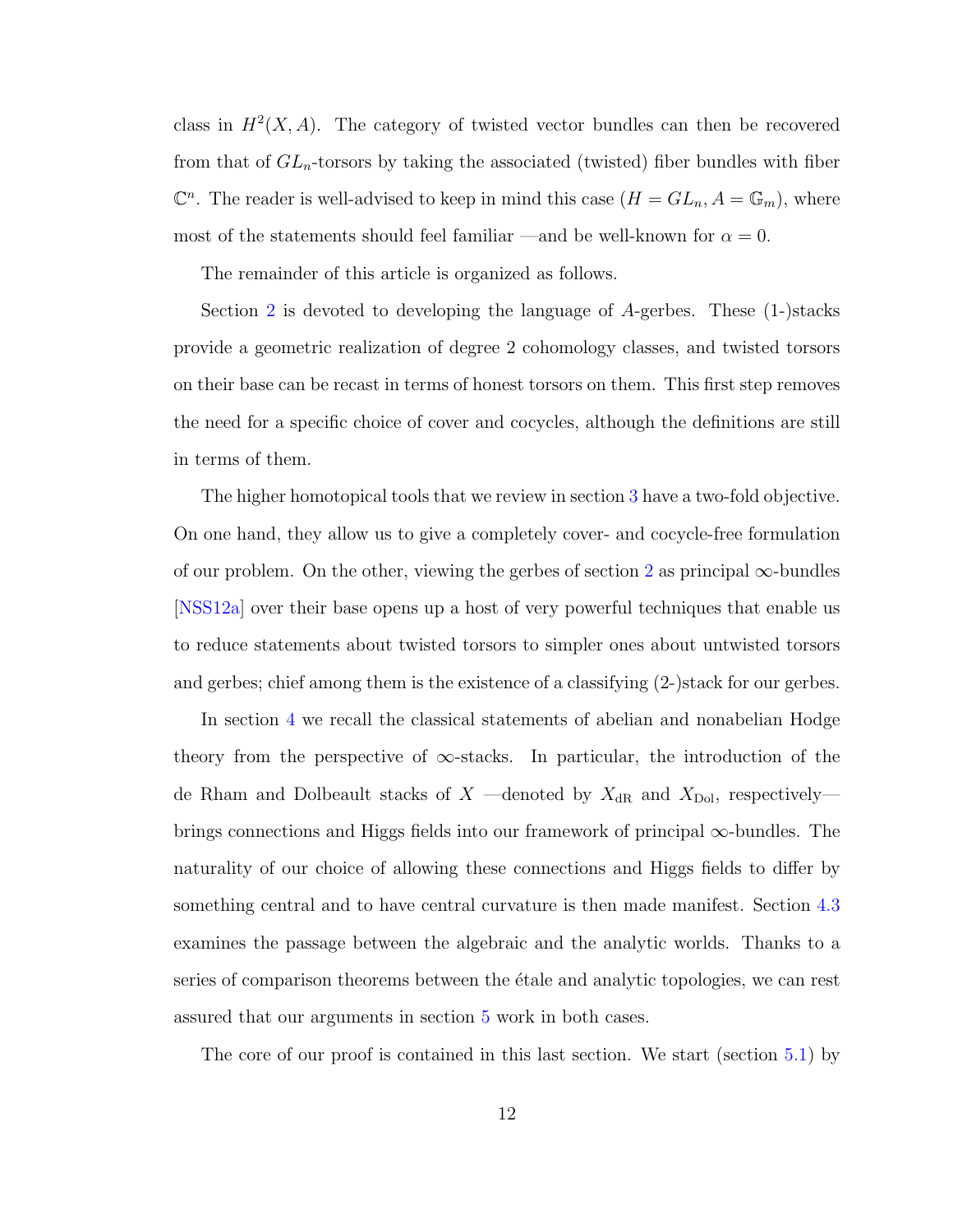class in $H^2(X, A)$. The category of twisted vector bundles can then be recovered from that of $GL_n$-torsors by taking the associated (twisted) fiber bundles with fiber $\mathbb{C}^n$. The reader is well-advised to keep in mind this case ($H = GL_n, A = \mathbb{G}_m$), where most of the statements should feel familiar —and be well-known for $\alpha = 0$.

The remainder of this article is organized as follows.

Section 2 is devoted to developing the language of $A$-gerbes. These (1-)stacks provide a geometric realization of degree 2 cohomology classes, and twisted torsors on their base can be recast in terms of honest torsors on them. This first step removes the need for a specific choice of cover and cocycles, although the definitions are still in terms of them.

The higher homotopical tools that we review in section 3 have a two-fold objective. On one hand, they allow us to give a completely cover- and cocycle-free formulation of our problem. On the other, viewing the gerbes of section 2 as principal $\infty$-bundles [NSS12a] over their base opens up a host of very powerful techniques that enable us to reduce statements about twisted torsors to simpler ones about untwisted torsors and gerbes; chief among them is the existence of a classifying (2-)stack for our gerbes.

In section 4 we recall the classical statements of abelian and nonabelian Hodge theory from the perspective of $\infty$-stacks. In particular, the introduction of the de Rham and Dolbeault stacks of $X$ —denoted by $X_{\mathrm{dR}}$ and $X_{\mathrm{Dol}}$, respectively— brings connections and Higgs fields into our framework of principal $\infty$-bundles. The naturality of our choice of allowing these connections and Higgs fields to differ by something central and to have central curvature is then made manifest. Section 4.3 examines the passage between the algebraic and the analytic worlds. Thanks to a series of comparison theorems between the étale and analytic topologies, we can rest assured that our arguments in section 5 work in both cases.

The core of our proof is contained in this last section. We start (section 5.1) by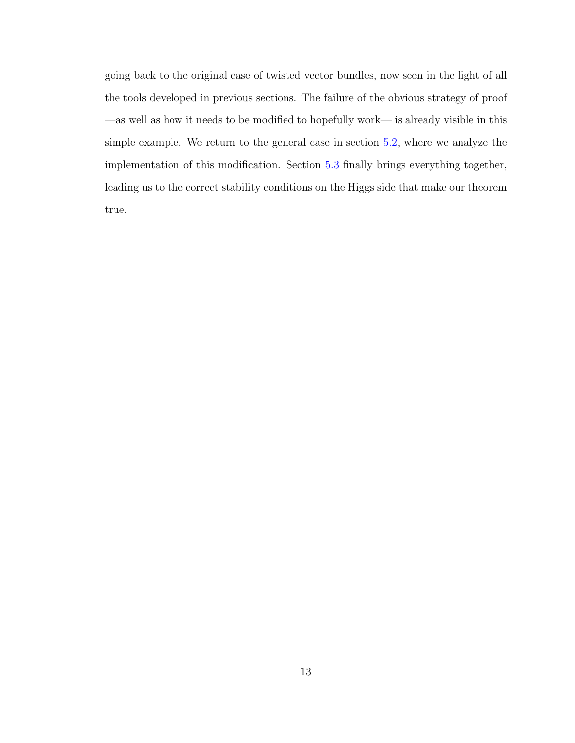going back to the original case of twisted vector bundles, now seen in the light of all the tools developed in previous sections. The failure of the obvious strategy of proof —as well as how it needs to be modified to hopefully work— is already visible in this simple example. We return to the general case in section 5.2, where we analyze the implementation of this modification. Section 5.3 finally brings everything together, leading us to the correct stability conditions on the Higgs side that make our theorem true.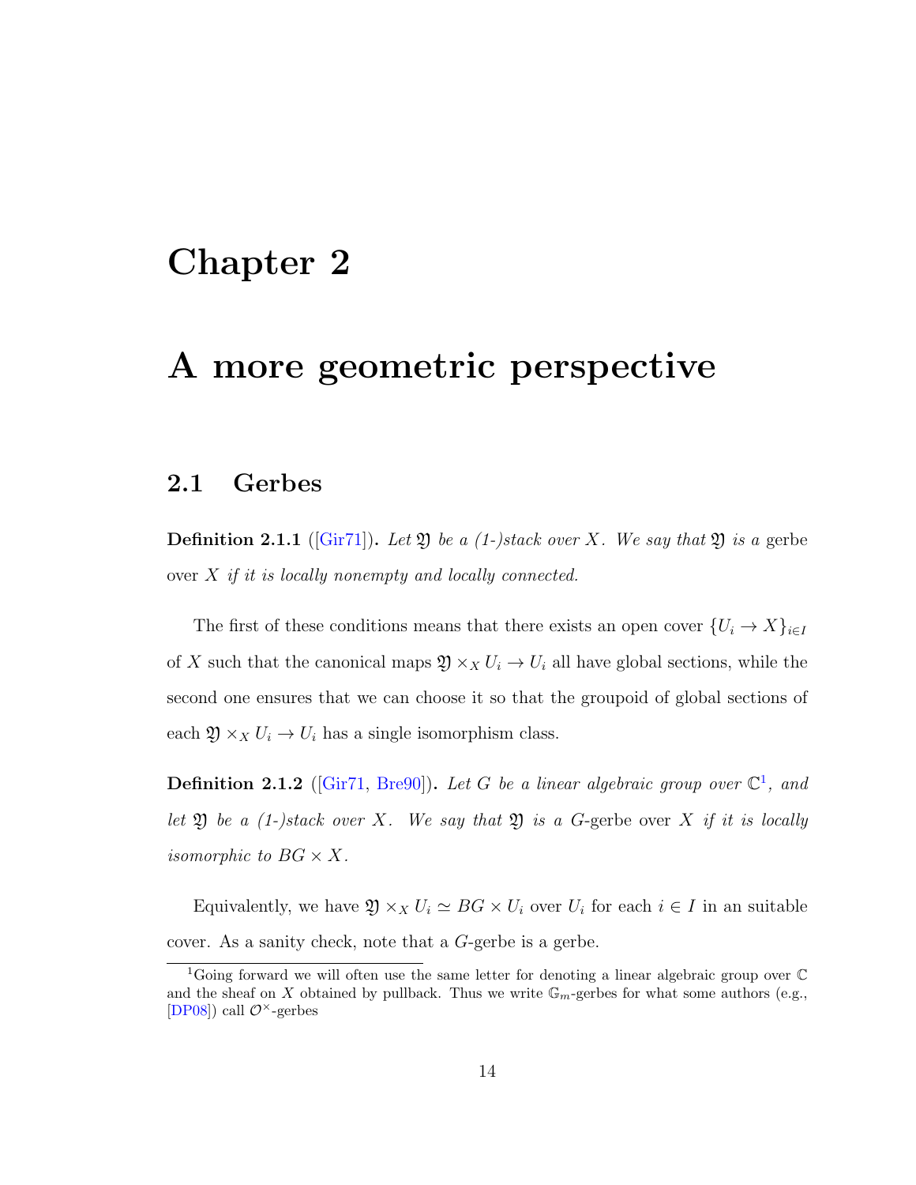# Chapter 2

# A more geometric perspective

## 2.1 Gerbes

**Definition 2.1.1** ([Gir71])**.** *Let $\mathfrak{Y}$ be a (1-)stack over $X$. We say that $\mathfrak{Y}$ is a* gerbe over $X$ *if it is locally nonempty and locally connected.*

The first of these conditions means that there exists an open cover $\{U_i \to X\}_{i\in I}$ of $X$ such that the canonical maps $\mathfrak{Y} \times_X U_i \to U_i$ all have global sections, while the second one ensures that we can choose it so that the groupoid of global sections of each $\mathfrak{Y} \times_X U_i \to U_i$ has a single isomorphism class.

**Definition 2.1.2** ([Gir71, Bre90])**.** *Let $G$ be a linear algebraic group over $\mathbb{C}$[1], and let $\mathfrak{Y}$ be a (1-)stack over $X$. We say that $\mathfrak{Y}$ is a* $G$-gerbe over $X$ *if it is locally isomorphic to $BG \times X$.*

Equivalently, we have $\mathfrak{Y} \times_X U_i \simeq BG \times U_i$ over $U_i$ for each $i \in I$ in an suitable cover. As a sanity check, note that a $G$-gerbe is a gerbe.

[1] Going forward we will often use the same letter for denoting a linear algebraic group over $\mathbb{C}$ and the sheaf on $X$ obtained by pullback. Thus we write $\mathbb{G}_m$-gerbes for what some authors (e.g., [DP08]) call $\mathcal{O}^\times$-gerbes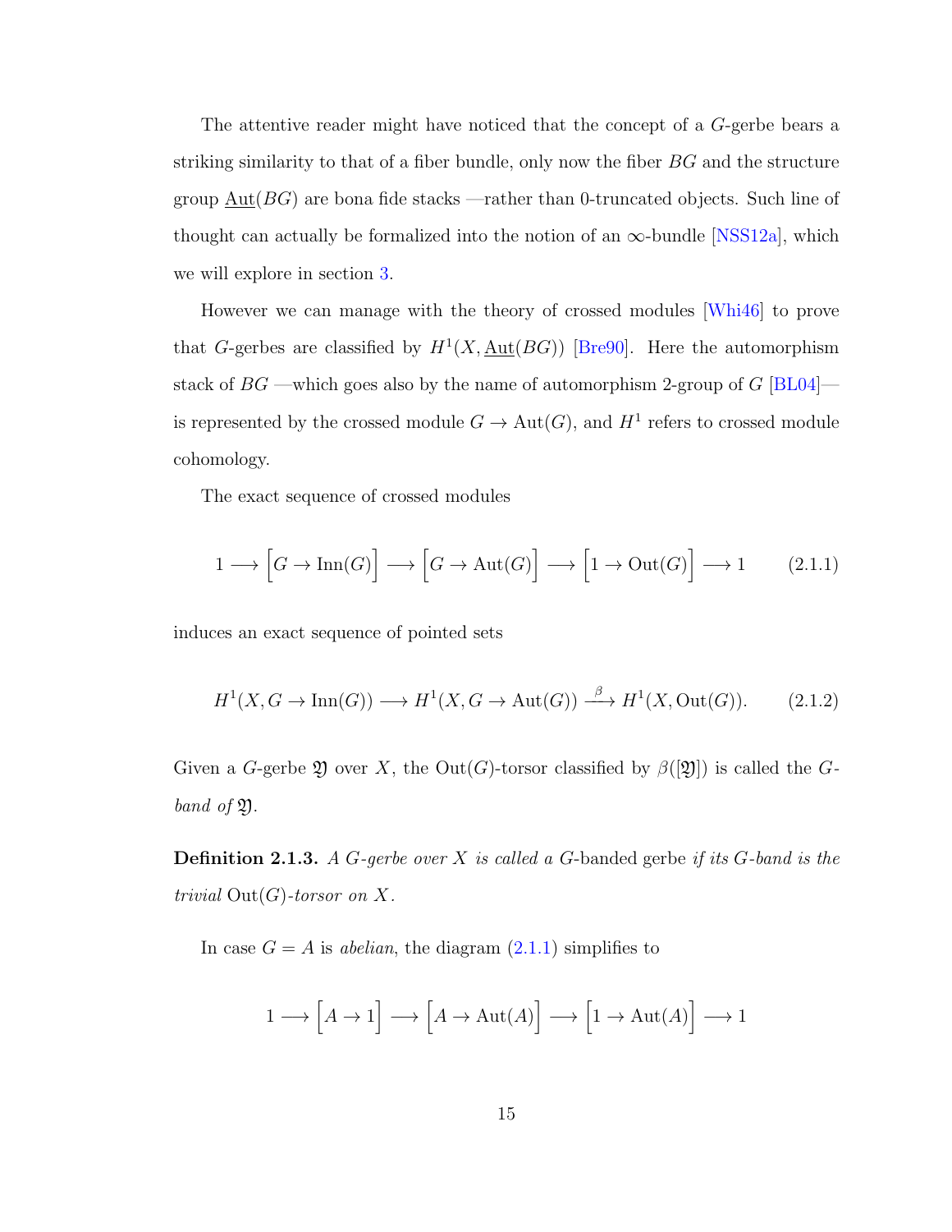The attentive reader might have noticed that the concept of a $G$-gerbe bears a striking similarity to that of a fiber bundle, only now the fiber $BG$ and the structure group $\underline{\mathrm{Aut}}(BG)$ are bona fide stacks —rather than 0-truncated objects. Such line of thought can actually be formalized into the notion of an $\infty$-bundle [NSS12a], which we will explore in section 3.

However we can manage with the theory of crossed modules [Whi46] to prove that $G$-gerbes are classified by $H^1(X, \underline{\mathrm{Aut}}(BG))$ [Bre90]. Here the automorphism stack of $BG$ —which goes also by the name of automorphism 2-group of $G$ [BL04]— is represented by the crossed module $G \to \mathrm{Aut}(G)$, and $H^1$ refers to crossed module cohomology.

The exact sequence of crossed modules

$$1 \longrightarrow \Big[G \to \mathrm{Inn}(G)\Big] \longrightarrow \Big[G \to \mathrm{Aut}(G)\Big] \longrightarrow \Big[1 \to \mathrm{Out}(G)\Big] \longrightarrow 1 \qquad (2.1.1)$$

induces an exact sequence of pointed sets

$$H^1(X, G \to \mathrm{Inn}(G)) \longrightarrow H^1(X, G \to \mathrm{Aut}(G)) \xrightarrow{\ \beta\ } H^1(X, \mathrm{Out}(G)). \qquad (2.1.2)$$

Given a $G$-gerbe $\mathfrak{Y}$ over $X$, the $\mathrm{Out}(G)$-torsor classified by $\beta([\mathfrak{Y}])$ is called the *$G$-band of* $\mathfrak{Y}$.

**Definition 2.1.3.** *A $G$-gerbe over $X$ is called a* $G$-banded gerbe *if its $G$-band is the trivial* $\mathrm{Out}(G)$*-torsor on $X$.*

In case $G = A$ is *abelian*, the diagram (2.1.1) simplifies to

$$1 \longrightarrow \Big[A \to 1\Big] \longrightarrow \Big[A \to \mathrm{Aut}(A)\Big] \longrightarrow \Big[1 \to \mathrm{Aut}(A)\Big] \longrightarrow 1$$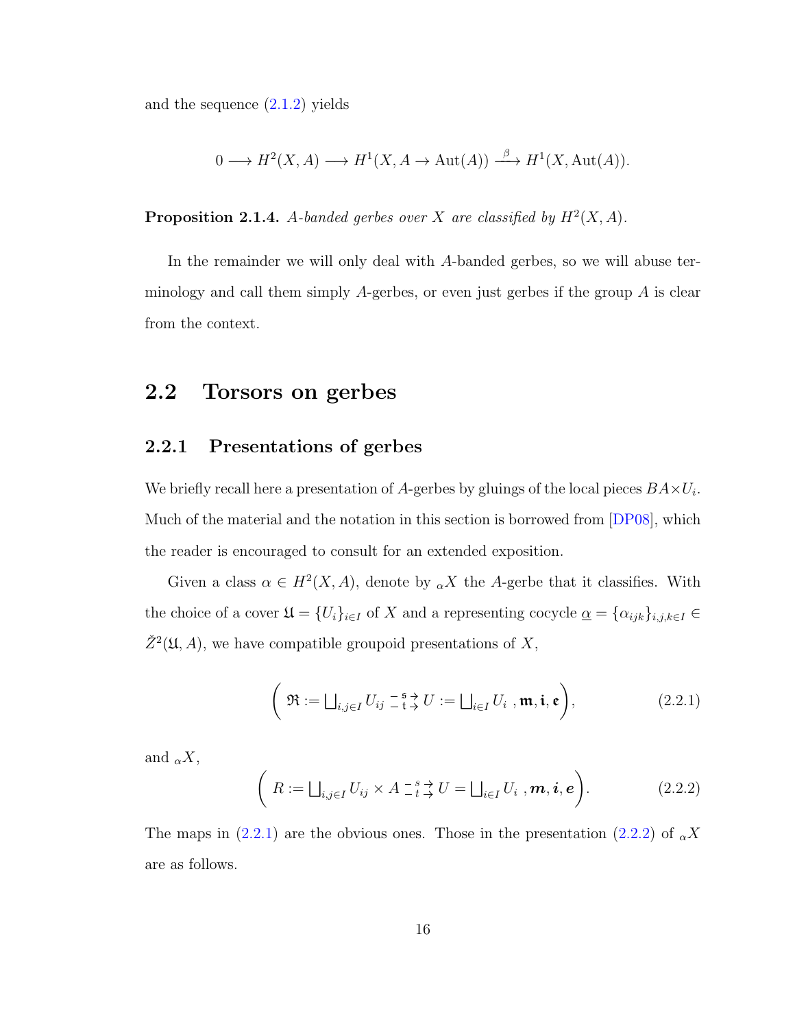and the sequence (2.1.2) yields

$$0 \longrightarrow H^2(X, A) \longrightarrow H^1(X, A \to \mathrm{Aut}(A)) \xrightarrow{\beta} H^1(X, \mathrm{Aut}(A)).$$

**Proposition 2.1.4.** *A-banded gerbes over $X$ are classified by $H^2(X, A)$.*

In the remainder we will only deal with $A$-banded gerbes, so we will abuse terminology and call them simply $A$-gerbes, or even just gerbes if the group $A$ is clear from the context.

## 2.2 Torsors on gerbes

### 2.2.1 Presentations of gerbes

We briefly recall here a presentation of $A$-gerbes by gluings of the local pieces $BA \times U_i$. Much of the material and the notation in this section is borrowed from [DP08], which the reader is encouraged to consult for an extended exposition.

Given a class $\alpha \in H^2(X, A)$, denote by ${}_{\alpha}X$ the $A$-gerbe that it classifies. With the choice of a cover $\mathfrak{U} = \{U_i\}_{i \in I}$ of $X$ and a representing cocycle $\underline{\alpha} = \{\alpha_{ijk}\}_{i,j,k \in I} \in \check{Z}^2(\mathfrak{U}, A)$, we have compatible groupoid presentations of $X$,

$$\left( \mathfrak{R} := \textstyle\bigsqcup_{i,j \in I} U_{ij} \underset{\mathfrak{t}}{\overset{\mathfrak{s}}{\rightrightarrows}} U := \textstyle\bigsqcup_{i \in I} U_i \ , \mathfrak{m}, \mathfrak{i}, \mathfrak{e} \right), \tag{2.2.1}$$

and ${}_{\alpha}X$,

$$\left( R := \textstyle\bigsqcup_{i,j \in I} U_{ij} \times A \underset{t}{\overset{s}{\rightrightarrows}} U = \textstyle\bigsqcup_{i \in I} U_i \ , \boldsymbol{m}, \boldsymbol{i}, \boldsymbol{e} \right). \tag{2.2.2}$$

The maps in (2.2.1) are the obvious ones. Those in the presentation (2.2.2) of ${}_{\alpha}X$ are as follows.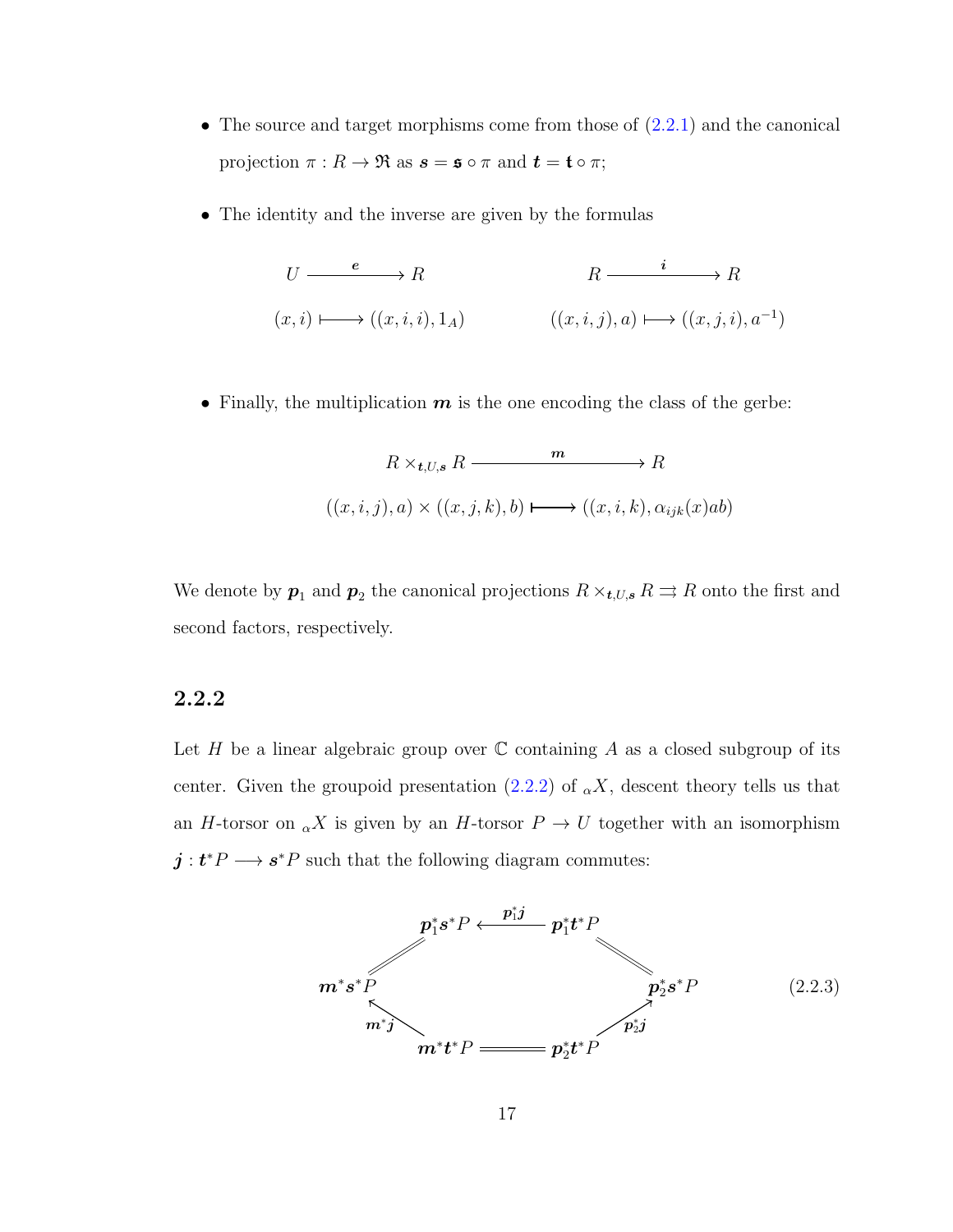- The source and target morphisms come from those of (2.2.1) and the canonical projection $\pi : R \to \mathfrak{R}$ as $\boldsymbol{s} = \mathfrak{s} \circ \pi$ and $\boldsymbol{t} = \mathfrak{t} \circ \pi$;

- The identity and the inverse are given by the formulas

$$\begin{array}{ccc} U & \xrightarrow{\ \boldsymbol{e}\ } & R \\ (x,i) & \longmapsto & ((x,i,i),1_A) \end{array} \qquad\qquad \begin{array}{ccc} R & \xrightarrow{\ \boldsymbol{i}\ } & R \\ ((x,i,j),a) & \longmapsto & ((x,j,i),a^{-1}) \end{array}$$

- Finally, the multiplication $\boldsymbol{m}$ is the one encoding the class of the gerbe:

$$\begin{array}{ccc} R \times_{\boldsymbol{t},U,\boldsymbol{s}} R & \xrightarrow{\ \boldsymbol{m}\ } & R \\ ((x,i,j),a) \times ((x,j,k),b) & \longmapsto & ((x,i,k),\alpha_{ijk}(x)ab) \end{array}$$

We denote by $\boldsymbol{p}_1$ and $\boldsymbol{p}_2$ the canonical projections $R \times_{\boldsymbol{t},U,\boldsymbol{s}} R \rightrightarrows R$ onto the first and second factors, respectively.

### 2.2.2

Let $H$ be a linear algebraic group over $\mathbb{C}$ containing $A$ as a closed subgroup of its center. Given the groupoid presentation (2.2.2) of ${}_{\alpha}X$, descent theory tells us that an $H$-torsor on ${}_{\alpha}X$ is given by an $H$-torsor $P \to U$ together with an isomorphism $\boldsymbol{j} : \boldsymbol{t}^*P \longrightarrow \boldsymbol{s}^*P$ such that the following diagram commutes:

$$\begin{array}{ccccccc} & & \boldsymbol{p}_1^*\boldsymbol{s}^*P & \xleftarrow{\ \boldsymbol{p}_1^*\boldsymbol{j}\ } & \boldsymbol{p}_1^*\boldsymbol{t}^*P & & \\ & /\!/ & & & & \backslash\!\backslash & \\ \boldsymbol{m}^*\boldsymbol{s}^*P & & & & & & \boldsymbol{p}_2^*\boldsymbol{s}^*P \\ & \nwarrow{\scriptstyle \boldsymbol{m}^*\boldsymbol{j}} & & & & \nearrow{\scriptstyle \boldsymbol{p}_2^*\boldsymbol{j}} & \\ & & \boldsymbol{m}^*\boldsymbol{t}^*P & = & \boldsymbol{p}_2^*\boldsymbol{t}^*P & & \end{array} \tag{2.2.3}$$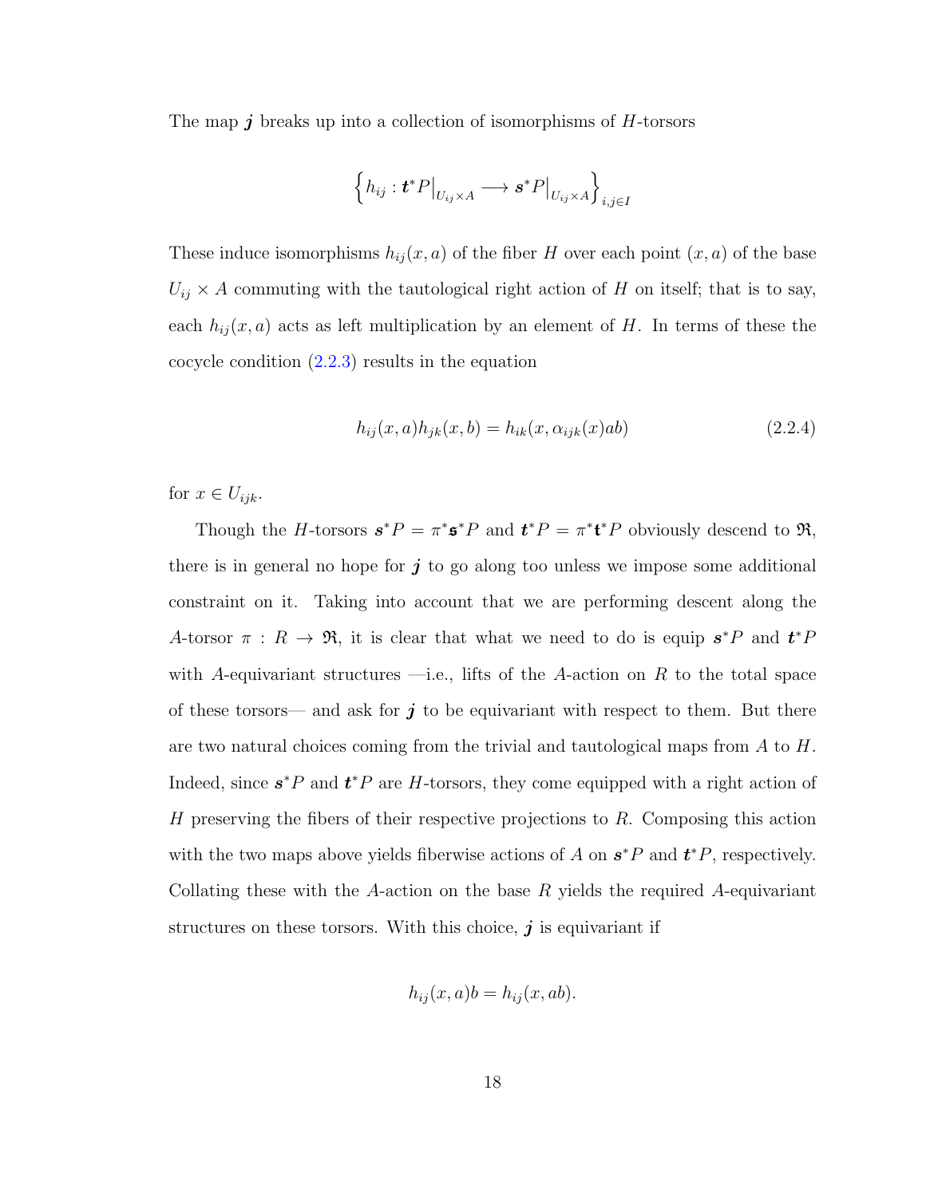The map $\boldsymbol{j}$ breaks up into a collection of isomorphisms of $H$-torsors

$$\left\{ h_{ij} : \boldsymbol{t}^*P\big|_{U_{ij}\times A} \longrightarrow \boldsymbol{s}^*P\big|_{U_{ij}\times A} \right\}_{i,j\in I}$$

These induce isomorphisms $h_{ij}(x,a)$ of the fiber $H$ over each point $(x,a)$ of the base $U_{ij} \times A$ commuting with the tautological right action of $H$ on itself; that is to say, each $h_{ij}(x,a)$ acts as left multiplication by an element of $H$. In terms of these the cocycle condition (2.2.3) results in the equation

$$h_{ij}(x,a)h_{jk}(x,b) = h_{ik}(x, \alpha_{ijk}(x)ab) \tag{2.2.4}$$

for $x \in U_{ijk}$.

Though the $H$-torsors $\boldsymbol{s}^*P = \pi^*\mathfrak{s}^*P$ and $\boldsymbol{t}^*P = \pi^*\mathfrak{t}^*P$ obviously descend to $\mathfrak{R}$, there is in general no hope for $\boldsymbol{j}$ to go along too unless we impose some additional constraint on it. Taking into account that we are performing descent along the $A$-torsor $\pi : R \to \mathfrak{R}$, it is clear that what we need to do is equip $\boldsymbol{s}^*P$ and $\boldsymbol{t}^*P$ with $A$-equivariant structures —i.e., lifts of the $A$-action on $R$ to the total space of these torsors— and ask for $\boldsymbol{j}$ to be equivariant with respect to them. But there are two natural choices coming from the trivial and tautological maps from $A$ to $H$. Indeed, since $\boldsymbol{s}^*P$ and $\boldsymbol{t}^*P$ are $H$-torsors, they come equipped with a right action of $H$ preserving the fibers of their respective projections to $R$. Composing this action with the two maps above yields fiberwise actions of $A$ on $\boldsymbol{s}^*P$ and $\boldsymbol{t}^*P$, respectively. Collating these with the $A$-action on the base $R$ yields the required $A$-equivariant structures on these torsors. With this choice, $\boldsymbol{j}$ is equivariant if

$$h_{ij}(x,a)b = h_{ij}(x,ab).$$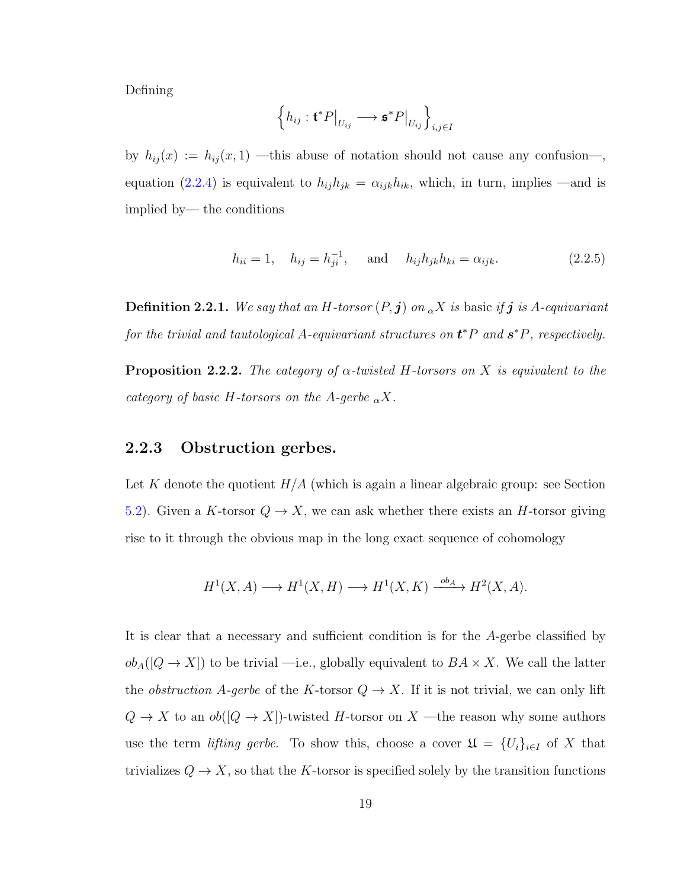Defining

$$\left\{ h_{ij} : \mathbf{t}^*P\big|_{U_{ij}} \longrightarrow \mathfrak{s}^*P\big|_{U_{ij}} \right\}_{i,j\in I}$$

by $h_{ij}(x) := h_{ij}(x,1)$ —this abuse of notation should not cause any confusion—, equation (2.2.4) is equivalent to $h_{ij}h_{jk} = \alpha_{ijk}h_{ik}$, which, in turn, implies —and is implied by— the conditions

$$h_{ii} = 1, \quad h_{ij} = h_{ji}^{-1}, \quad \text{ and } \quad h_{ij}h_{jk}h_{ki} = \alpha_{ijk}. \tag{2.2.5}$$

**Definition 2.2.1.** *We say that an $H$-torsor $(P, \boldsymbol{j})$ on ${}_{\alpha}X$ is* basic *if $\boldsymbol{j}$ is $A$-equivariant for the trivial and tautological $A$-equivariant structures on $\boldsymbol{t}^*P$ and $\boldsymbol{s}^*P$, respectively.*

**Proposition 2.2.2.** *The category of $\alpha$-twisted $H$-torsors on $X$ is equivalent to the category of basic $H$-torsors on the $A$-gerbe ${}_{\alpha}X$.*

### 2.2.3 Obstruction gerbes.

Let $K$ denote the quotient $H/A$ (which is again a linear algebraic group: see Section 5.2). Given a $K$-torsor $Q \to X$, we can ask whether there exists an $H$-torsor giving rise to it through the obvious map in the long exact sequence of cohomology

$$H^1(X, A) \longrightarrow H^1(X, H) \longrightarrow H^1(X, K) \xrightarrow{ob_A} H^2(X, A).$$

It is clear that a necessary and sufficient condition is for the $A$-gerbe classified by $ob_A([Q \to X])$ to be trivial —i.e., globally equivalent to $BA \times X$. We call the latter the *obstruction $A$-gerbe* of the $K$-torsor $Q \to X$. If it is not trivial, we can only lift $Q \to X$ to an $ob([Q \to X])$-twisted $H$-torsor on $X$ —the reason why some authors use the term *lifting gerbe*. To show this, choose a cover $\mathfrak{U} = \{U_i\}_{i\in I}$ of $X$ that trivializes $Q \to X$, so that the $K$-torsor is specified solely by the transition functions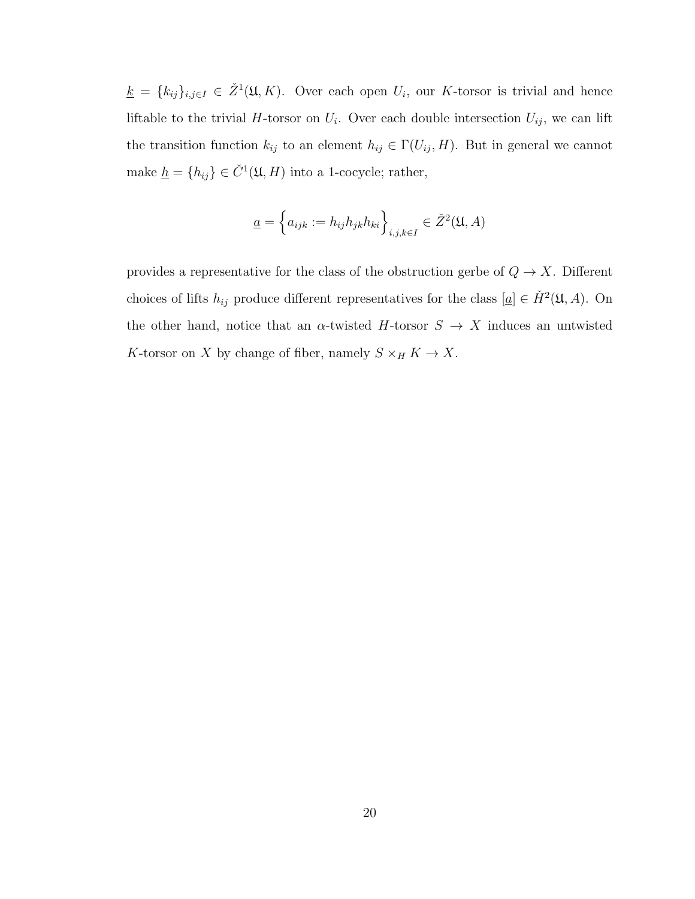$\underline{k} = \{k_{ij}\}_{i,j\in I} \in \check{Z}^1(\mathfrak{U}, K)$. Over each open $U_i$, our $K$-torsor is trivial and hence liftable to the trivial $H$-torsor on $U_i$. Over each double intersection $U_{ij}$, we can lift the transition function $k_{ij}$ to an element $h_{ij} \in \Gamma(U_{ij}, H)$. But in general we cannot make $\underline{h} = \{h_{ij}\} \in \check{C}^1(\mathfrak{U}, H)$ into a 1-cocycle; rather,

$$\underline{a} = \Big\{a_{ijk} := h_{ij}h_{jk}h_{ki}\Big\}_{i,j,k\in I} \in \check{Z}^2(\mathfrak{U}, A)$$

provides a representative for the class of the obstruction gerbe of $Q \to X$. Different choices of lifts $h_{ij}$ produce different representatives for the class $[\underline{a}] \in \check{H}^2(\mathfrak{U}, A)$. On the other hand, notice that an $\alpha$-twisted $H$-torsor $S \to X$ induces an untwisted $K$-torsor on $X$ by change of fiber, namely $S \times_H K \to X$.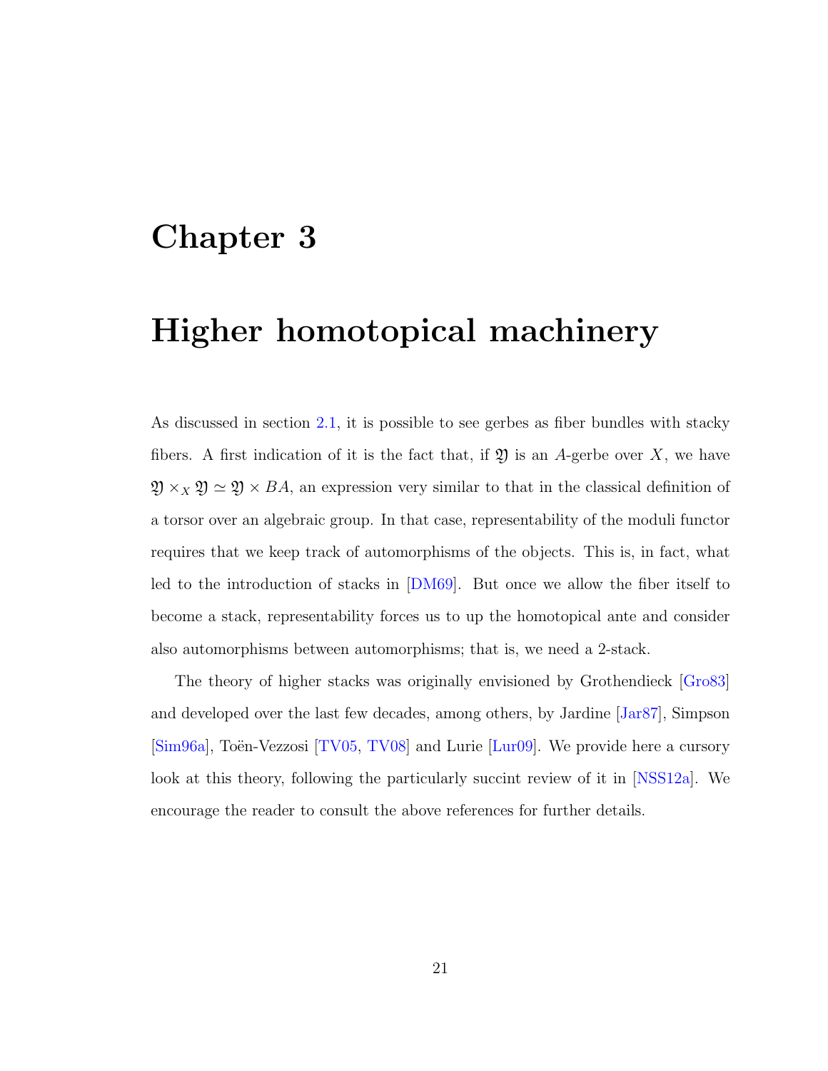# Chapter 3

# Higher homotopical machinery

As discussed in section 2.1, it is possible to see gerbes as fiber bundles with stacky fibers. A first indication of it is the fact that, if $\mathfrak{Y}$ is an $A$-gerbe over $X$, we have $\mathfrak{Y} \times_X \mathfrak{Y} \simeq \mathfrak{Y} \times BA$, an expression very similar to that in the classical definition of a torsor over an algebraic group. In that case, representability of the moduli functor requires that we keep track of automorphisms of the objects. This is, in fact, what led to the introduction of stacks in [DM69]. But once we allow the fiber itself to become a stack, representability forces us to up the homotopical ante and consider also automorphisms between automorphisms; that is, we need a 2-stack.

The theory of higher stacks was originally envisioned by Grothendieck [Gro83] and developed over the last few decades, among others, by Jardine [Jar87], Simpson [Sim96a], Toën-Vezzosi [TV05, TV08] and Lurie [Lur09]. We provide here a cursory look at this theory, following the particularly succint review of it in [NSS12a]. We encourage the reader to consult the above references for further details.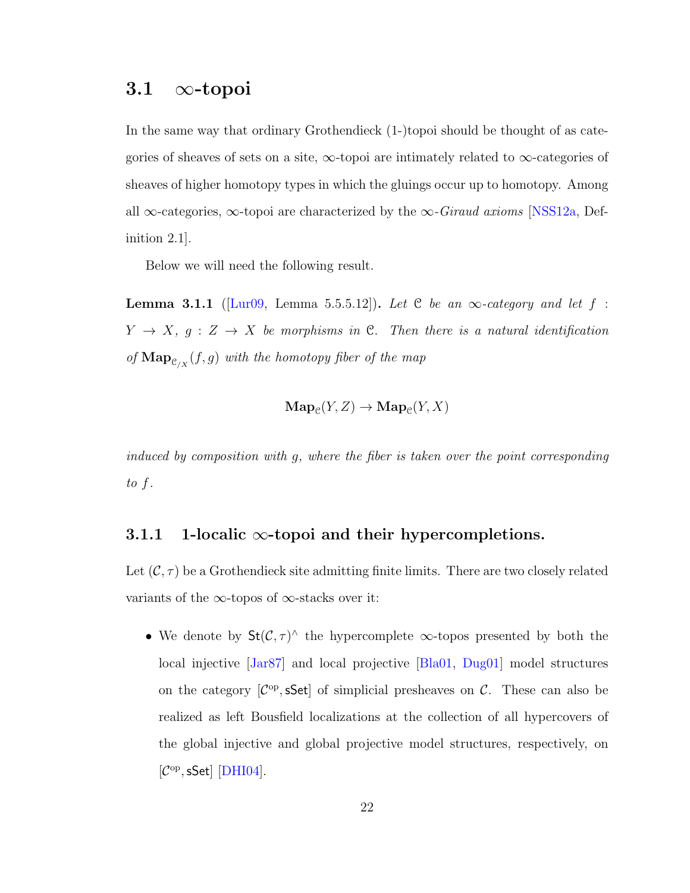## 3.1 $\infty$-topoi

In the same way that ordinary Grothendieck (1-)topoi should be thought of as categories of sheaves of sets on a site, $\infty$-topoi are intimately related to $\infty$-categories of sheaves of higher homotopy types in which the gluings occur up to homotopy. Among all $\infty$-categories, $\infty$-topoi are characterized by the $\infty$-*Giraud axioms* [NSS12a, Definition 2.1].

Below we will need the following result.

**Lemma 3.1.1** ([Lur09, Lemma 5.5.5.12])**.** *Let $\mathcal{C}$ be an $\infty$-category and let $f : Y \to X$, $g : Z \to X$ be morphisms in $\mathcal{C}$. Then there is a natural identification of $\mathbf{Map}_{\mathcal{C}_{/X}}(f, g)$ with the homotopy fiber of the map*

$$\mathbf{Map}_{\mathcal{C}}(Y, Z) \to \mathbf{Map}_{\mathcal{C}}(Y, X)$$

*induced by composition with $g$, where the fiber is taken over the point corresponding to $f$.*

### 3.1.1 1-localic $\infty$-topoi and their hypercompletions.

Let $(\mathcal{C}, \tau)$ be a Grothendieck site admitting finite limits. There are two closely related variants of the $\infty$-topos of $\infty$-stacks over it:

- We denote by $\mathsf{St}(\mathcal{C}, \tau)^\wedge$ the hypercomplete $\infty$-topos presented by both the local injective [Jar87] and local projective [Bla01, Dug01] model structures on the category $[\mathcal{C}^{\mathrm{op}}, \mathsf{sSet}]$ of simplicial presheaves on $\mathcal{C}$. These can also be realized as left Bousfield localizations at the collection of all hypercovers of the global injective and global projective model structures, respectively, on $[\mathcal{C}^{\mathrm{op}}, \mathsf{sSet}]$ [DHI04].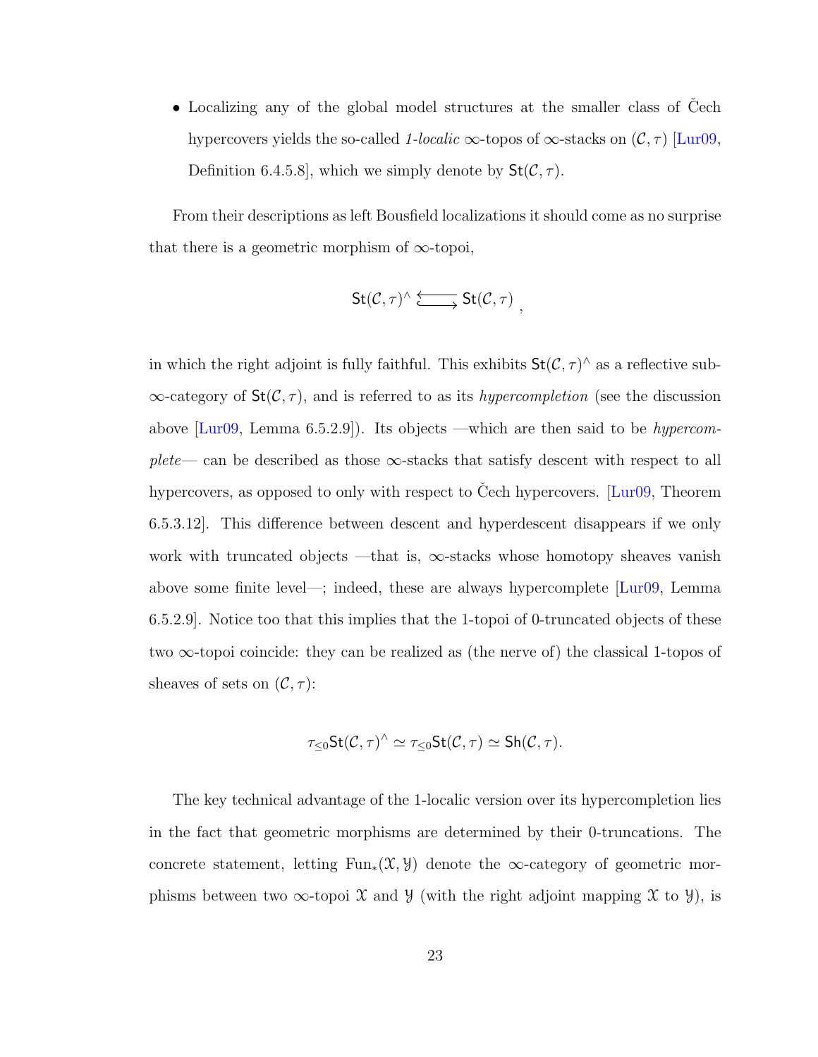- Localizing any of the global model structures at the smaller class of Čech hypercovers yields the so-called *1-localic* $\infty$-topos of $\infty$-stacks on $(\mathcal{C}, \tau)$ [Lur09, Definition 6.4.5.8], which we simply denote by $\mathsf{St}(\mathcal{C}, \tau)$.

From their descriptions as left Bousfield localizations it should come as no surprise that there is a geometric morphism of $\infty$-topoi,

$$\mathsf{St}(\mathcal{C}, \tau)^{\wedge} \underset{\hookrightarrow}{\overset{\longleftarrow}{}} \mathsf{St}(\mathcal{C}, \tau) \;,$$

in which the right adjoint is fully faithful. This exhibits $\mathsf{St}(\mathcal{C}, \tau)^{\wedge}$ as a reflective sub-$\infty$-category of $\mathsf{St}(\mathcal{C}, \tau)$, and is referred to as its *hypercompletion* (see the discussion above [Lur09, Lemma 6.5.2.9]). Its objects —which are then said to be *hypercomplete*— can be described as those $\infty$-stacks that satisfy descent with respect to all hypercovers, as opposed to only with respect to Čech hypercovers. [Lur09, Theorem 6.5.3.12]. This difference between descent and hyperdescent disappears if we only work with truncated objects —that is, $\infty$-stacks whose homotopy sheaves vanish above some finite level—; indeed, these are always hypercomplete [Lur09, Lemma 6.5.2.9]. Notice too that this implies that the 1-topoi of 0-truncated objects of these two $\infty$-topoi coincide: they can be realized as (the nerve of) the classical 1-topos of sheaves of sets on $(\mathcal{C}, \tau)$:

$$\tau_{\leq 0}\mathsf{St}(\mathcal{C}, \tau)^{\wedge} \simeq \tau_{\leq 0}\mathsf{St}(\mathcal{C}, \tau) \simeq \mathsf{Sh}(\mathcal{C}, \tau).$$

The key technical advantage of the 1-localic version over its hypercompletion lies in the fact that geometric morphisms are determined by their 0-truncations. The concrete statement, letting $\mathrm{Fun}_*(\mathcal{X}, \mathcal{Y})$ denote the $\infty$-category of geometric morphisms between two $\infty$-topoi $\mathcal{X}$ and $\mathcal{Y}$ (with the right adjoint mapping $\mathcal{X}$ to $\mathcal{Y}$), is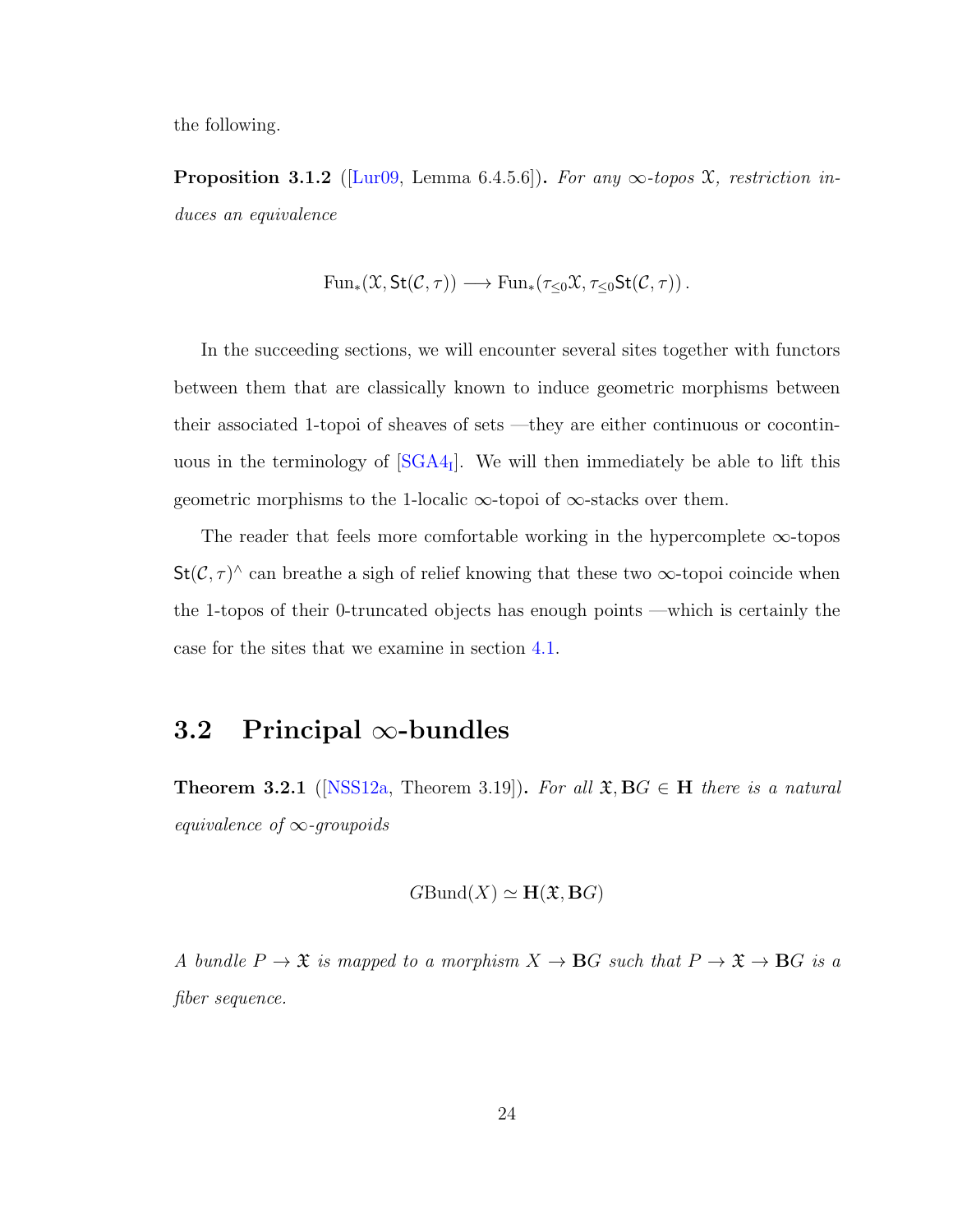the following.

**Proposition 3.1.2** ([Lur09, Lemma 6.4.5.6]). *For any $\infty$-topos $\mathcal{X}$, restriction induces an equivalence*

$$\mathrm{Fun}_*(\mathcal{X}, \mathsf{St}(\mathcal{C}, \tau)) \longrightarrow \mathrm{Fun}_*(\tau_{\leq 0}\mathcal{X}, \tau_{\leq 0}\mathsf{St}(\mathcal{C}, \tau)) \,.$$

In the succeeding sections, we will encounter several sites together with functors between them that are classically known to induce geometric morphisms between their associated 1-topoi of sheaves of sets —they are either continuous or cocontinuous in the terminology of [$\mathrm{SGA4_I}$]. We will then immediately be able to lift this geometric morphisms to the 1-localic $\infty$-topoi of $\infty$-stacks over them.

The reader that feels more comfortable working in the hypercomplete $\infty$-topos $\mathsf{St}(\mathcal{C}, \tau)^\wedge$ can breathe a sigh of relief knowing that these two $\infty$-topoi coincide when the 1-topos of their 0-truncated objects has enough points —which is certainly the case for the sites that we examine in section 4.1.

## 3.2 Principal $\infty$-bundles

**Theorem 3.2.1** ([NSS12a, Theorem 3.19]). *For all $\mathfrak{X}, \mathbf{B}G \in \mathbf{H}$ there is a natural equivalence of $\infty$-groupoids*

$$G\mathrm{Bund}(X) \simeq \mathbf{H}(\mathfrak{X}, \mathbf{B}G)$$

*A bundle $P \to \mathfrak{X}$ is mapped to a morphism $X \to \mathbf{B}G$ such that $P \to \mathfrak{X} \to \mathbf{B}G$ is a fiber sequence.*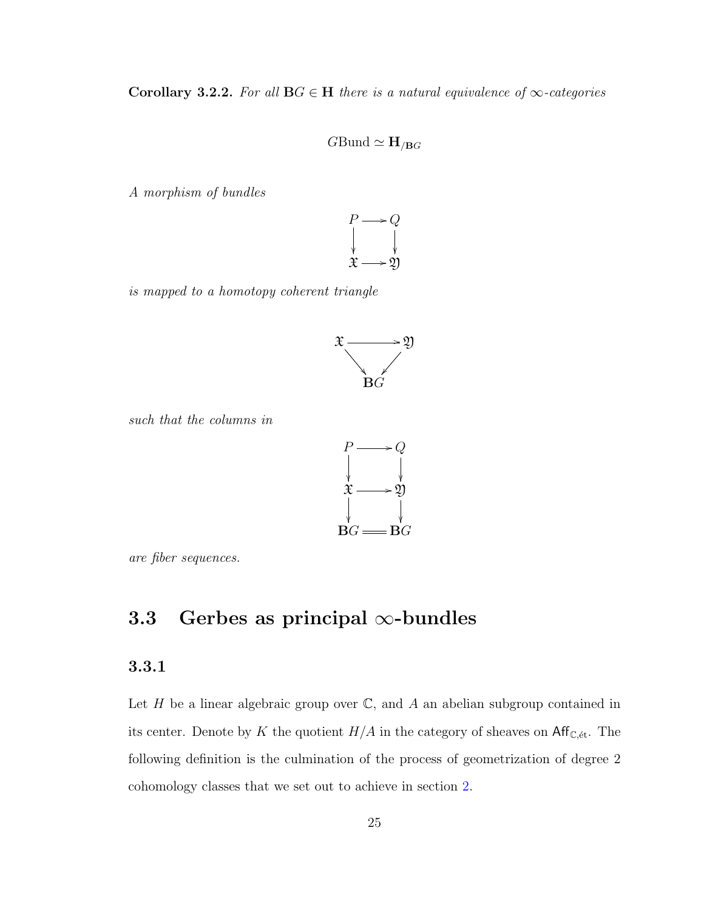**Corollary 3.2.2.** *For all $\mathbf{B}G \in \mathbf{H}$ there is a natural equivalence of $\infty$-categories*

$$G\mathrm{Bund} \simeq \mathbf{H}_{/\mathbf{B}G}$$

*A morphism of bundles*

$$\begin{array}{ccc} P & \longrightarrow & Q \\ \downarrow & & \downarrow \\ \mathfrak{X} & \longrightarrow & \mathfrak{Y} \end{array}$$

*is mapped to a homotopy coherent triangle*

$$\begin{array}{ccc} \mathfrak{X} & \longrightarrow & \mathfrak{Y} \\ & \searrow \quad \swarrow & \\ & \mathbf{B}G & \end{array}$$

*such that the columns in*

$$\begin{array}{ccc} P & \longrightarrow & Q \\ \downarrow & & \downarrow \\ \mathfrak{X} & \longrightarrow & \mathfrak{Y} \\ \downarrow & & \downarrow \\ \mathbf{B}G & = & \mathbf{B}G \end{array}$$

*are fiber sequences.*

## 3.3 Gerbes as principal $\infty$-bundles

### 3.3.1

Let $H$ be a linear algebraic group over $\mathbb{C}$, and $A$ an abelian subgroup contained in its center. Denote by $K$ the quotient $H/A$ in the category of sheaves on $\mathsf{Aff}_{\mathbb{C},\text{ét}}$. The following definition is the culmination of the process of geometrization of degree 2 cohomology classes that we set out to achieve in section 2.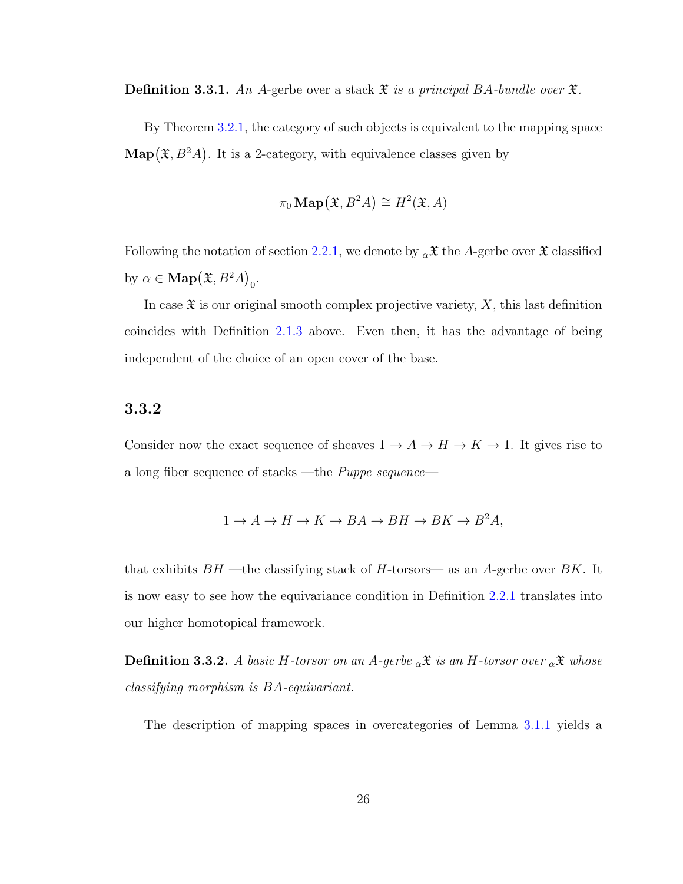**Definition 3.3.1.** *An* $A$-gerbe *over a stack* $\mathfrak{X}$ *is a principal* $BA$*-bundle over* $\mathfrak{X}$.

By Theorem 3.2.1, the category of such objects is equivalent to the mapping space $\mathbf{Map}(\mathfrak{X}, B^2A)$. It is a 2-category, with equivalence classes given by

$$\pi_0 \, \mathbf{Map}(\mathfrak{X}, B^2A) \cong H^2(\mathfrak{X}, A)$$

Following the notation of section 2.2.1, we denote by ${}_\alpha\mathfrak{X}$ the $A$-gerbe over $\mathfrak{X}$ classified by $\alpha \in \mathbf{Map}(\mathfrak{X}, B^2A)_0$.

In case $\mathfrak{X}$ is our original smooth complex projective variety, $X$, this last definition coincides with Definition 2.1.3 above. Even then, it has the advantage of being independent of the choice of an open cover of the base.

### 3.3.2

Consider now the exact sequence of sheaves $1 \to A \to H \to K \to 1$. It gives rise to a long fiber sequence of stacks —the *Puppe sequence*—

$$1 \to A \to H \to K \to BA \to BH \to BK \to B^2A,$$

that exhibits $BH$ —the classifying stack of $H$-torsors— as an $A$-gerbe over $BK$. It is now easy to see how the equivariance condition in Definition 2.2.1 translates into our higher homotopical framework.

**Definition 3.3.2.** *A basic $H$-torsor on an $A$-gerbe ${}_\alpha\mathfrak{X}$ is an $H$-torsor over ${}_\alpha\mathfrak{X}$ whose classifying morphism is $BA$-equivariant.*

The description of mapping spaces in overcategories of Lemma 3.1.1 yields a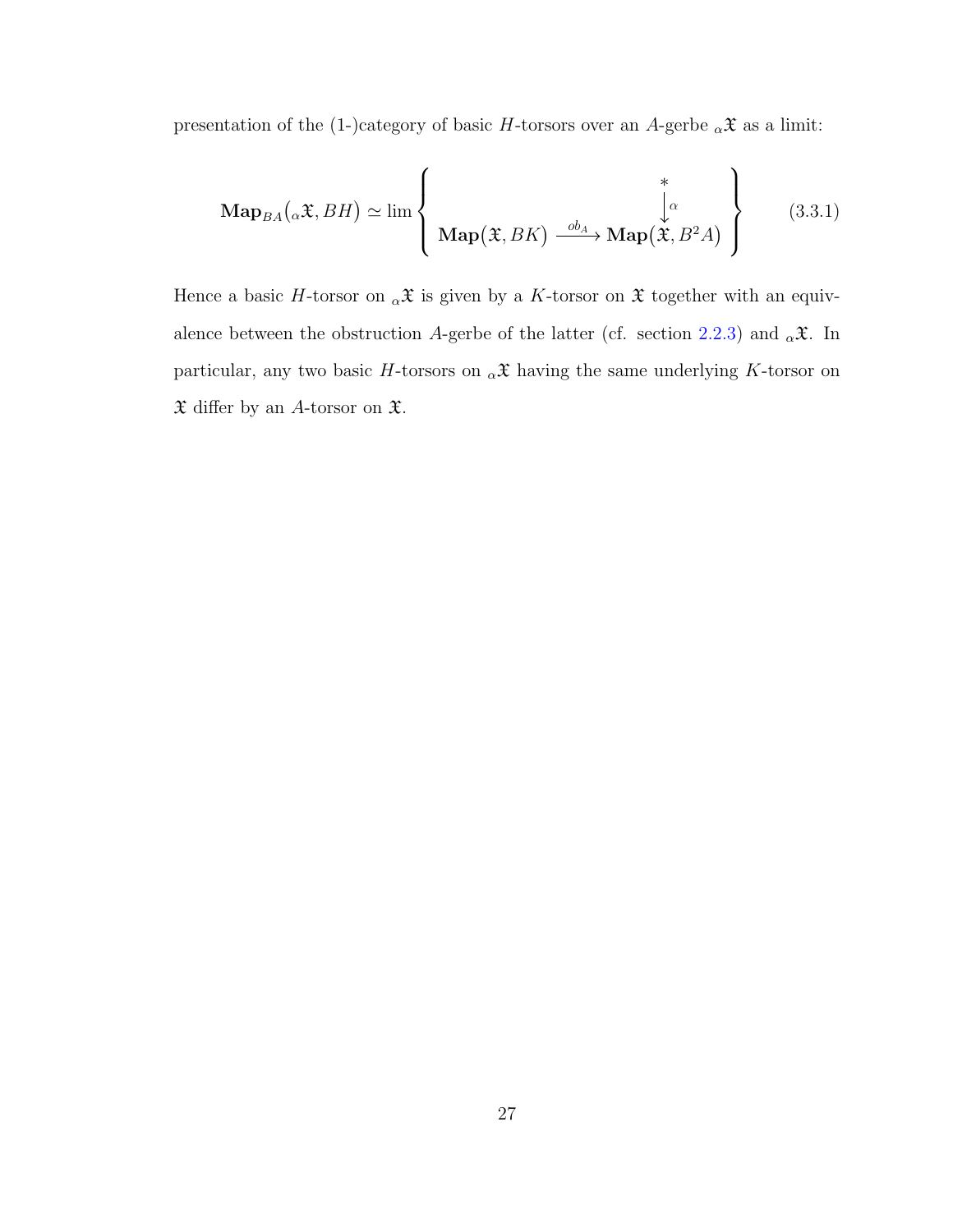presentation of the (1-)category of basic $H$-torsors over an $A$-gerbe ${}_\alpha\mathfrak{X}$ as a limit:

$$\mathbf{Map}_{BA}\big({}_\alpha\mathfrak{X}, BH\big) \simeq \lim \left\{ \begin{array}{ccc} & & * \\ & & \big\downarrow{\scriptstyle \alpha} \\ \mathbf{Map}\big(\mathfrak{X}, BK\big) & \xrightarrow{ob_A} & \mathbf{Map}\big(\mathfrak{X}, B^2A\big) \end{array} \right\} \tag{3.3.1}$$

Hence a basic $H$-torsor on ${}_\alpha\mathfrak{X}$ is given by a $K$-torsor on $\mathfrak{X}$ together with an equivalence between the obstruction $A$-gerbe of the latter (cf. section 2.2.3) and ${}_\alpha\mathfrak{X}$. In particular, any two basic $H$-torsors on ${}_\alpha\mathfrak{X}$ having the same underlying $K$-torsor on $\mathfrak{X}$ differ by an $A$-torsor on $\mathfrak{X}$.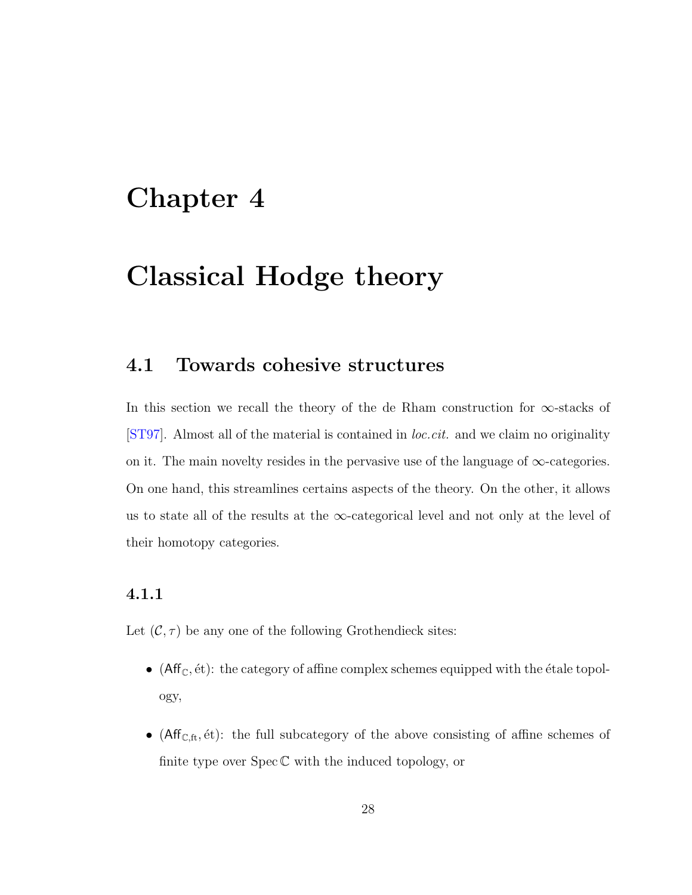# Chapter 4

# Classical Hodge theory

## 4.1 Towards cohesive structures

In this section we recall the theory of the de Rham construction for $\infty$-stacks of [ST97]. Almost all of the material is contained in *loc.cit.* and we claim no originality on it. The main novelty resides in the pervasive use of the language of $\infty$-categories. On one hand, this streamlines certains aspects of the theory. On the other, it allows us to state all of the results at the $\infty$-categorical level and not only at the level of their homotopy categories.

### 4.1.1

Let $(\mathcal{C}, \tau)$ be any one of the following Grothendieck sites:

- $(\mathsf{Aff}_{\mathbb{C}}, \text{ét})$: the category of affine complex schemes equipped with the étale topology,
- $(\mathsf{Aff}_{\mathbb{C},\text{ft}}, \text{ét})$: the full subcategory of the above consisting of affine schemes of finite type over $\operatorname{Spec}\mathbb{C}$ with the induced topology, or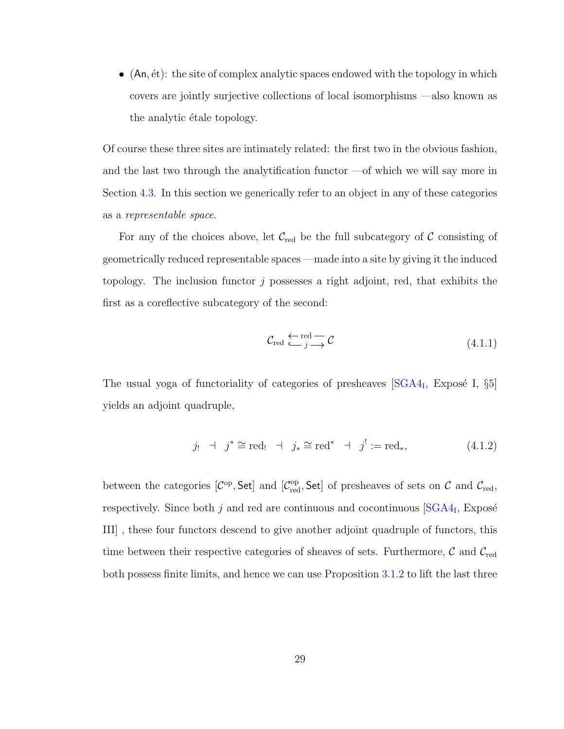- $(\mathsf{An}, \text{ét})$: the site of complex analytic spaces endowed with the topology in which covers are jointly surjective collections of local isomorphisms —also known as the analytic étale topology.

Of course these three sites are intimately related: the first two in the obvious fashion, and the last two through the analytification functor —of which we will say more in Section 4.3. In this section we generically refer to an object in any of these categories as a *representable space*.

For any of the choices above, let $\mathcal{C}_{\text{red}}$ be the full subcategory of $\mathcal{C}$ consisting of geometrically reduced representable spaces —made into a site by giving it the induced topology. The inclusion functor $j$ possesses a right adjoint, red, that exhibits the first as a coreflective subcategory of the second:

$$\mathcal{C}_{\text{red}} \underset{j}{\overset{\text{red}}{\leftrightarrows}} \mathcal{C} \tag{4.1.1}$$

The usual yoga of functoriality of categories of presheaves [SGA4$_{\text{I}}$, Exposé I, §5] yields an adjoint quadruple,

$$j_! \;\dashv\; j^* \cong \text{red}_! \;\dashv\; j_* \cong \text{red}^* \;\dashv\; j^! := \text{red}_*, \tag{4.1.2}$$

between the categories $[\mathcal{C}^{\text{op}}, \mathsf{Set}]$ and $[\mathcal{C}^{\text{op}}_{\text{red}}, \mathsf{Set}]$ of presheaves of sets on $\mathcal{C}$ and $\mathcal{C}_{\text{red}}$, respectively. Since both $j$ and red are continuous and cocontinuous [SGA4$_{\text{I}}$, Exposé III] , these four functors descend to give another adjoint quadruple of functors, this time between their respective categories of sheaves of sets. Furthermore, $\mathcal{C}$ and $\mathcal{C}_{\text{red}}$ both possess finite limits, and hence we can use Proposition 3.1.2 to lift the last three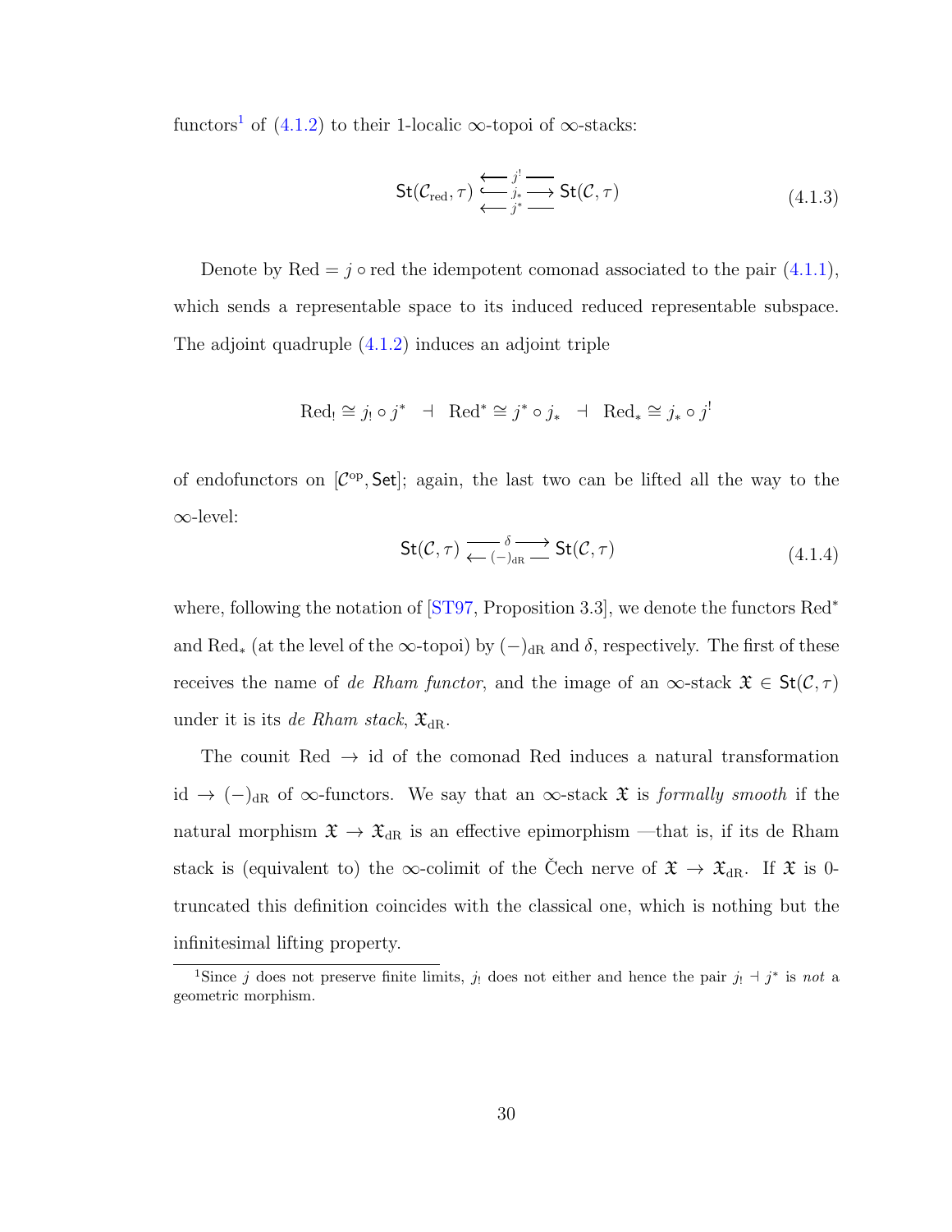functors[1] of (4.1.2) to their 1-localic $\infty$-topoi of $\infty$-stacks:

$$\mathsf{St}(\mathcal{C}_{\mathrm{red}}, \tau) \underset{\longleftarrow j^* \longrightarrow}{\overset{\longleftarrow j^! \longrightarrow}{\longleftarrow j_* \longrightarrow}} \mathsf{St}(\mathcal{C}, \tau) \tag{4.1.3}$$

Denote by $\mathrm{Red} = j \circ \mathrm{red}$ the idempotent comonad associated to the pair (4.1.1), which sends a representable space to its induced reduced representable subspace. The adjoint quadruple (4.1.2) induces an adjoint triple

$$\mathrm{Red}_! \cong j_! \circ j^* \quad \dashv \quad \mathrm{Red}^* \cong j^* \circ j_* \quad \dashv \quad \mathrm{Red}_* \cong j_* \circ j^!$$

of endofunctors on $[\mathcal{C}^{\mathrm{op}}, \mathsf{Set}]$; again, the last two can be lifted all the way to the $\infty$-level:

$$\mathsf{St}(\mathcal{C}, \tau) \underset{\longleftarrow (-)_{\mathrm{dR}} \longrightarrow}{\overset{\longrightarrow \delta \longrightarrow}{}} \mathsf{St}(\mathcal{C}, \tau) \tag{4.1.4}$$

where, following the notation of [ST97, Proposition 3.3], we denote the functors $\mathrm{Red}^*$ and $\mathrm{Red}_*$ (at the level of the $\infty$-topoi) by $(-)_{\mathrm{dR}}$ and $\delta$, respectively. The first of these receives the name of *de Rham functor*, and the image of an $\infty$-stack $\mathfrak{X} \in \mathsf{St}(\mathcal{C}, \tau)$ under it is its *de Rham stack*, $\mathfrak{X}_{\mathrm{dR}}$.

The counit $\mathrm{Red} \to \mathrm{id}$ of the comonad Red induces a natural transformation $\mathrm{id} \to (-)_{\mathrm{dR}}$ of $\infty$-functors. We say that an $\infty$-stack $\mathfrak{X}$ is *formally smooth* if the natural morphism $\mathfrak{X} \to \mathfrak{X}_{\mathrm{dR}}$ is an effective epimorphism —that is, if its de Rham stack is (equivalent to) the $\infty$-colimit of the Čech nerve of $\mathfrak{X} \to \mathfrak{X}_{\mathrm{dR}}$. If $\mathfrak{X}$ is 0-truncated this definition coincides with the classical one, which is nothing but the infinitesimal lifting property.

[1] Since $j$ does not preserve finite limits, $j_!$ does not either and hence the pair $j_! \dashv j^*$ is *not* a geometric morphism.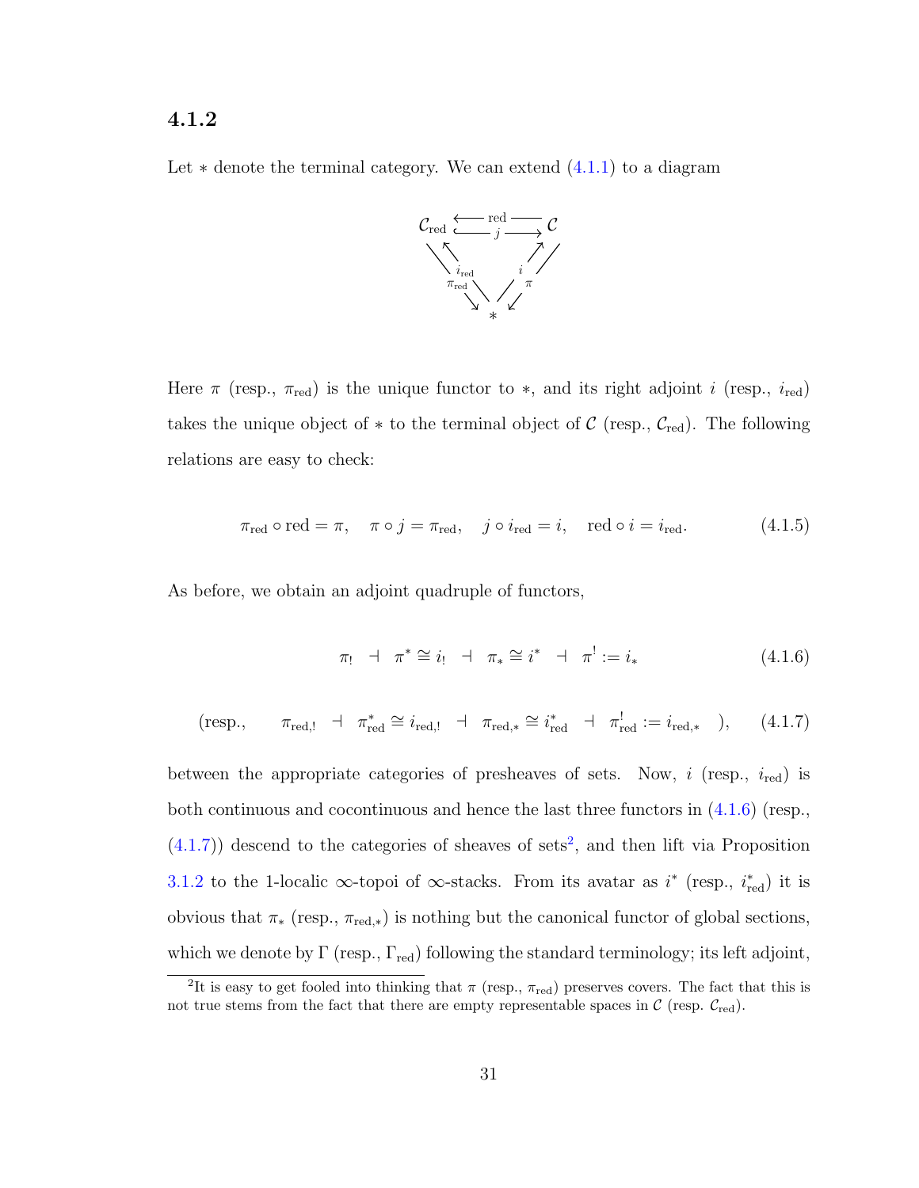### 4.1.2

Let $*$ denote the terminal category. We can extend (4.1.1) to a diagram

$$
\begin{array}{ccc}
\mathcal{C}_{\mathrm{red}} & \underset{j}{\overset{\mathrm{red}}{\rightleftarrows}} & \mathcal{C} \\
{\scriptstyle \pi_{\mathrm{red}}} \searrow \nwarrow {\scriptstyle i_{\mathrm{red}}} & & {\scriptstyle i} \nearrow \swarrow {\scriptstyle \pi} \\
& * &
\end{array}
$$

Here $\pi$ (resp., $\pi_{\mathrm{red}}$) is the unique functor to $*$, and its right adjoint $i$ (resp., $i_{\mathrm{red}}$) takes the unique object of $*$ to the terminal object of $\mathcal{C}$ (resp., $\mathcal{C}_{\mathrm{red}}$). The following relations are easy to check:

$$
\pi_{\mathrm{red}} \circ \mathrm{red} = \pi, \quad \pi \circ j = \pi_{\mathrm{red}}, \quad j \circ i_{\mathrm{red}} = i, \quad \mathrm{red} \circ i = i_{\mathrm{red}}. \tag{4.1.5}
$$

As before, we obtain an adjoint quadruple of functors,

$$
\pi_! \;\dashv\; \pi^* \cong i_! \;\dashv\; \pi_* \cong i^* \;\dashv\; \pi^! := i_* \tag{4.1.6}
$$

$$
(\text{resp.,} \qquad \pi_{\mathrm{red},!} \;\dashv\; \pi^*_{\mathrm{red}} \cong i_{\mathrm{red},!} \;\dashv\; \pi_{\mathrm{red},*} \cong i^*_{\mathrm{red}} \;\dashv\; \pi^!_{\mathrm{red}} := i_{\mathrm{red},*} \quad ), \tag{4.1.7}
$$

between the appropriate categories of presheaves of sets. Now, $i$ (resp., $i_{\mathrm{red}}$) is both continuous and cocontinuous and hence the last three functors in (4.1.6) (resp., (4.1.7)) descend to the categories of sheaves of sets[2], and then lift via Proposition 3.1.2 to the 1-localic $\infty$-topoi of $\infty$-stacks. From its avatar as $i^*$ (resp., $i^*_{\mathrm{red}}$) it is obvious that $\pi_*$ (resp., $\pi_{\mathrm{red},*}$) is nothing but the canonical functor of global sections, which we denote by $\Gamma$ (resp., $\Gamma_{\mathrm{red}}$) following the standard terminology; its left adjoint,

---

[2] It is easy to get fooled into thinking that $\pi$ (resp., $\pi_{\mathrm{red}}$) preserves covers. The fact that this is not true stems from the fact that there are empty representable spaces in $\mathcal{C}$ (resp. $\mathcal{C}_{\mathrm{red}}$).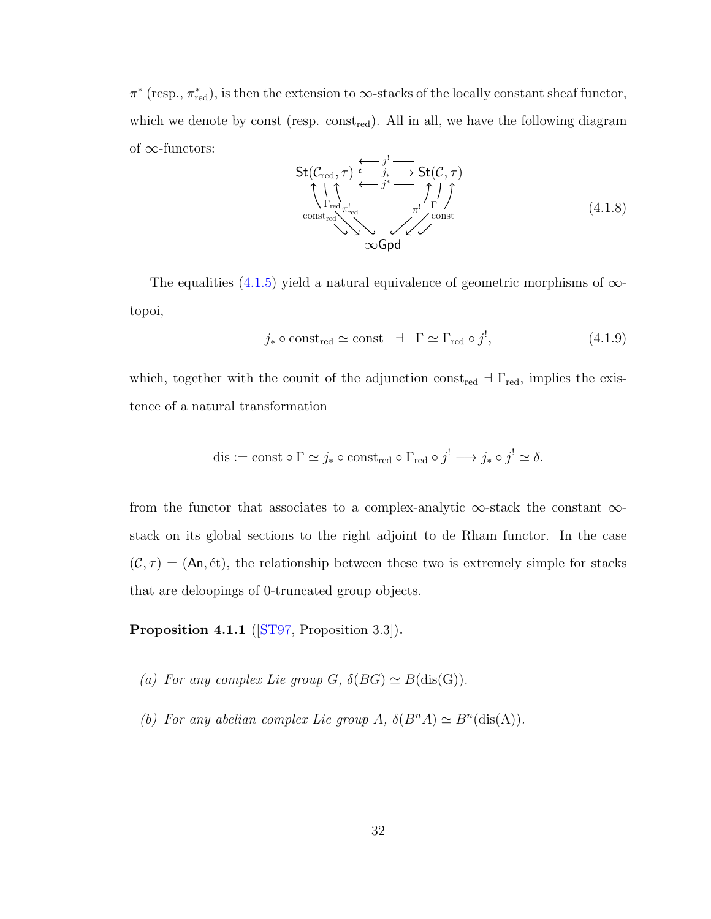$\pi^*$ (resp., $\pi^*_{\text{red}}$), is then the extension to $\infty$-stacks of the locally constant sheaf functor, which we denote by const (resp. $\text{const}_{\text{red}}$). All in all, we have the following diagram of $\infty$-functors:

$$
\begin{array}{ccc}
\mathsf{St}(\mathcal{C}_{\text{red}}, \tau) & \underset{\longleftarrow\, j^* \,—}{\overset{\longleftarrow\, j^! \,—}{\hookrightarrow j_* \longrightarrow}} & \mathsf{St}(\mathcal{C}, \tau) \\
{\scriptstyle \text{const}_{\text{red}}} \nwarrow \; \searrow {\scriptstyle \Gamma_{\text{red}}} \; \nwarrow {\scriptstyle \pi^!_{\text{red}}} & & {\scriptstyle \pi^!} \nearrow \; \swarrow {\scriptstyle \Gamma} \; \nearrow {\scriptstyle \text{const}} \\
& \infty\mathsf{Gpd} &
\end{array}
\tag{4.1.8}
$$

The equalities (4.1.5) yield a natural equivalence of geometric morphisms of $\infty$-topoi,

$$
j_* \circ \text{const}_{\text{red}} \simeq \text{const} \quad \dashv \quad \Gamma \simeq \Gamma_{\text{red}} \circ j^!, \tag{4.1.9}
$$

which, together with the counit of the adjunction $\text{const}_{\text{red}} \dashv \Gamma_{\text{red}}$, implies the existence of a natural transformation

$$
\text{dis} := \text{const} \circ \Gamma \simeq j_* \circ \text{const}_{\text{red}} \circ \Gamma_{\text{red}} \circ j^! \longrightarrow j_* \circ j^! \simeq \delta.
$$

from the functor that associates to a complex-analytic $\infty$-stack the constant $\infty$-stack on its global sections to the right adjoint to de Rham functor. In the case $(\mathcal{C}, \tau) = (\mathsf{An}, \text{ét})$, the relationship between these two is extremely simple for stacks that are deloopings of 0-truncated group objects.

**Proposition 4.1.1** ([ST97, Proposition 3.3])**.**

*(a) For any complex Lie group $G$, $\delta(BG) \simeq B(\text{dis}(G))$.*

*(b) For any abelian complex Lie group $A$, $\delta(B^n A) \simeq B^n(\text{dis}(A))$.*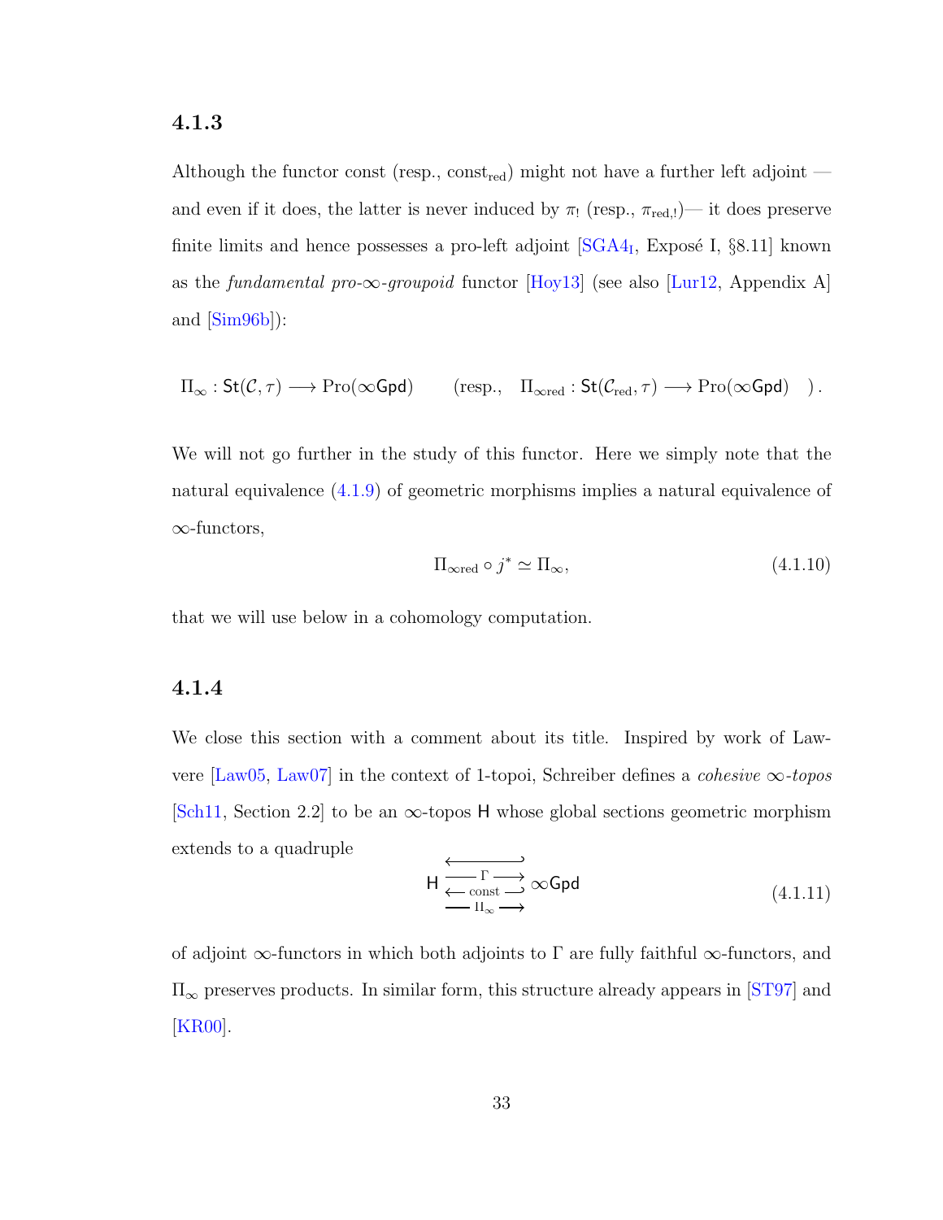### 4.1.3

Although the functor const (resp., $\mathrm{const}_{\mathrm{red}}$) might not have a further left adjoint — and even if it does, the latter is never induced by $\pi_!$ (resp., $\pi_{\mathrm{red},!}$)— it does preserve finite limits and hence possesses a pro-left adjoint [SGA4$_{\mathrm{I}}$, Exposé I, §8.11] known as the *fundamental pro-∞-groupoid* functor [Hoy13] (see also [Lur12, Appendix A] and [Sim96b]):

$$\Pi_\infty : \mathsf{St}(\mathcal{C}, \tau) \longrightarrow \mathrm{Pro}(\infty\mathsf{Gpd}) \qquad (\text{resp.,} \quad \Pi_{\infty\mathrm{red}} : \mathsf{St}(\mathcal{C}_{\mathrm{red}}, \tau) \longrightarrow \mathrm{Pro}(\infty\mathsf{Gpd}) \quad ).$$

We will not go further in the study of this functor. Here we simply note that the natural equivalence (4.1.9) of geometric morphisms implies a natural equivalence of ∞-functors,

$$\Pi_{\infty\mathrm{red}} \circ j^* \simeq \Pi_\infty, \tag{4.1.10}$$

that we will use below in a cohomology computation.

### 4.1.4

We close this section with a comment about its title. Inspired by work of Lawvere [Law05, Law07] in the context of 1-topoi, Schreiber defines a *cohesive ∞-topos* [Sch11, Section 2.2] to be an ∞-topos $\mathsf{H}$ whose global sections geometric morphism extends to a quadruple

$$\mathsf{H} \underset{\underset{\Pi_\infty}{\longrightarrow}}{\overset{\overset{\hookleftarrow}{\xrightarrow{\Gamma}}}{\underset{\mathrm{const}}{\hookleftarrow}}} \infty\mathsf{Gpd} \tag{4.1.11}$$

of adjoint ∞-functors in which both adjoints to $\Gamma$ are fully faithful ∞-functors, and $\Pi_\infty$ preserves products. In similar form, this structure already appears in [ST97] and [KR00].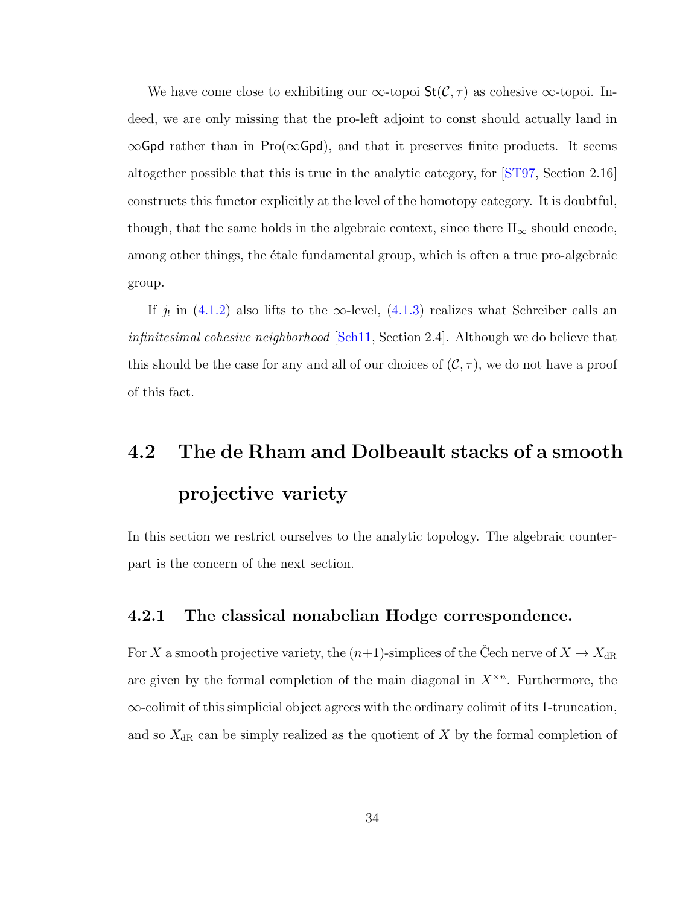We have come close to exhibiting our $\infty$-topoi $\mathsf{St}(\mathcal{C}, \tau)$ as cohesive $\infty$-topoi. Indeed, we are only missing that the pro-left adjoint to const should actually land in $\infty\mathsf{Gpd}$ rather than in $\mathrm{Pro}(\infty\mathsf{Gpd})$, and that it preserves finite products. It seems altogether possible that this is true in the analytic category, for [ST97, Section 2.16] constructs this functor explicitly at the level of the homotopy category. It is doubtful, though, that the same holds in the algebraic context, since there $\Pi_\infty$ should encode, among other things, the étale fundamental group, which is often a true pro-algebraic group.

If $j_!$ in (4.1.2) also lifts to the $\infty$-level, (4.1.3) realizes what Schreiber calls an *infinitesimal cohesive neighborhood* [Sch11, Section 2.4]. Although we do believe that this should be the case for any and all of our choices of $(\mathcal{C}, \tau)$, we do not have a proof of this fact.

## 4.2 The de Rham and Dolbeault stacks of a smooth projective variety

In this section we restrict ourselves to the analytic topology. The algebraic counterpart is the concern of the next section.

### 4.2.1 The classical nonabelian Hodge correspondence.

For $X$ a smooth projective variety, the $(n+1)$-simplices of the Čech nerve of $X \to X_{\mathrm{dR}}$ are given by the formal completion of the main diagonal in $X^{\times n}$. Furthermore, the $\infty$-colimit of this simplicial object agrees with the ordinary colimit of its 1-truncation, and so $X_{\mathrm{dR}}$ can be simply realized as the quotient of $X$ by the formal completion of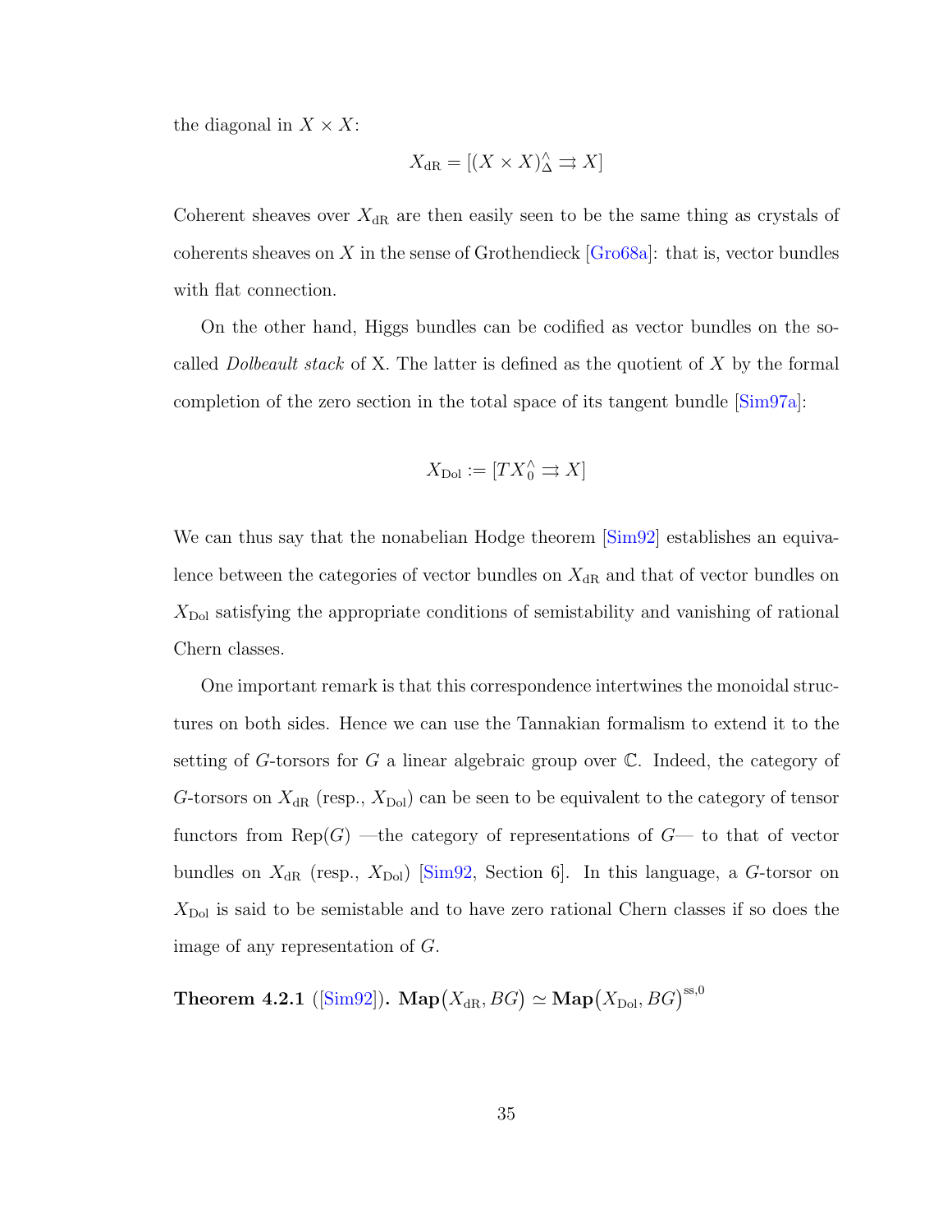the diagonal in $X \times X$:

$$X_{\mathrm{dR}} = [(X \times X)^{\wedge}_{\Delta} \rightrightarrows X]$$

Coherent sheaves over $X_{\mathrm{dR}}$ are then easily seen to be the same thing as crystals of coherents sheaves on $X$ in the sense of Grothendieck [Gro68a]: that is, vector bundles with flat connection.

On the other hand, Higgs bundles can be codified as vector bundles on the so-called *Dolbeault stack* of X. The latter is defined as the quotient of $X$ by the formal completion of the zero section in the total space of its tangent bundle [Sim97a]:

$$X_{\mathrm{Dol}} := [TX^{\wedge}_{0} \rightrightarrows X]$$

We can thus say that the nonabelian Hodge theorem [Sim92] establishes an equivalence between the categories of vector bundles on $X_{\mathrm{dR}}$ and that of vector bundles on $X_{\mathrm{Dol}}$ satisfying the appropriate conditions of semistability and vanishing of rational Chern classes.

One important remark is that this correspondence intertwines the monoidal structures on both sides. Hence we can use the Tannakian formalism to extend it to the setting of $G$-torsors for $G$ a linear algebraic group over $\mathbb{C}$. Indeed, the category of $G$-torsors on $X_{\mathrm{dR}}$ (resp., $X_{\mathrm{Dol}}$) can be seen to be equivalent to the category of tensor functors from $\mathrm{Rep}(G)$ —the category of representations of $G$— to that of vector bundles on $X_{\mathrm{dR}}$ (resp., $X_{\mathrm{Dol}}$) [Sim92, Section 6]. In this language, a $G$-torsor on $X_{\mathrm{Dol}}$ is said to be semistable and to have zero rational Chern classes if so does the image of any representation of $G$.

**Theorem 4.2.1** ([Sim92])**.** $\mathbf{Map}(X_{\mathrm{dR}}, BG) \simeq \mathbf{Map}(X_{\mathrm{Dol}}, BG)^{\mathrm{ss},0}$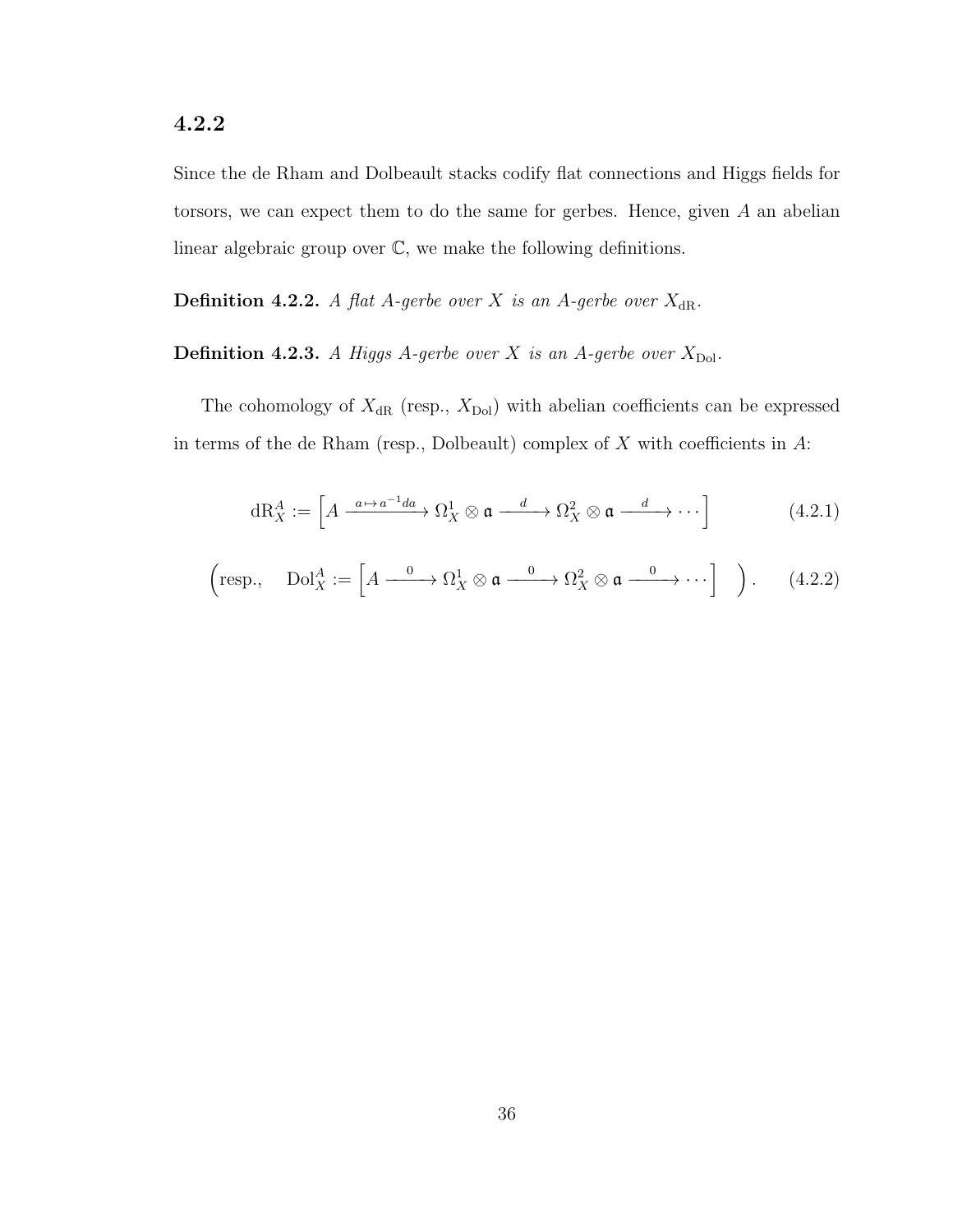### 4.2.2

Since the de Rham and Dolbeault stacks codify flat connections and Higgs fields for torsors, we can expect them to do the same for gerbes. Hence, given $A$ an abelian linear algebraic group over $\mathbb{C}$, we make the following definitions.

**Definition 4.2.2.** *A flat $A$-gerbe over $X$ is an $A$-gerbe over $X_{\mathrm{dR}}$.*

**Definition 4.2.3.** *A Higgs $A$-gerbe over $X$ is an $A$-gerbe over $X_{\mathrm{Dol}}$.*

The cohomology of $X_{\mathrm{dR}}$ (resp., $X_{\mathrm{Dol}}$) with abelian coefficients can be expressed in terms of the de Rham (resp., Dolbeault) complex of $X$ with coefficients in $A$:

$$\mathrm{dR}_X^A := \left[ A \xrightarrow{a \mapsto a^{-1}da} \Omega_X^1 \otimes \mathfrak{a} \xrightarrow{d} \Omega_X^2 \otimes \mathfrak{a} \xrightarrow{d} \cdots \right] \tag{4.2.1}$$

$$\left( \text{resp.,} \quad \mathrm{Dol}_X^A := \left[ A \xrightarrow{0} \Omega_X^1 \otimes \mathfrak{a} \xrightarrow{0} \Omega_X^2 \otimes \mathfrak{a} \xrightarrow{0} \cdots \right] \quad \right). \tag{4.2.2}$$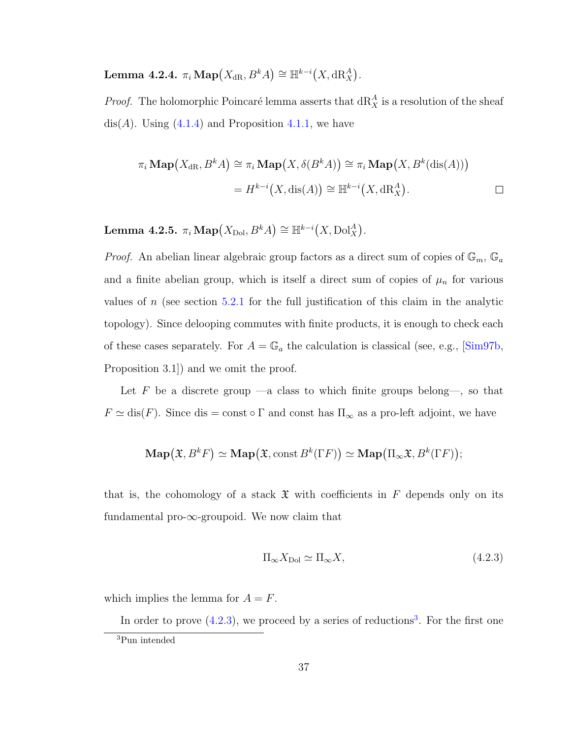**Lemma 4.2.4.** $\pi_i \, \mathbf{Map}\big(X_{\mathrm{dR}}, B^k A\big) \cong \mathbb{H}^{k-i}\big(X, \mathrm{dR}_X^A\big)$.

*Proof.* The holomorphic Poincaré lemma asserts that $\mathrm{dR}_X^A$ is a resolution of the sheaf $\mathrm{dis}(A)$. Using (4.1.4) and Proposition 4.1.1, we have

$$\pi_i \, \mathbf{Map}\big(X_{\mathrm{dR}}, B^k A\big) \cong \pi_i \, \mathbf{Map}\big(X, \delta(B^k A)\big) \cong \pi_i \, \mathbf{Map}\big(X, B^k(\mathrm{dis}(A))\big)$$
$$= H^{k-i}\big(X, \mathrm{dis}(A)\big) \cong \mathbb{H}^{k-i}\big(X, \mathrm{dR}_X^A\big). \qquad \square$$

**Lemma 4.2.5.** $\pi_i \, \mathbf{Map}\big(X_{\mathrm{Dol}}, B^k A\big) \cong \mathbb{H}^{k-i}\big(X, \mathrm{Dol}_X^A\big)$.

*Proof.* An abelian linear algebraic group factors as a direct sum of copies of $\mathbb{G}_m$, $\mathbb{G}_a$ and a finite abelian group, which is itself a direct sum of copies of $\mu_n$ for various values of $n$ (see section 5.2.1 for the full justification of this claim in the analytic topology). Since delooping commutes with finite products, it is enough to check each of these cases separately. For $A = \mathbb{G}_a$ the calculation is classical (see, e.g., [Sim97b, Proposition 3.1]) and we omit the proof.

Let $F$ be a discrete group —a class to which finite groups belong—, so that $F \simeq \mathrm{dis}(F)$. Since $\mathrm{dis} = \mathrm{const} \circ \Gamma$ and const has $\Pi_\infty$ as a pro-left adjoint, we have

$$\mathbf{Map}\big(\mathfrak{X}, B^k F\big) \simeq \mathbf{Map}\big(\mathfrak{X}, \mathrm{const}\, B^k(\Gamma F)\big) \simeq \mathbf{Map}\big(\Pi_\infty \mathfrak{X}, B^k(\Gamma F)\big);$$

that is, the cohomology of a stack $\mathfrak{X}$ with coefficients in $F$ depends only on its fundamental pro-$\infty$-groupoid. We now claim that

$$\Pi_\infty X_{\mathrm{Dol}} \simeq \Pi_\infty X, \tag{4.2.3}$$

which implies the lemma for $A = F$.

In order to prove (4.2.3), we proceed by a series of reductions[3]. For the first one

[3] Pun intended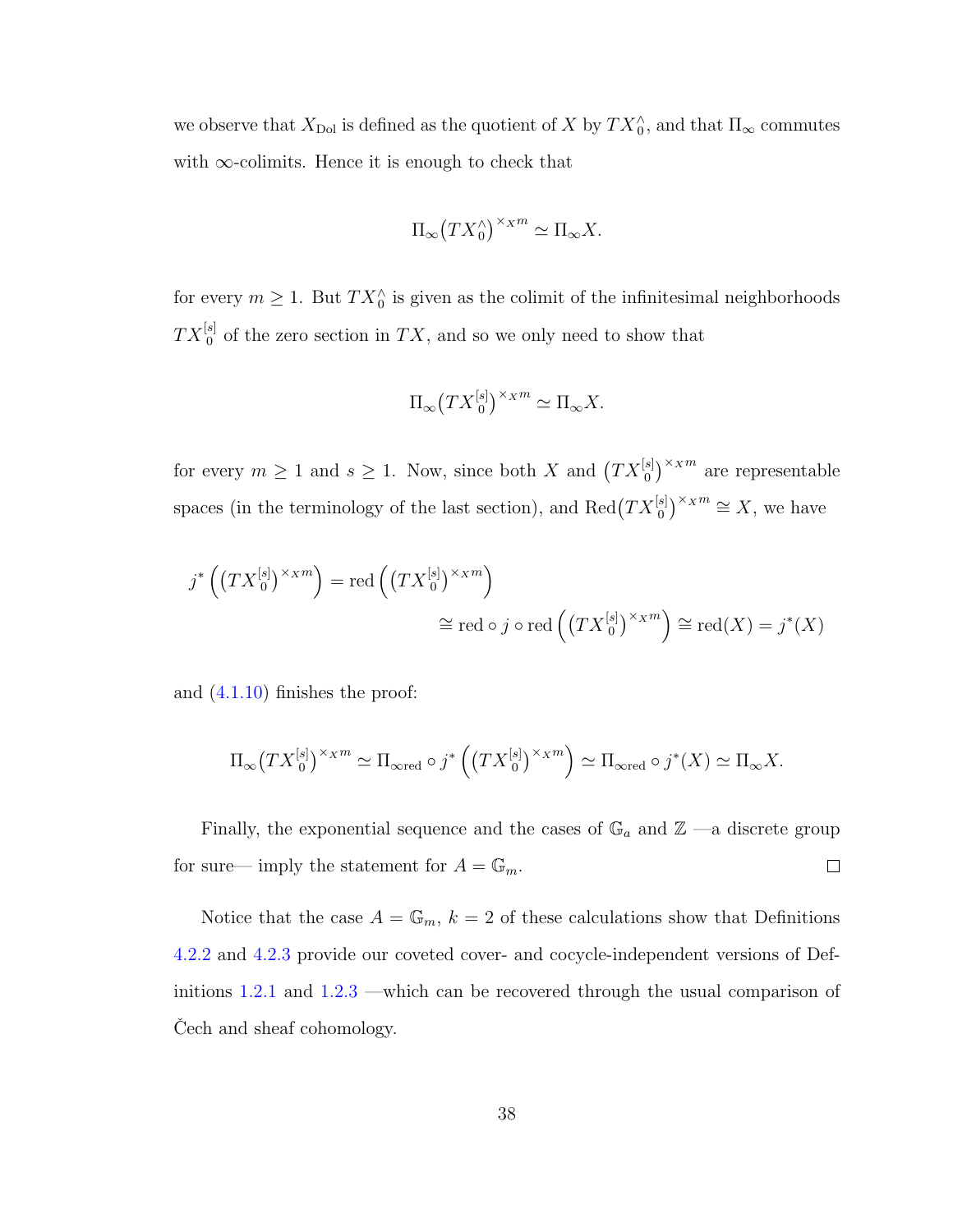we observe that $X_{\mathrm{Dol}}$ is defined as the quotient of $X$ by $TX_0^\wedge$, and that $\Pi_\infty$ commutes with $\infty$-colimits. Hence it is enough to check that

$$\Pi_\infty\big(TX_0^\wedge\big)^{\times_X m} \simeq \Pi_\infty X.$$

for every $m \geq 1$. But $TX_0^\wedge$ is given as the colimit of the infinitesimal neighborhoods $TX_0^{[s]}$ of the zero section in $TX$, and so we only need to show that

$$\Pi_\infty\big(TX_0^{[s]}\big)^{\times_X m} \simeq \Pi_\infty X.$$

for every $m \geq 1$ and $s \geq 1$. Now, since both $X$ and $\big(TX_0^{[s]}\big)^{\times_X m}$ are representable spaces (in the terminology of the last section), and $\mathrm{Red}\big(TX_0^{[s]}\big)^{\times_X m} \cong X$, we have

$$\begin{aligned} j^*\left(\big(TX_0^{[s]}\big)^{\times_X m}\right) &= \mathrm{red}\left(\big(TX_0^{[s]}\big)^{\times_X m}\right) \\ &\cong \mathrm{red} \circ j \circ \mathrm{red}\left(\big(TX_0^{[s]}\big)^{\times_X m}\right) \cong \mathrm{red}(X) = j^*(X) \end{aligned}$$

and (4.1.10) finishes the proof:

$$\Pi_\infty\big(TX_0^{[s]}\big)^{\times_X m} \simeq \Pi_{\infty\mathrm{red}} \circ j^*\left(\big(TX_0^{[s]}\big)^{\times_X m}\right) \simeq \Pi_{\infty\mathrm{red}} \circ j^*(X) \simeq \Pi_\infty X.$$

Finally, the exponential sequence and the cases of $\mathbb{G}_a$ and $\mathbb{Z}$ —a discrete group for sure— imply the statement for $A = \mathbb{G}_m$. □

Notice that the case $A = \mathbb{G}_m$, $k = 2$ of these calculations show that Definitions 4.2.2 and 4.2.3 provide our coveted cover- and cocycle-independent versions of Definitions 1.2.1 and 1.2.3 —which can be recovered through the usual comparison of Čech and sheaf cohomology.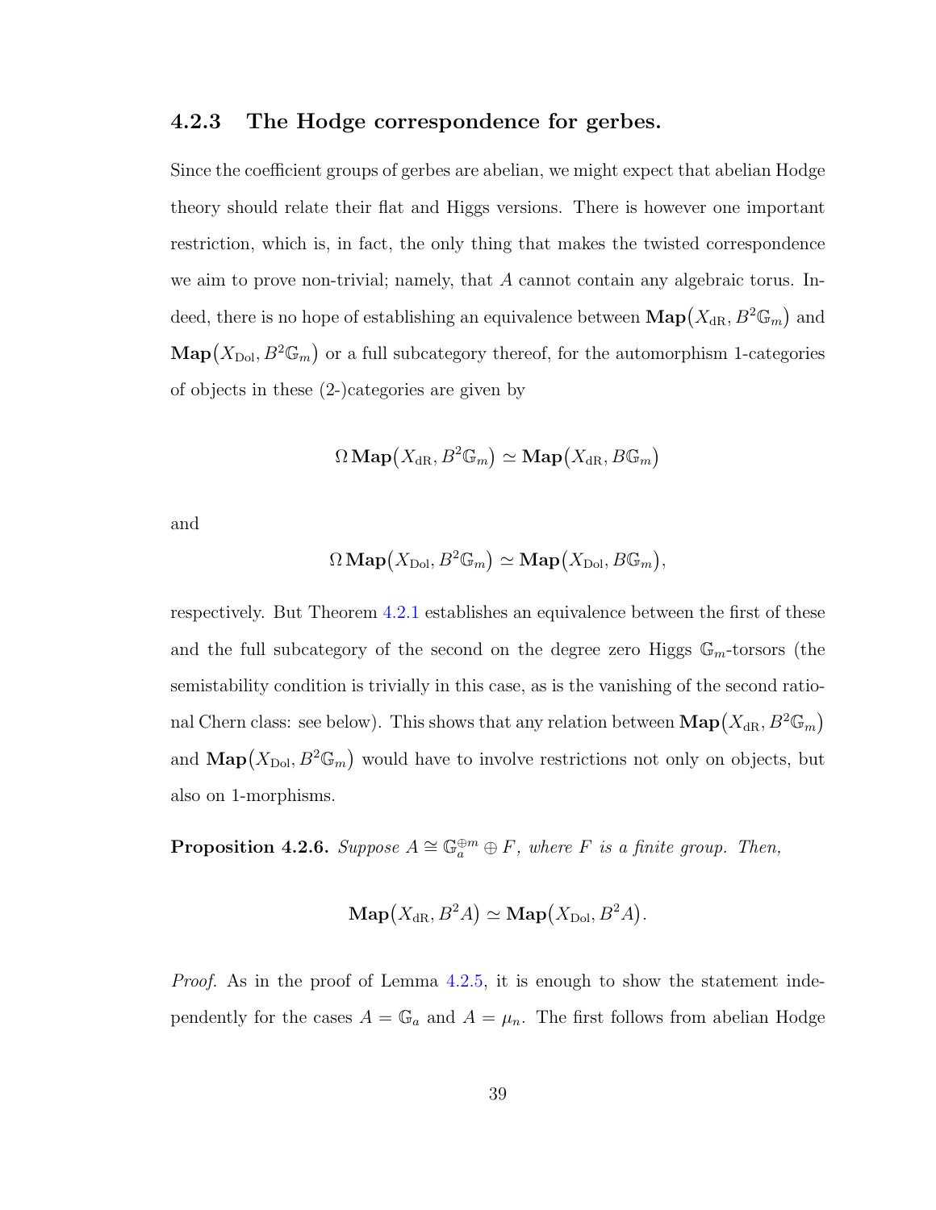### 4.2.3 The Hodge correspondence for gerbes.

Since the coefficient groups of gerbes are abelian, we might expect that abelian Hodge theory should relate their flat and Higgs versions. There is however one important restriction, which is, in fact, the only thing that makes the twisted correspondence we aim to prove non-trivial; namely, that $A$ cannot contain any algebraic torus. Indeed, there is no hope of establishing an equivalence between $\mathbf{Map}\big(X_{\mathrm{dR}}, B^2\mathbb{G}_m\big)$ and $\mathbf{Map}\big(X_{\mathrm{Dol}}, B^2\mathbb{G}_m\big)$ or a full subcategory thereof, for the automorphism 1-categories of objects in these (2-)categories are given by

$$\Omega\,\mathbf{Map}\big(X_{\mathrm{dR}}, B^2\mathbb{G}_m\big) \simeq \mathbf{Map}\big(X_{\mathrm{dR}}, B\mathbb{G}_m\big)$$

and

$$\Omega\,\mathbf{Map}\big(X_{\mathrm{Dol}}, B^2\mathbb{G}_m\big) \simeq \mathbf{Map}\big(X_{\mathrm{Dol}}, B\mathbb{G}_m\big),$$

respectively. But Theorem 4.2.1 establishes an equivalence between the first of these and the full subcategory of the second on the degree zero Higgs $\mathbb{G}_m$-torsors (the semistability condition is trivially in this case, as is the vanishing of the second rational Chern class: see below). This shows that any relation between $\mathbf{Map}\big(X_{\mathrm{dR}}, B^2\mathbb{G}_m\big)$ and $\mathbf{Map}\big(X_{\mathrm{Dol}}, B^2\mathbb{G}_m\big)$ would have to involve restrictions not only on objects, but also on 1-morphisms.

**Proposition 4.2.6.** *Suppose $A \cong \mathbb{G}_a^{\oplus m} \oplus F$, where $F$ is a finite group. Then,*

$$\mathbf{Map}\big(X_{\mathrm{dR}}, B^2A\big) \simeq \mathbf{Map}\big(X_{\mathrm{Dol}}, B^2A\big).$$

*Proof.* As in the proof of Lemma 4.2.5, it is enough to show the statement independently for the cases $A = \mathbb{G}_a$ and $A = \mu_n$. The first follows from abelian Hodge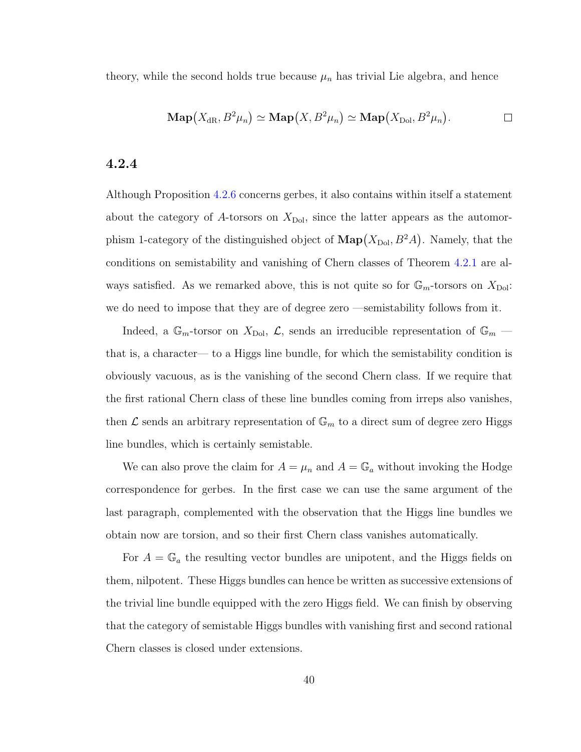theory, while the second holds true because $\mu_n$ has trivial Lie algebra, and hence

$$\mathbf{Map}\big(X_{\mathrm{dR}}, B^2\mu_n\big) \simeq \mathbf{Map}\big(X, B^2\mu_n\big) \simeq \mathbf{Map}\big(X_{\mathrm{Dol}}, B^2\mu_n\big). \qquad \square$$

### 4.2.4

Although Proposition 4.2.6 concerns gerbes, it also contains within itself a statement about the category of $A$-torsors on $X_{\mathrm{Dol}}$, since the latter appears as the automorphism 1-category of the distinguished object of $\mathbf{Map}\big(X_{\mathrm{Dol}}, B^2A\big)$. Namely, that the conditions on semistability and vanishing of Chern classes of Theorem 4.2.1 are always satisfied. As we remarked above, this is not quite so for $\mathbb{G}_m$-torsors on $X_{\mathrm{Dol}}$: we do need to impose that they are of degree zero —semistability follows from it.

Indeed, a $\mathbb{G}_m$-torsor on $X_{\mathrm{Dol}}$, $\mathcal{L}$, sends an irreducible representation of $\mathbb{G}_m$ —that is, a character— to a Higgs line bundle, for which the semistability condition is obviously vacuous, as is the vanishing of the second Chern class. If we require that the first rational Chern class of these line bundles coming from irreps also vanishes, then $\mathcal{L}$ sends an arbitrary representation of $\mathbb{G}_m$ to a direct sum of degree zero Higgs line bundles, which is certainly semistable.

We can also prove the claim for $A = \mu_n$ and $A = \mathbb{G}_a$ without invoking the Hodge correspondence for gerbes. In the first case we can use the same argument of the last paragraph, complemented with the observation that the Higgs line bundles we obtain now are torsion, and so their first Chern class vanishes automatically.

For $A = \mathbb{G}_a$ the resulting vector bundles are unipotent, and the Higgs fields on them, nilpotent. These Higgs bundles can hence be written as successive extensions of the trivial line bundle equipped with the zero Higgs field. We can finish by observing that the category of semistable Higgs bundles with vanishing first and second rational Chern classes is closed under extensions.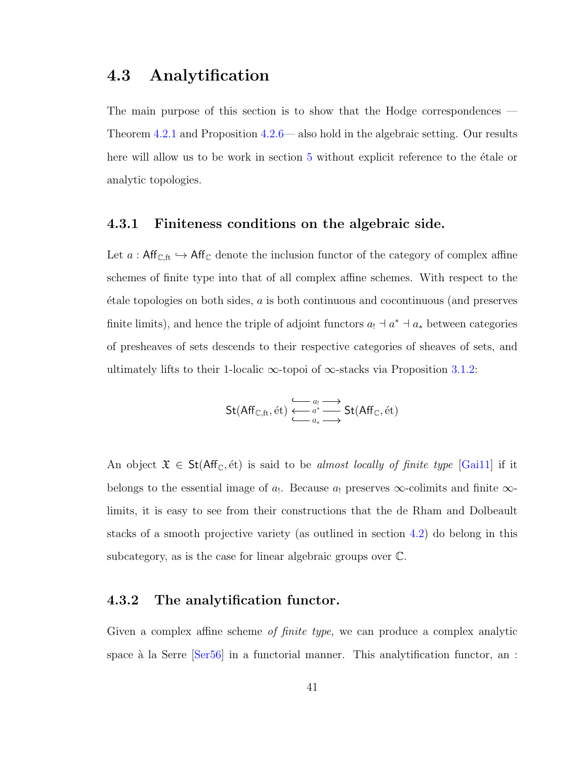## 4.3 Analytification

The main purpose of this section is to show that the Hodge correspondences — Theorem 4.2.1 and Proposition 4.2.6— also hold in the algebraic setting. Our results here will allow us to be work in section 5 without explicit reference to the étale or analytic topologies.

### 4.3.1 Finiteness conditions on the algebraic side.

Let $a : \mathsf{Aff}_{\mathbb{C},\mathrm{ft}} \hookrightarrow \mathsf{Aff}_{\mathbb{C}}$ denote the inclusion functor of the category of complex affine schemes of finite type into that of all complex affine schemes. With respect to the étale topologies on both sides, $a$ is both continuous and cocontinuous (and preserves finite limits), and hence the triple of adjoint functors $a_! \dashv a^* \dashv a_*$ between categories of presheaves of sets descends to their respective categories of sheaves of sets, and ultimately lifts to their 1-localic $\infty$-topoi of $\infty$-stacks via Proposition 3.1.2:

$$\mathsf{St}(\mathsf{Aff}_{\mathbb{C},\mathrm{ft}}, \text{ét}) \underset{\underset{a_*}{\hookrightarrow}}{\overset{\overset{a_!}{\hookrightarrow}}{\xleftarrow{\;a^*\;}}} \mathsf{St}(\mathsf{Aff}_{\mathbb{C}}, \text{ét})$$

An object $\mathfrak{X} \in \mathsf{St}(\mathsf{Aff}_{\mathbb{C}}, \text{ét})$ is said to be *almost locally of finite type* [Gai11] if it belongs to the essential image of $a_!$. Because $a_!$ preserves $\infty$-colimits and finite $\infty$-limits, it is easy to see from their constructions that the de Rham and Dolbeault stacks of a smooth projective variety (as outlined in section 4.2) do belong in this subcategory, as is the case for linear algebraic groups over $\mathbb{C}$.

### 4.3.2 The analytification functor.

Given a complex affine scheme *of finite type*, we can produce a complex analytic space à la Serre [Ser56] in a functorial manner. This analytification functor, an :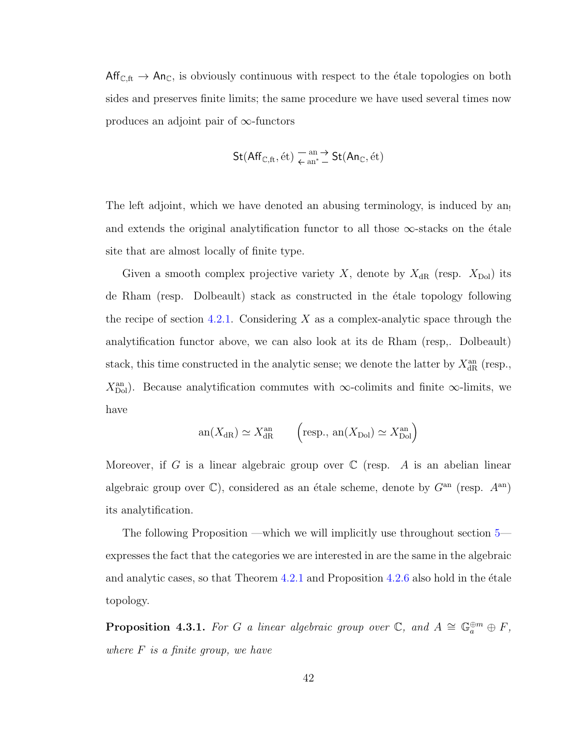$\mathsf{Aff}_{\mathbb{C},\mathrm{ft}} \to \mathsf{An}_{\mathbb{C}}$, is obviously continuous with respect to the étale topologies on both sides and preserves finite limits; the same procedure we have used several times now produces an adjoint pair of $\infty$-functors

$$\mathsf{St}(\mathsf{Aff}_{\mathbb{C},\mathrm{ft}}, \text{ét}) \underset{\leftarrow\, \mathrm{an}^* \,-}{\overset{-\, \mathrm{an} \,\rightarrow}{\rightleftarrows}} \mathsf{St}(\mathsf{An}_{\mathbb{C}}, \text{ét})$$

The left adjoint, which we have denoted an abusing terminology, is induced by $\mathrm{an}_!$ and extends the original analytification functor to all those $\infty$-stacks on the étale site that are almost locally of finite type.

Given a smooth complex projective variety $X$, denote by $X_{\mathrm{dR}}$ (resp. $X_{\mathrm{Dol}}$) its de Rham (resp. Dolbeault) stack as constructed in the étale topology following the recipe of section 4.2.1. Considering $X$ as a complex-analytic space through the analytification functor above, we can also look at its de Rham (resp,. Dolbeault) stack, this time constructed in the analytic sense; we denote the latter by $X_{\mathrm{dR}}^{\mathrm{an}}$ (resp., $X_{\mathrm{Dol}}^{\mathrm{an}}$). Because analytification commutes with $\infty$-colimits and finite $\infty$-limits, we have

$$\mathrm{an}(X_{\mathrm{dR}}) \simeq X_{\mathrm{dR}}^{\mathrm{an}} \qquad \left(\text{resp., } \mathrm{an}(X_{\mathrm{Dol}}) \simeq X_{\mathrm{Dol}}^{\mathrm{an}}\right)$$

Moreover, if $G$ is a linear algebraic group over $\mathbb{C}$ (resp. $A$ is an abelian linear algebraic group over $\mathbb{C}$), considered as an étale scheme, denote by $G^{\mathrm{an}}$ (resp. $A^{\mathrm{an}}$) its analytification.

The following Proposition —which we will implicitly use throughout section 5— expresses the fact that the categories we are interested in are the same in the algebraic and analytic cases, so that Theorem 4.2.1 and Proposition 4.2.6 also hold in the étale topology.

**Proposition 4.3.1.** *For $G$ a linear algebraic group over $\mathbb{C}$, and $A \cong \mathbb{G}_a^{\oplus m} \oplus F$, where $F$ is a finite group, we have*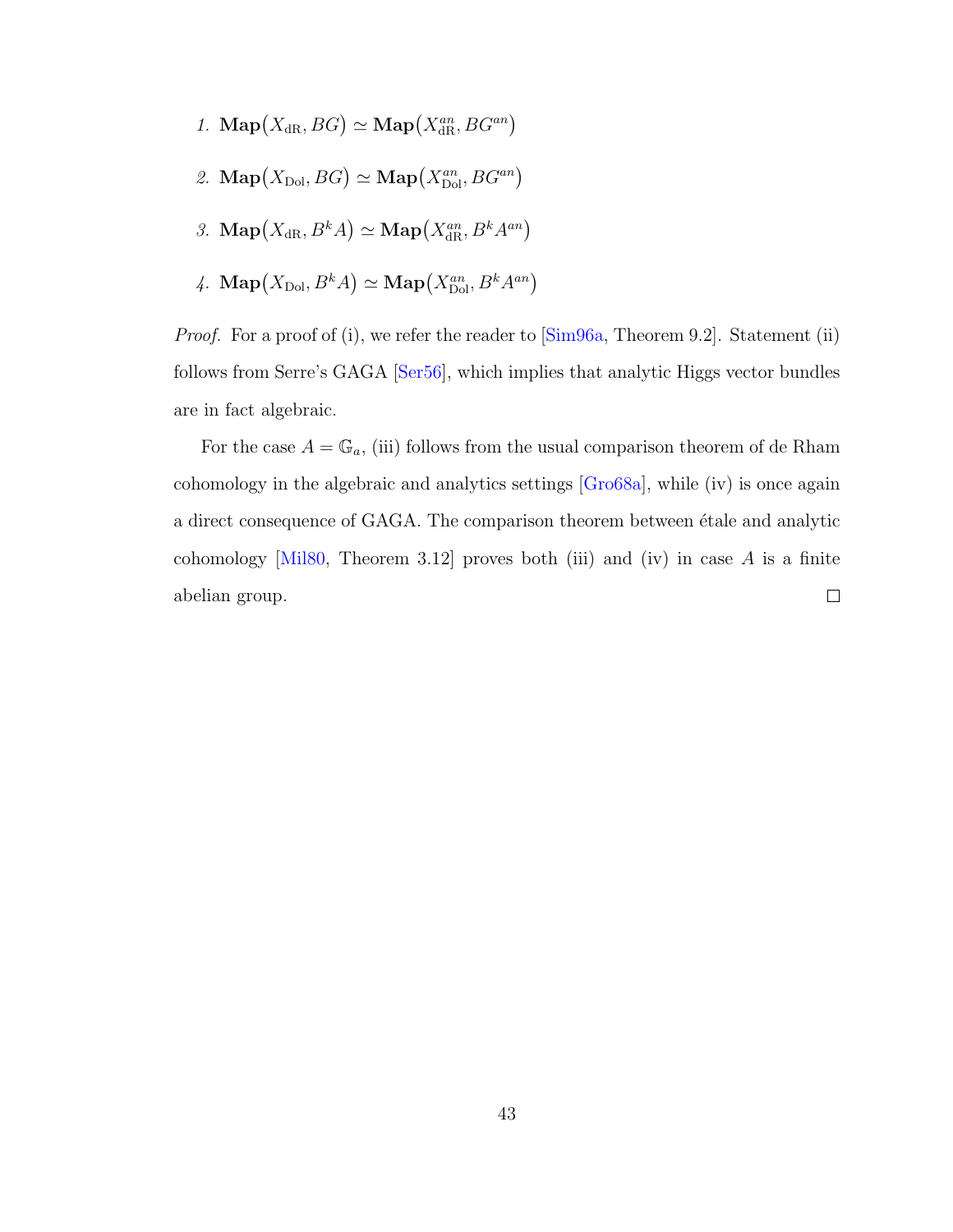1. $\mathbf{Map}(X_{\mathrm{dR}}, BG) \simeq \mathbf{Map}(X_{\mathrm{dR}}^{an}, BG^{an})$
2. $\mathbf{Map}(X_{\mathrm{Dol}}, BG) \simeq \mathbf{Map}(X_{\mathrm{Dol}}^{an}, BG^{an})$
3. $\mathbf{Map}(X_{\mathrm{dR}}, B^k A) \simeq \mathbf{Map}(X_{\mathrm{dR}}^{an}, B^k A^{an})$
4. $\mathbf{Map}(X_{\mathrm{Dol}}, B^k A) \simeq \mathbf{Map}(X_{\mathrm{Dol}}^{an}, B^k A^{an})$

*Proof.* For a proof of (i), we refer the reader to [Sim96a, Theorem 9.2]. Statement (ii) follows from Serre's GAGA [Ser56], which implies that analytic Higgs vector bundles are in fact algebraic.

For the case $A = \mathbb{G}_a$, (iii) follows from the usual comparison theorem of de Rham cohomology in the algebraic and analytics settings [Gro68a], while (iv) is once again a direct consequence of GAGA. The comparison theorem between étale and analytic cohomology [Mil80, Theorem 3.12] proves both (iii) and (iv) in case $A$ is a finite abelian group. □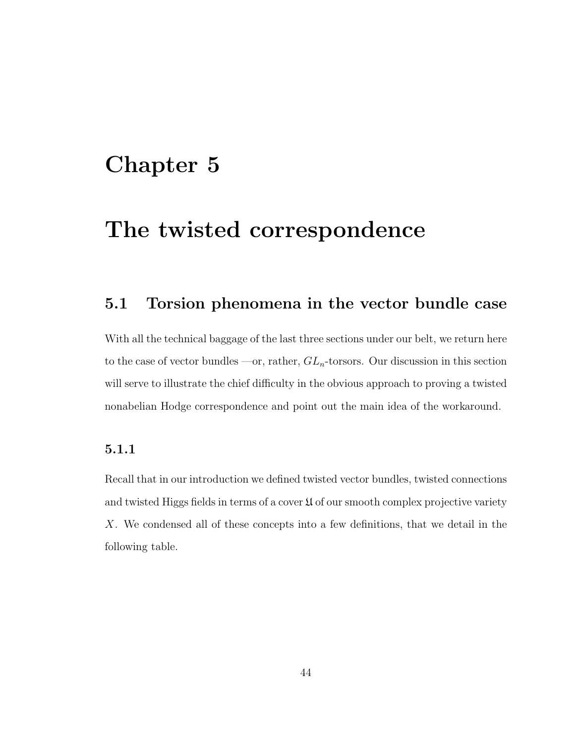# Chapter 5

# The twisted correspondence

## 5.1 Torsion phenomena in the vector bundle case

With all the technical baggage of the last three sections under our belt, we return here to the case of vector bundles —or, rather, $GL_n$-torsors. Our discussion in this section will serve to illustrate the chief difficulty in the obvious approach to proving a twisted nonabelian Hodge correspondence and point out the main idea of the workaround.

### 5.1.1

Recall that in our introduction we defined twisted vector bundles, twisted connections and twisted Higgs fields in terms of a cover $\mathfrak{U}$ of our smooth complex projective variety $X$. We condensed all of these concepts into a few definitions, that we detail in the following table.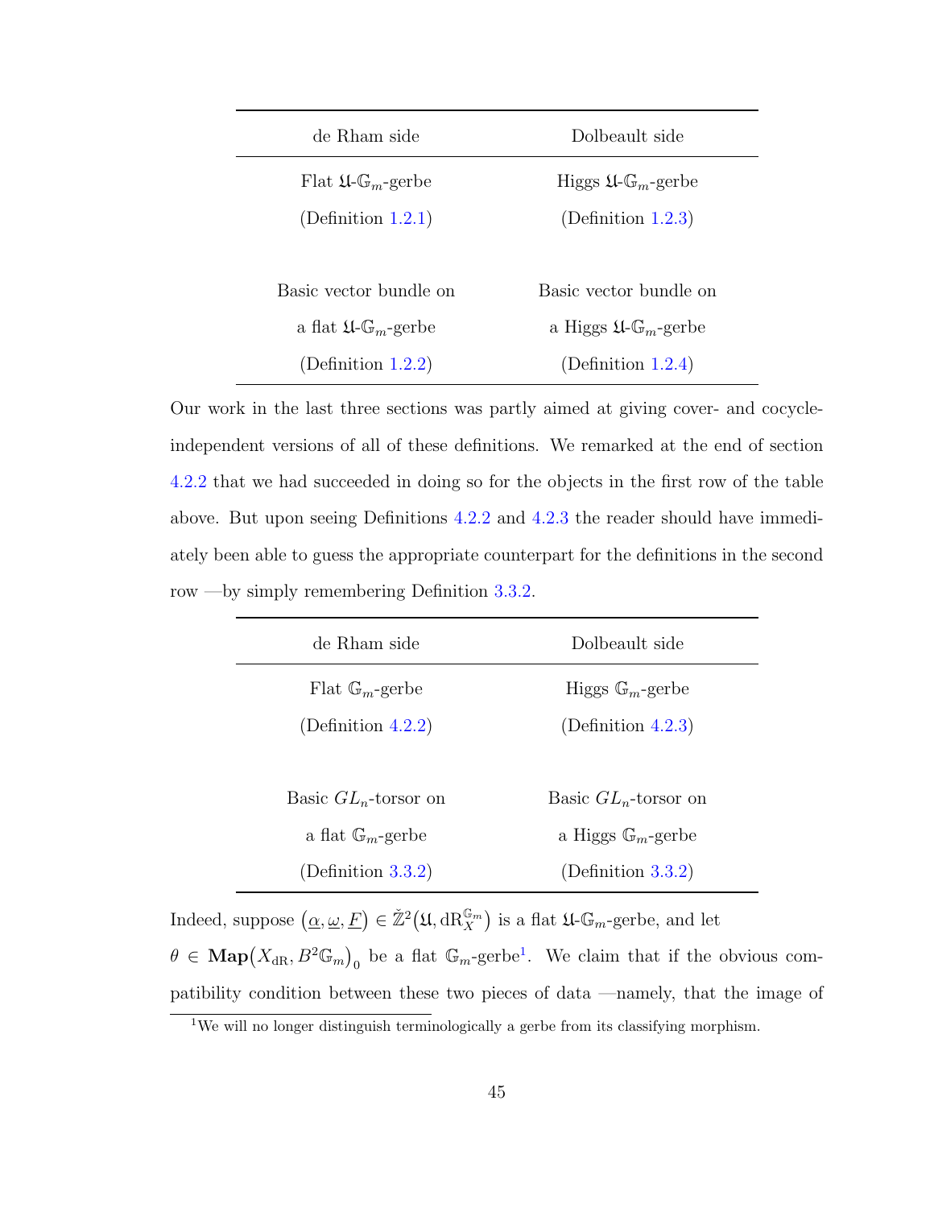| de Rham side | Dolbeault side |
| --- | --- |
| Flat $\mathfrak{U}$-$\mathbb{G}_m$-gerbe (Definition 1.2.1) | Higgs $\mathfrak{U}$-$\mathbb{G}_m$-gerbe (Definition 1.2.3) |
| Basic vector bundle on a flat $\mathfrak{U}$-$\mathbb{G}_m$-gerbe (Definition 1.2.2) | Basic vector bundle on a Higgs $\mathfrak{U}$-$\mathbb{G}_m$-gerbe (Definition 1.2.4) |

Our work in the last three sections was partly aimed at giving cover- and cocycle-independent versions of all of these definitions. We remarked at the end of section 4.2.2 that we had succeeded in doing so for the objects in the first row of the table above. But upon seeing Definitions 4.2.2 and 4.2.3 the reader should have immediately been able to guess the appropriate counterpart for the definitions in the second row —by simply remembering Definition 3.3.2.

| de Rham side | Dolbeault side |
| --- | --- |
| Flat $\mathbb{G}_m$-gerbe (Definition 4.2.2) | Higgs $\mathbb{G}_m$-gerbe (Definition 4.2.3) |
| Basic $GL_n$-torsor on a flat $\mathbb{G}_m$-gerbe (Definition 3.3.2) | Basic $GL_n$-torsor on a Higgs $\mathbb{G}_m$-gerbe (Definition 3.3.2) |

Indeed, suppose $\left(\underline{\alpha}, \underline{\omega}, \underline{F}\right) \in \check{\mathbb{Z}}^2\left(\mathfrak{U}, \mathrm{dR}_X^{\mathbb{G}_m}\right)$ is a flat $\mathfrak{U}$-$\mathbb{G}_m$-gerbe, and let $\theta \in \mathbf{Map}\left(X_{\mathrm{dR}}, B^2\mathbb{G}_m\right)_0$ be a flat $\mathbb{G}_m$-gerbe[1]. We claim that if the obvious compatibility condition between these two pieces of data —namely, that the image of

[1] We will no longer distinguish terminologically a gerbe from its classifying morphism.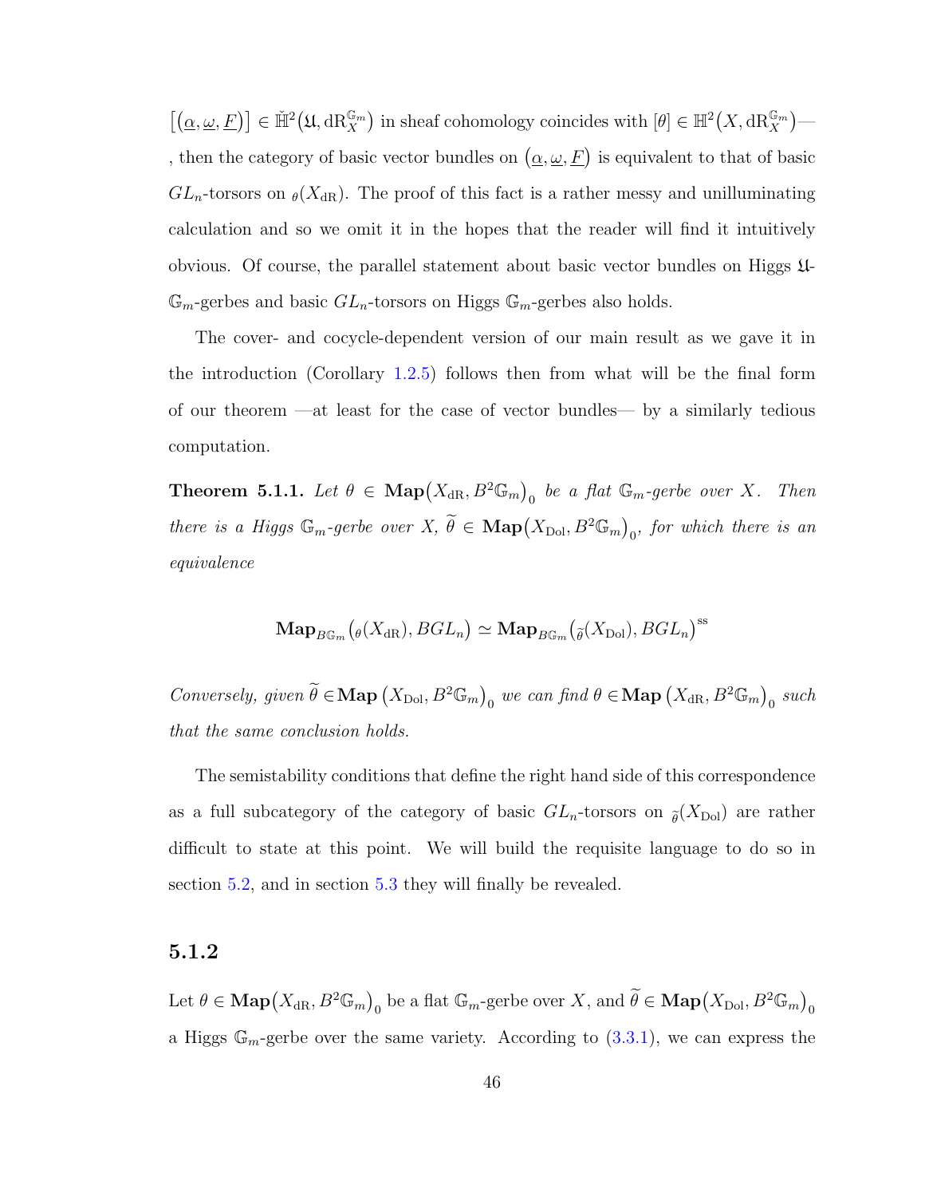$\big[(\underline{\alpha}, \underline{\omega}, \underline{F})\big] \in \check{\mathbb{H}}^2\big(\mathfrak{U}, \mathrm{dR}_X^{\mathbb{G}_m}\big)$ in sheaf cohomology coincides with $[\theta] \in \mathbb{H}^2\big(X, \mathrm{dR}_X^{\mathbb{G}_m}\big)$—, then the category of basic vector bundles on $\big(\underline{\alpha}, \underline{\omega}, \underline{F}\big)$ is equivalent to that of basic $GL_n$-torsors on ${}_\theta(X_{\mathrm{dR}})$. The proof of this fact is a rather messy and unilluminating calculation and so we omit it in the hopes that the reader will find it intuitively obvious. Of course, the parallel statement about basic vector bundles on Higgs $\mathfrak{U}$-$\mathbb{G}_m$-gerbes and basic $GL_n$-torsors on Higgs $\mathbb{G}_m$-gerbes also holds.

The cover- and cocycle-dependent version of our main result as we gave it in the introduction (Corollary 1.2.5) follows then from what will be the final form of our theorem —at least for the case of vector bundles— by a similarly tedious computation.

**Theorem 5.1.1.** *Let $\theta \in \mathbf{Map}\big(X_{\mathrm{dR}}, B^2\mathbb{G}_m\big)_0$ be a flat $\mathbb{G}_m$-gerbe over $X$. Then there is a Higgs $\mathbb{G}_m$-gerbe over $X$, $\widetilde{\theta} \in \mathbf{Map}\big(X_{\mathrm{Dol}}, B^2\mathbb{G}_m\big)_0$, for which there is an equivalence*

$$\mathbf{Map}_{B\mathbb{G}_m}\big({}_\theta(X_{\mathrm{dR}}), BGL_n\big) \simeq \mathbf{Map}_{B\mathbb{G}_m}\big({}_{\widetilde{\theta}}(X_{\mathrm{Dol}}), BGL_n\big)^{\mathrm{ss}}$$

*Conversely, given $\widetilde{\theta} \in \mathbf{Map}\left(X_{\mathrm{Dol}}, B^2\mathbb{G}_m\right)_0$ we can find $\theta \in \mathbf{Map}\left(X_{\mathrm{dR}}, B^2\mathbb{G}_m\right)_0$ such that the same conclusion holds.*

The semistability conditions that define the right hand side of this correspondence as a full subcategory of the category of basic $GL_n$-torsors on ${}_{\widetilde{\theta}}(X_{\mathrm{Dol}})$ are rather difficult to state at this point. We will build the requisite language to do so in section 5.2, and in section 5.3 they will finally be revealed.

### 5.1.2

Let $\theta \in \mathbf{Map}\big(X_{\mathrm{dR}}, B^2\mathbb{G}_m\big)_0$ be a flat $\mathbb{G}_m$-gerbe over $X$, and $\widetilde{\theta} \in \mathbf{Map}\big(X_{\mathrm{Dol}}, B^2\mathbb{G}_m\big)_0$ a Higgs $\mathbb{G}_m$-gerbe over the same variety. According to (3.3.1), we can express the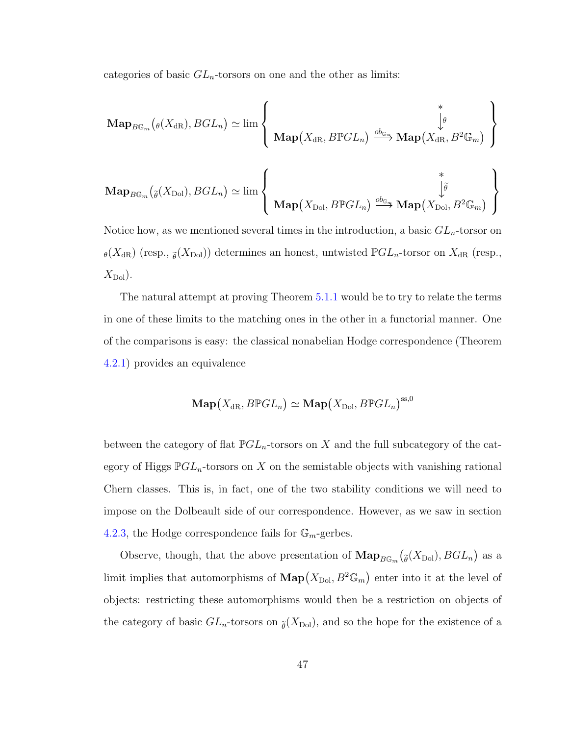categories of basic $GL_n$-torsors on one and the other as limits:

$$\mathbf{Map}_{B\mathbb{G}_m}\big({}_\theta(X_{\mathrm{dR}}), BGL_n\big) \simeq \lim \left\{ \begin{array}{ccc} & & * \\ & & \big\downarrow \theta \\ \mathbf{Map}\big(X_{\mathrm{dR}}, B\mathbb{P}GL_n\big) & \xrightarrow{ob_{\mathbb{G}_m}} & \mathbf{Map}\big(X_{\mathrm{dR}}, B^2\mathbb{G}_m\big) \end{array} \right\}$$

$$\mathbf{Map}_{B\mathbb{G}_m}\big({}_{\widetilde{\theta}}(X_{\mathrm{Dol}}), BGL_n\big) \simeq \lim \left\{ \begin{array}{ccc} & & * \\ & & \big\downarrow \widetilde{\theta} \\ \mathbf{Map}\big(X_{\mathrm{Dol}}, B\mathbb{P}GL_n\big) & \xrightarrow{ob_{\mathbb{G}_m}} & \mathbf{Map}\big(X_{\mathrm{Dol}}, B^2\mathbb{G}_m\big) \end{array} \right\}$$

Notice how, as we mentioned several times in the introduction, a basic $GL_n$-torsor on ${}_\theta(X_{\mathrm{dR}})$ (resp., ${}_{\widetilde{\theta}}(X_{\mathrm{Dol}})$) determines an honest, untwisted $\mathbb{P}GL_n$-torsor on $X_{\mathrm{dR}}$ (resp., $X_{\mathrm{Dol}}$).

The natural attempt at proving Theorem 5.1.1 would be to try to relate the terms in one of these limits to the matching ones in the other in a functorial manner. One of the comparisons is easy: the classical nonabelian Hodge correspondence (Theorem 4.2.1) provides an equivalence

$$\mathbf{Map}\big(X_{\mathrm{dR}}, B\mathbb{P}GL_n\big) \simeq \mathbf{Map}\big(X_{\mathrm{Dol}}, B\mathbb{P}GL_n\big)^{\mathrm{ss},0}$$

between the category of flat $\mathbb{P}GL_n$-torsors on $X$ and the full subcategory of the category of Higgs $\mathbb{P}GL_n$-torsors on $X$ on the semistable objects with vanishing rational Chern classes. This is, in fact, one of the two stability conditions we will need to impose on the Dolbeault side of our correspondence. However, as we saw in section 4.2.3, the Hodge correspondence fails for $\mathbb{G}_m$-gerbes.

Observe, though, that the above presentation of $\mathbf{Map}_{B\mathbb{G}_m}\big({}_{\widetilde{\theta}}(X_{\mathrm{Dol}}), BGL_n\big)$ as a limit implies that automorphisms of $\mathbf{Map}\big(X_{\mathrm{Dol}}, B^2\mathbb{G}_m\big)$ enter into it at the level of objects: restricting these automorphisms would then be a restriction on objects of the category of basic $GL_n$-torsors on ${}_{\widetilde{\theta}}(X_{\mathrm{Dol}})$, and so the hope for the existence of a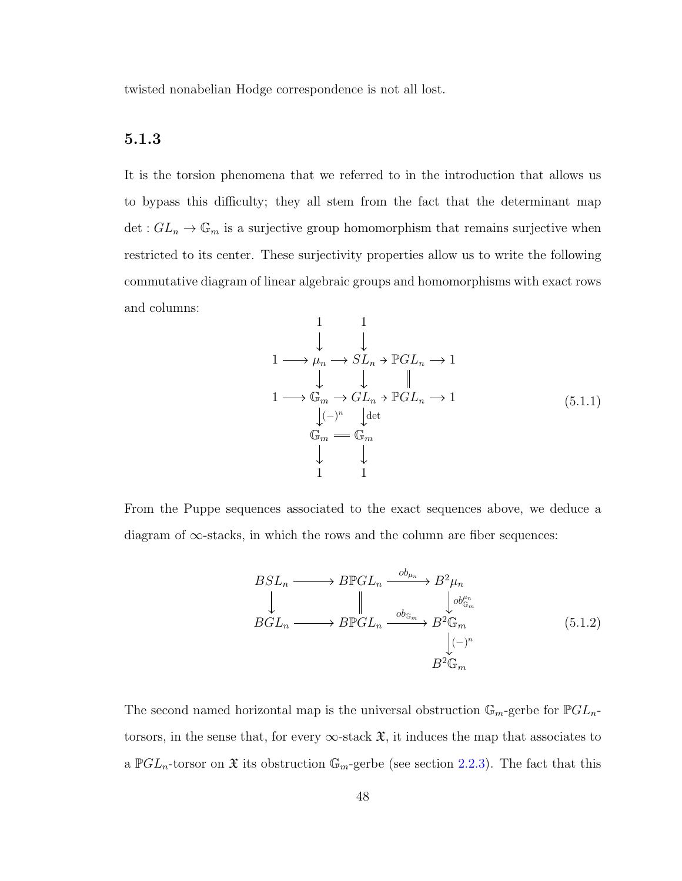twisted nonabelian Hodge correspondence is not all lost.

### 5.1.3

It is the torsion phenomena that we referred to in the introduction that allows us to bypass this difficulty; they all stem from the fact that the determinant map $\det : GL_n \to \mathbb{G}_m$ is a surjective group homomorphism that remains surjective when restricted to its center. These surjectivity properties allow us to write the following commutative diagram of linear algebraic groups and homomorphisms with exact rows and columns:

$$\begin{array}{ccccccccc}
 & & 1 & & 1 & & & & \\
 & & \downarrow & & \downarrow & & & & \\
1 & \longrightarrow & \mu_n & \longrightarrow & SL_n & \to & \mathbb{P}GL_n & \longrightarrow & 1 \\
 & & \downarrow & & \downarrow & & \| & & \\
1 & \longrightarrow & \mathbb{G}_m & \longrightarrow & GL_n & \to & \mathbb{P}GL_n & \longrightarrow & 1 \\
 & & \downarrow{\scriptstyle (-)^n} & & \downarrow{\scriptstyle \det} & & & & \\
 & & \mathbb{G}_m & = & \mathbb{G}_m & & & & \\
 & & \downarrow & & \downarrow & & & & \\
 & & 1 & & 1 & & & &
\end{array} \tag{5.1.1}$$

From the Puppe sequences associated to the exact sequences above, we deduce a diagram of $\infty$-stacks, in which the rows and the column are fiber sequences:

$$\begin{array}{ccccc}
BSL_n & \longrightarrow & B\mathbb{P}GL_n & \xrightarrow{ob_{\mu_n}} & B^2\mu_n \\
\downarrow & & \| & & \downarrow{\scriptstyle ob^{\mu_n}_{\mathbb{G}_m}} \\
BGL_n & \longrightarrow & B\mathbb{P}GL_n & \xrightarrow{ob_{\mathbb{G}_m}} & B^2\mathbb{G}_m \\
 & & & & \downarrow{\scriptstyle (-)^n} \\
 & & & & B^2\mathbb{G}_m
\end{array} \tag{5.1.2}$$

The second named horizontal map is the universal obstruction $\mathbb{G}_m$-gerbe for $\mathbb{P}GL_n$-torsors, in the sense that, for every $\infty$-stack $\mathfrak{X}$, it induces the map that associates to a $\mathbb{P}GL_n$-torsor on $\mathfrak{X}$ its obstruction $\mathbb{G}_m$-gerbe (see section 2.2.3). The fact that this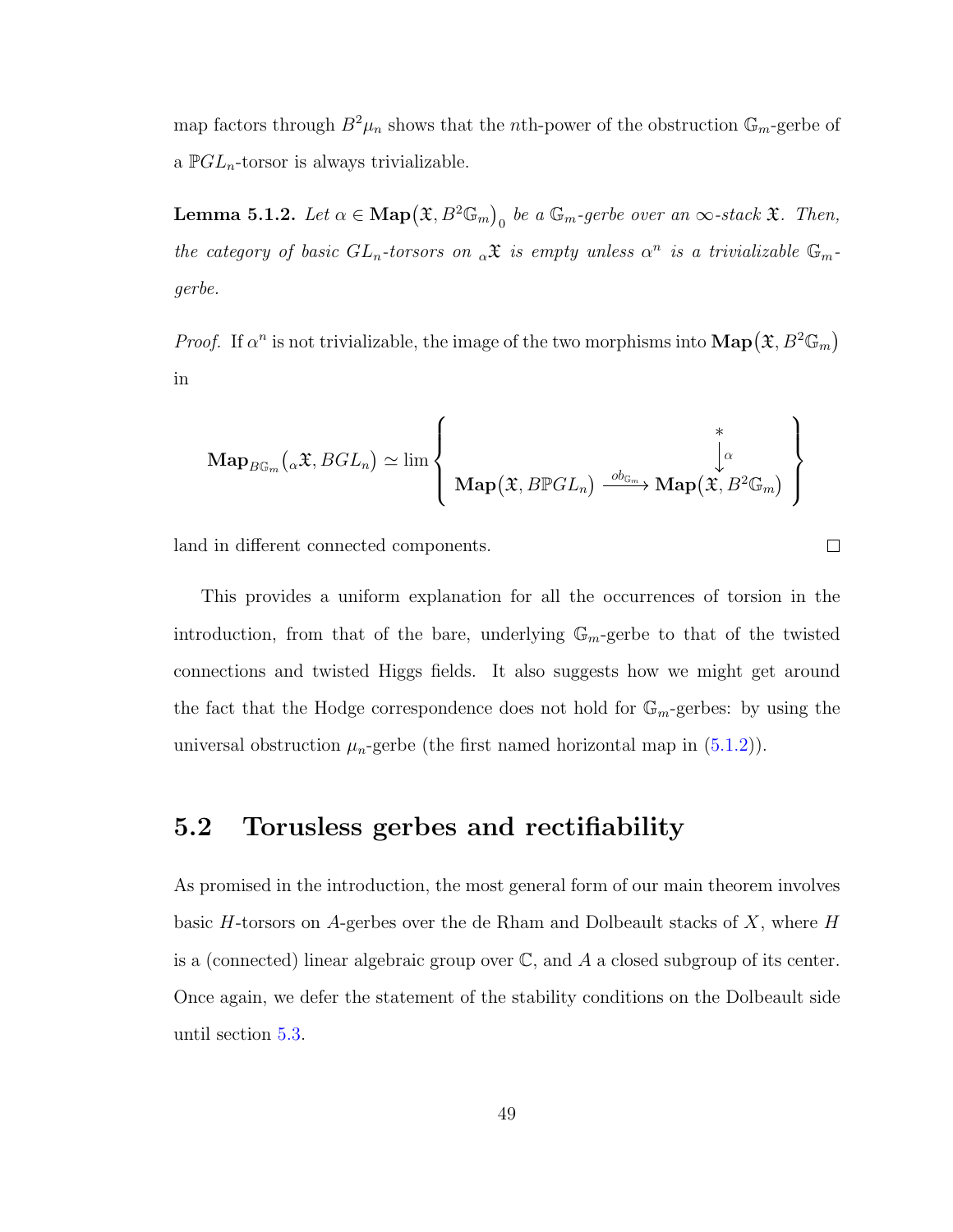map factors through $B^2\mu_n$ shows that the $n$th-power of the obstruction $\mathbb{G}_m$-gerbe of a $\mathbb{P}GL_n$-torsor is always trivializable.

**Lemma 5.1.2.** *Let $\alpha \in \mathbf{Map}\big(\mathfrak{X}, B^2\mathbb{G}_m\big)_0$ be a $\mathbb{G}_m$-gerbe over an $\infty$-stack $\mathfrak{X}$. Then, the category of basic $GL_n$-torsors on ${}_\alpha\mathfrak{X}$ is empty unless $\alpha^n$ is a trivializable $\mathbb{G}_m$-gerbe.*

*Proof.* If $\alpha^n$ is not trivializable, the image of the two morphisms into $\mathbf{Map}\big(\mathfrak{X}, B^2\mathbb{G}_m\big)$ in

$$\mathbf{Map}_{B\mathbb{G}_m}\big({}_\alpha\mathfrak{X}, BGL_n\big) \simeq \lim \left\{ \begin{array}{ccc} & & * \\ & & \big\downarrow \alpha \\ \mathbf{Map}\big(\mathfrak{X}, B\mathbb{P}GL_n\big) & \xrightarrow{ob_{\mathbb{G}_m}} & \mathbf{Map}\big(\mathfrak{X}, B^2\mathbb{G}_m\big) \end{array} \right\}$$

land in different connected components. □

This provides a uniform explanation for all the occurrences of torsion in the introduction, from that of the bare, underlying $\mathbb{G}_m$-gerbe to that of the twisted connections and twisted Higgs fields. It also suggests how we might get around the fact that the Hodge correspondence does not hold for $\mathbb{G}_m$-gerbes: by using the universal obstruction $\mu_n$-gerbe (the first named horizontal map in (5.1.2)).

## 5.2 Torusless gerbes and rectifiability

As promised in the introduction, the most general form of our main theorem involves basic $H$-torsors on $A$-gerbes over the de Rham and Dolbeault stacks of $X$, where $H$ is a (connected) linear algebraic group over $\mathbb{C}$, and $A$ a closed subgroup of its center. Once again, we defer the statement of the stability conditions on the Dolbeault side until section 5.3.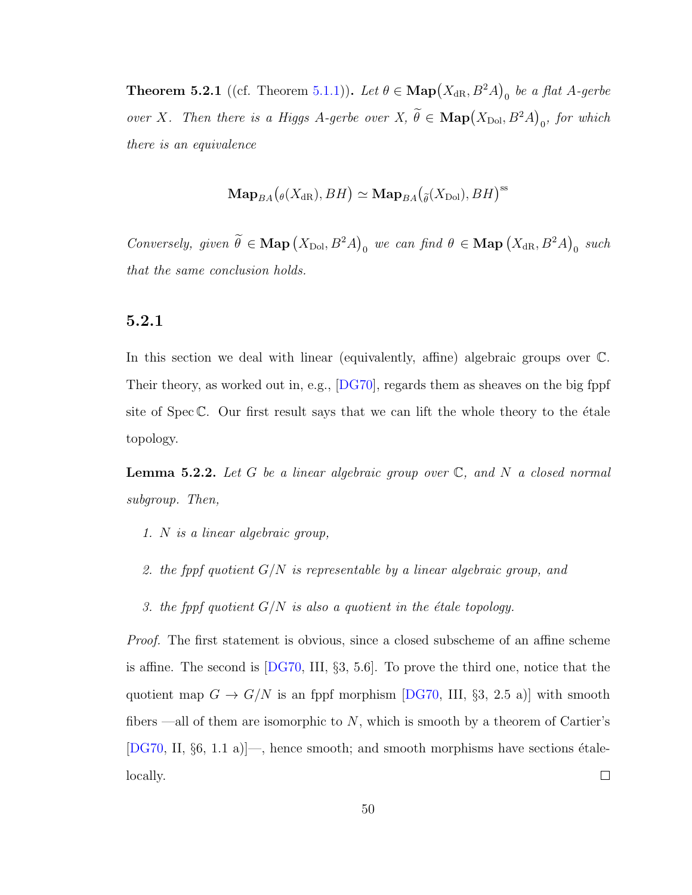**Theorem 5.2.1** ((cf. Theorem 5.1.1))**.** *Let $\theta \in \mathbf{Map}\big(X_{\mathrm{dR}}, B^2A\big)_0$ be a flat $A$-gerbe over $X$. Then there is a Higgs $A$-gerbe over $X$, $\widetilde{\theta} \in \mathbf{Map}\big(X_{\mathrm{Dol}}, B^2A\big)_0$, for which there is an equivalence*

$$\mathbf{Map}_{BA}\big({}_{\theta}(X_{\mathrm{dR}}), BH\big) \simeq \mathbf{Map}_{BA}\big({}_{\widetilde{\theta}}(X_{\mathrm{Dol}}), BH\big)^{\mathrm{ss}}$$

*Conversely, given $\widetilde{\theta} \in \mathbf{Map}\left(X_{\mathrm{Dol}}, B^2A\right)_0$ we can find $\theta \in \mathbf{Map}\left(X_{\mathrm{dR}}, B^2A\right)_0$ such that the same conclusion holds.*

### 5.2.1

In this section we deal with linear (equivalently, affine) algebraic groups over $\mathbb{C}$. Their theory, as worked out in, e.g., [DG70], regards them as sheaves on the big fppf site of $\operatorname{Spec}\mathbb{C}$. Our first result says that we can lift the whole theory to the étale topology.

**Lemma 5.2.2.** *Let $G$ be a linear algebraic group over $\mathbb{C}$, and $N$ a closed normal subgroup. Then,*

1. *$N$ is a linear algebraic group,*
2. *the fppf quotient $G/N$ is representable by a linear algebraic group, and*
3. *the fppf quotient $G/N$ is also a quotient in the étale topology.*

*Proof.* The first statement is obvious, since a closed subscheme of an affine scheme is affine. The second is [DG70, III, §3, 5.6]. To prove the third one, notice that the quotient map $G \to G/N$ is an fppf morphism [DG70, III, §3, 2.5 a)] with smooth fibers —all of them are isomorphic to $N$, which is smooth by a theorem of Cartier's [DG70, II, §6, 1.1 a)]—, hence smooth; and smooth morphisms have sections étale-locally. □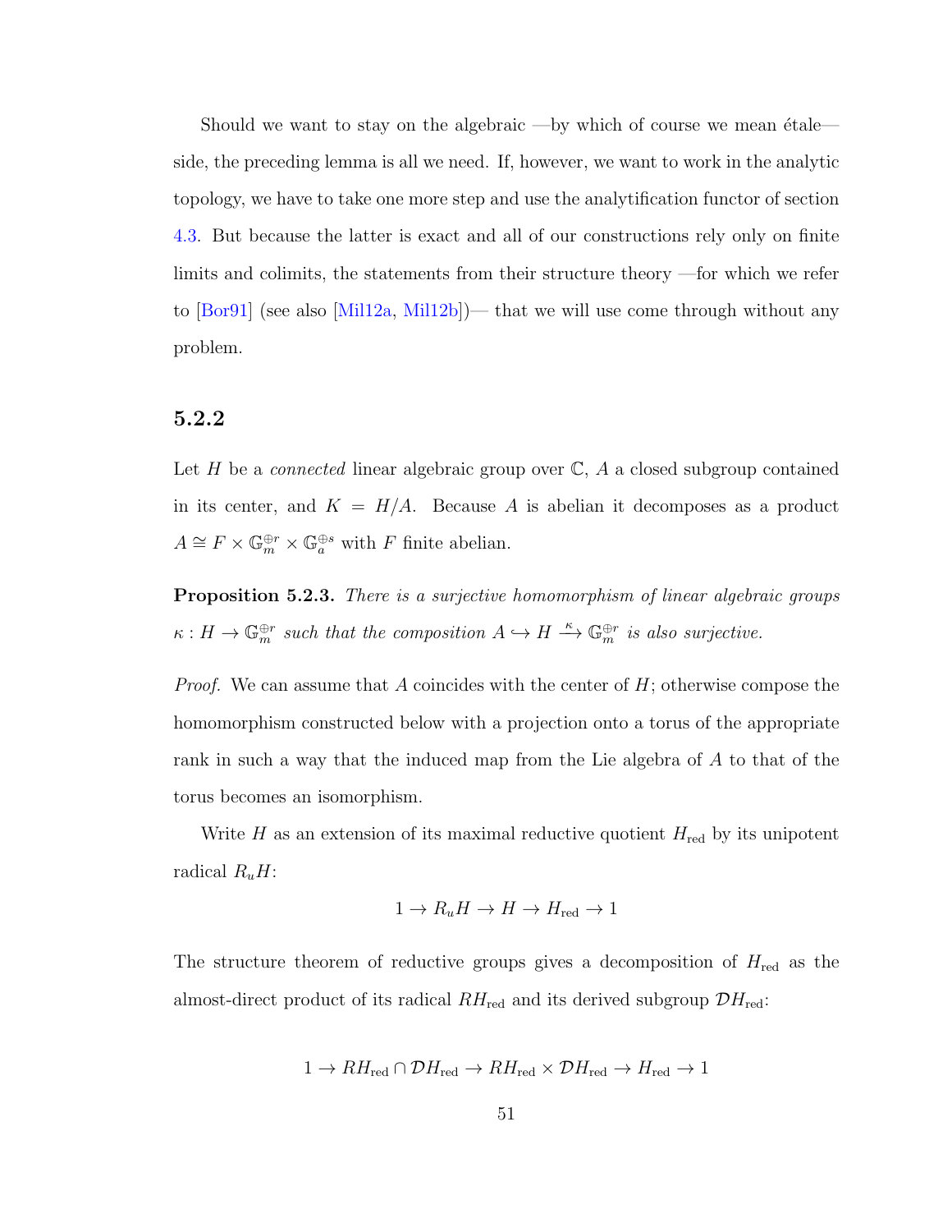Should we want to stay on the algebraic —by which of course we mean étale— side, the preceding lemma is all we need. If, however, we want to work in the analytic topology, we have to take one more step and use the analytification functor of section 4.3. But because the latter is exact and all of our constructions rely only on finite limits and colimits, the statements from their structure theory —for which we refer to [Bor91] (see also [Mil12a, Mil12b])— that we will use come through without any problem.

### 5.2.2

Let $H$ be a *connected* linear algebraic group over $\mathbb{C}$, $A$ a closed subgroup contained in its center, and $K = H/A$. Because $A$ is abelian it decomposes as a product $A \cong F \times \mathbb{G}_m^{\oplus r} \times \mathbb{G}_a^{\oplus s}$ with $F$ finite abelian.

**Proposition 5.2.3.** *There is a surjective homomorphism of linear algebraic groups $\kappa : H \to \mathbb{G}_m^{\oplus r}$ such that the composition $A \hookrightarrow H \xrightarrow{\kappa} \mathbb{G}_m^{\oplus r}$ is also surjective.*

*Proof.* We can assume that $A$ coincides with the center of $H$; otherwise compose the homomorphism constructed below with a projection onto a torus of the appropriate rank in such a way that the induced map from the Lie algebra of $A$ to that of the torus becomes an isomorphism.

Write $H$ as an extension of its maximal reductive quotient $H_{\text{red}}$ by its unipotent radical $R_u H$:

$$1 \to R_u H \to H \to H_{\text{red}} \to 1$$

The structure theorem of reductive groups gives a decomposition of $H_{\text{red}}$ as the almost-direct product of its radical $RH_{\text{red}}$ and its derived subgroup $\mathcal{D}H_{\text{red}}$:

$$1 \to RH_{\text{red}} \cap \mathcal{D}H_{\text{red}} \to RH_{\text{red}} \times \mathcal{D}H_{\text{red}} \to H_{\text{red}} \to 1$$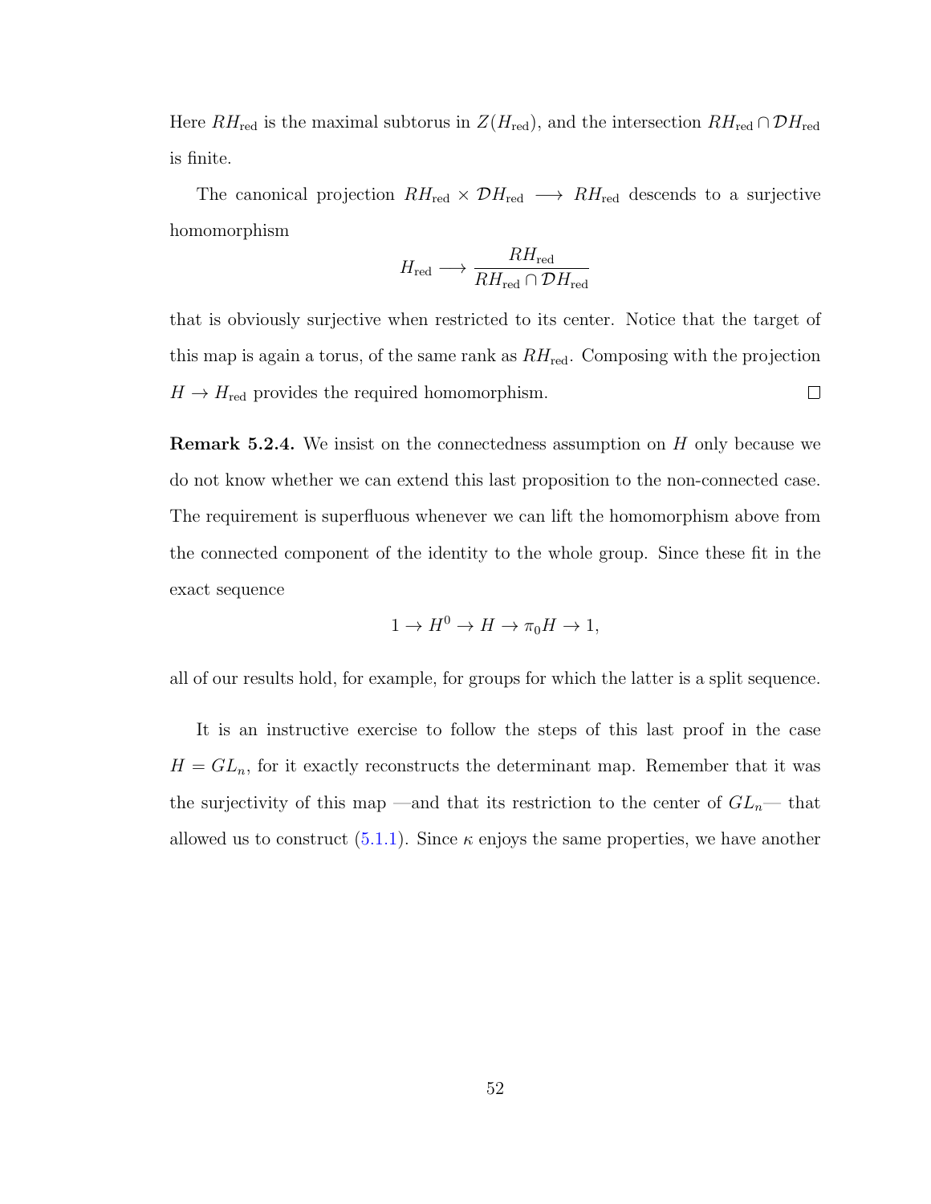Here $RH_{\text{red}}$ is the maximal subtorus in $Z(H_{\text{red}})$, and the intersection $RH_{\text{red}} \cap \mathcal{D}H_{\text{red}}$ is finite.

The canonical projection $RH_{\text{red}} \times \mathcal{D}H_{\text{red}} \longrightarrow RH_{\text{red}}$ descends to a surjective homomorphism

$$H_{\text{red}} \longrightarrow \frac{RH_{\text{red}}}{RH_{\text{red}} \cap \mathcal{D}H_{\text{red}}}$$

that is obviously surjective when restricted to its center. Notice that the target of this map is again a torus, of the same rank as $RH_{\text{red}}$. Composing with the projection $H \to H_{\text{red}}$ provides the required homomorphism. $\square$

**Remark 5.2.4.** We insist on the connectedness assumption on $H$ only because we do not know whether we can extend this last proposition to the non-connected case. The requirement is superfluous whenever we can lift the homomorphism above from the connected component of the identity to the whole group. Since these fit in the exact sequence

$$1 \to H^0 \to H \to \pi_0 H \to 1,$$

all of our results hold, for example, for groups for which the latter is a split sequence.

It is an instructive exercise to follow the steps of this last proof in the case $H = GL_n$, for it exactly reconstructs the determinant map. Remember that it was the surjectivity of this map —and that its restriction to the center of $GL_n$— that allowed us to construct (5.1.1). Since $\kappa$ enjoys the same properties, we have another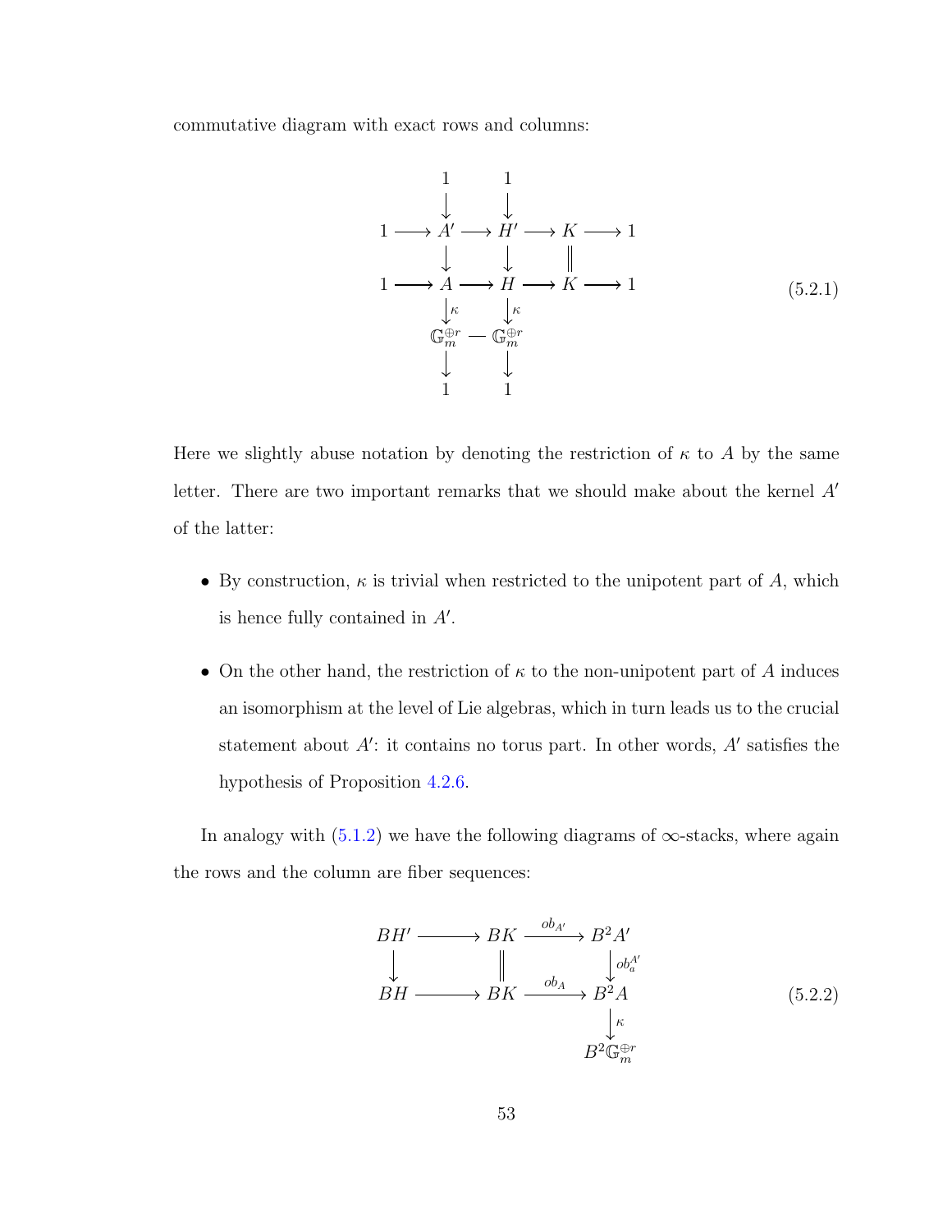commutative diagram with exact rows and columns:

$$
\begin{array}{ccccccccc}
 & & 1 & & 1 & & & & \\
 & & \downarrow & & \downarrow & & & & \\
1 & \longrightarrow & A' & \longrightarrow & H' & \longrightarrow & K & \longrightarrow & 1 \\
 & & \downarrow & & \downarrow & & \| & & \\
1 & \longrightarrow & A & \longrightarrow & H & \longrightarrow & K & \longrightarrow & 1 \\
 & & \downarrow{\scriptstyle \kappa} & & \downarrow{\scriptstyle \kappa} & & & & \\
 & & \mathbb{G}_m^{\oplus r} & = & \mathbb{G}_m^{\oplus r} & & & & \\
 & & \downarrow & & \downarrow & & & & \\
 & & 1 & & 1 & & & &
\end{array}
\tag{5.2.1}
$$

Here we slightly abuse notation by denoting the restriction of $\kappa$ to $A$ by the same letter. There are two important remarks that we should make about the kernel $A'$ of the latter:

- By construction, $\kappa$ is trivial when restricted to the unipotent part of $A$, which is hence fully contained in $A'$.
- On the other hand, the restriction of $\kappa$ to the non-unipotent part of $A$ induces an isomorphism at the level of Lie algebras, which in turn leads us to the crucial statement about $A'$: it contains no torus part. In other words, $A'$ satisfies the hypothesis of Proposition 4.2.6.

In analogy with (5.1.2) we have the following diagrams of $\infty$-stacks, where again the rows and the column are fiber sequences:

$$
\begin{array}{ccccc}
BH' & \longrightarrow & BK & \xrightarrow{ob_{A'}} & B^2A' \\
\downarrow & & \| & & \downarrow{\scriptstyle ob_a^{A'}} \\
BH & \longrightarrow & BK & \xrightarrow{ob_A} & B^2A \\
 & & & & \downarrow{\scriptstyle \kappa} \\
 & & & & B^2\mathbb{G}_m^{\oplus r}
\end{array}
\tag{5.2.2}
$$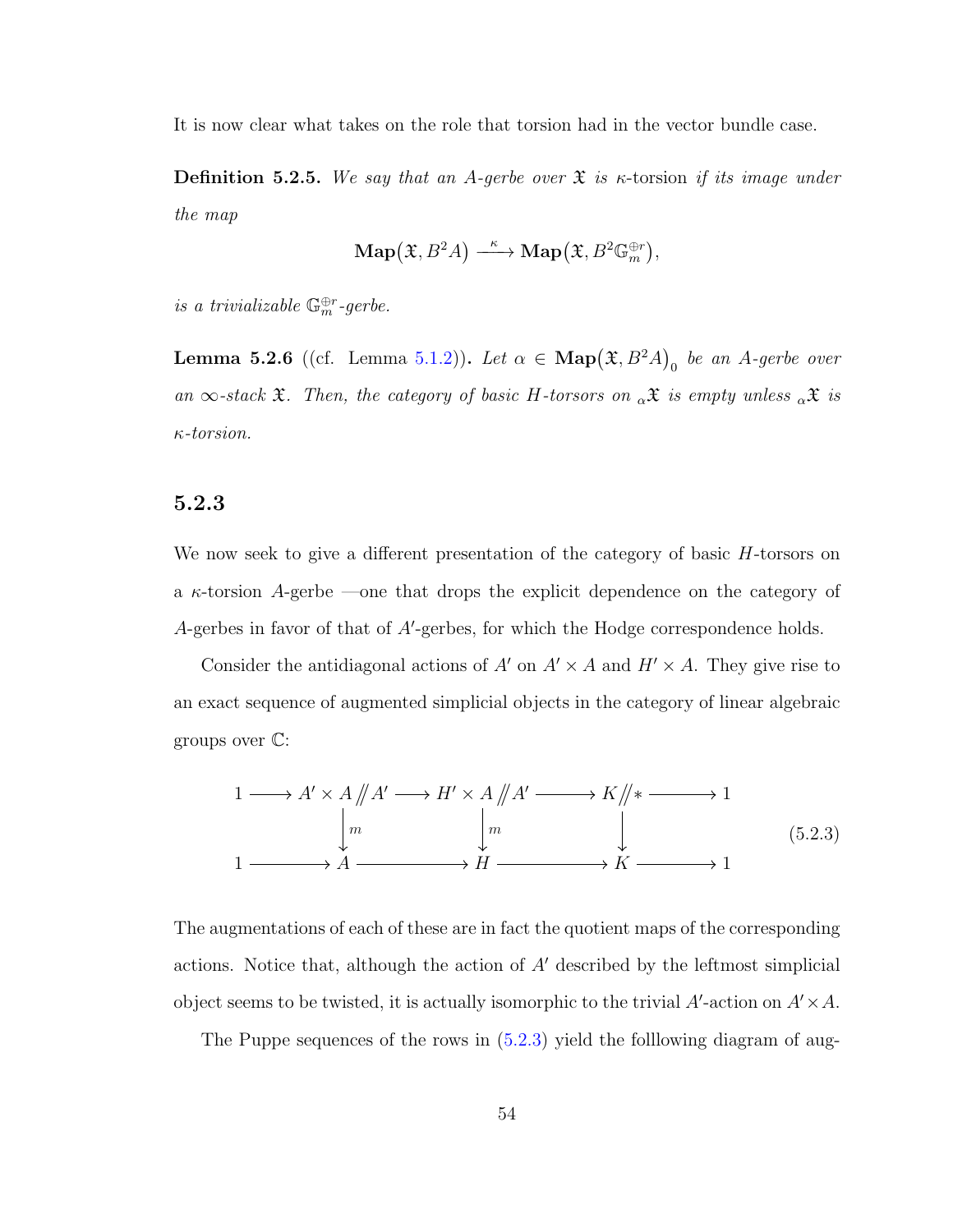It is now clear what takes on the role that torsion had in the vector bundle case.

**Definition 5.2.5.** *We say that an $A$-gerbe over $\mathfrak{X}$ is* $\kappa$-torsion *if its image under the map*

$$\mathbf{Map}\big(\mathfrak{X}, B^2A\big) \xrightarrow{\ \kappa\ } \mathbf{Map}\big(\mathfrak{X}, B^2\mathbb{G}_m^{\oplus r}\big),$$

*is a trivializable $\mathbb{G}_m^{\oplus r}$-gerbe.*

**Lemma 5.2.6** ((cf. Lemma 5.1.2))**.** *Let $\alpha \in \mathbf{Map}\big(\mathfrak{X}, B^2A\big)_0$ be an $A$-gerbe over an $\infty$-stack $\mathfrak{X}$. Then, the category of basic $H$-torsors on ${}_\alpha\mathfrak{X}$ is empty unless ${}_\alpha\mathfrak{X}$ is $\kappa$-torsion.*

### 5.2.3

We now seek to give a different presentation of the category of basic $H$-torsors on a $\kappa$-torsion $A$-gerbe —one that drops the explicit dependence on the category of $A$-gerbes in favor of that of $A'$-gerbes, for which the Hodge correspondence holds.

Consider the antidiagonal actions of $A'$ on $A' \times A$ and $H' \times A$. They give rise to an exact sequence of augmented simplicial objects in the category of linear algebraic groups over $\mathbb{C}$:

$$\begin{array}{ccccccccc}
1 & \longrightarrow & A' \times A /\!\!/ A' & \longrightarrow & H' \times A /\!\!/ A' & \longrightarrow & K /\!\!/ * & \longrightarrow & 1 \\
 & & \Big\downarrow m & & \Big\downarrow m & & \Big\downarrow & & \\
1 & \longrightarrow & A & \longrightarrow & H & \longrightarrow & K & \longrightarrow & 1
\end{array} \tag{5.2.3}$$

The augmentations of each of these are in fact the quotient maps of the corresponding actions. Notice that, although the action of $A'$ described by the leftmost simplicial object seems to be twisted, it is actually isomorphic to the trivial $A'$-action on $A' \times A$.

The Puppe sequences of the rows in (5.2.3) yield the folllowing diagram of aug-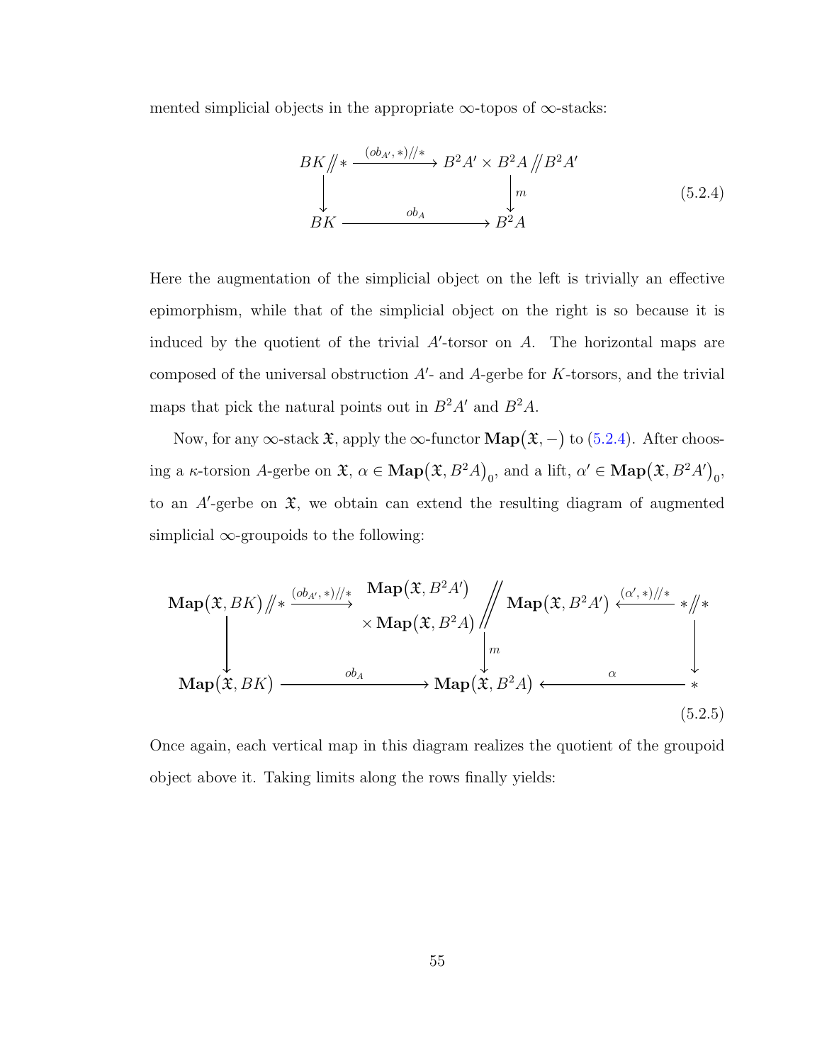mented simplicial objects in the appropriate $\infty$-topos of $\infty$-stacks:

$$\begin{array}{ccc} BK /\!\!/ * & \xrightarrow{(ob_{A'}, *)/\!\!/ *} & B^2A' \times B^2A /\!\!/ B^2A' \\ \downarrow & & \downarrow m \\ BK & \xrightarrow{ob_A} & B^2A \end{array} \tag{5.2.4}$$

Here the augmentation of the simplicial object on the left is trivially an effective epimorphism, while that of the simplicial object on the right is so because it is induced by the quotient of the trivial $A'$-torsor on $A$. The horizontal maps are composed of the universal obstruction $A'$- and $A$-gerbe for $K$-torsors, and the trivial maps that pick the natural points out in $B^2A'$ and $B^2A$.

Now, for any $\infty$-stack $\mathfrak{X}$, apply the $\infty$-functor $\mathbf{Map}(\mathfrak{X}, -)$ to (5.2.4). After choosing a $\kappa$-torsion $A$-gerbe on $\mathfrak{X}$, $\alpha \in \mathbf{Map}(\mathfrak{X}, B^2A)_0$, and a lift, $\alpha' \in \mathbf{Map}(\mathfrak{X}, B^2A')_0$, to an $A'$-gerbe on $\mathfrak{X}$, we obtain can extend the resulting diagram of augmented simplicial $\infty$-groupoids to the following:

$$\begin{array}{ccccc} \mathbf{Map}(\mathfrak{X}, BK) /\!\!/ * & \xrightarrow{(ob_{A'}, *)/\!\!/ *} & \begin{array}{c}\mathbf{Map}(\mathfrak{X}, B^2A') \\ \times \mathbf{Map}(\mathfrak{X}, B^2A)\end{array} \Big/\!\!\!\Big/ \mathbf{Map}(\mathfrak{X}, B^2A') & \xleftarrow{(\alpha', *)/\!\!/ *} & * /\!\!/ * \\ \downarrow & & \downarrow m & & \downarrow \\ \mathbf{Map}(\mathfrak{X}, BK) & \xrightarrow{ob_A} & \mathbf{Map}(\mathfrak{X}, B^2A) & \xleftarrow{\alpha} & * \end{array} \tag{5.2.5}$$

Once again, each vertical map in this diagram realizes the quotient of the groupoid object above it. Taking limits along the rows finally yields: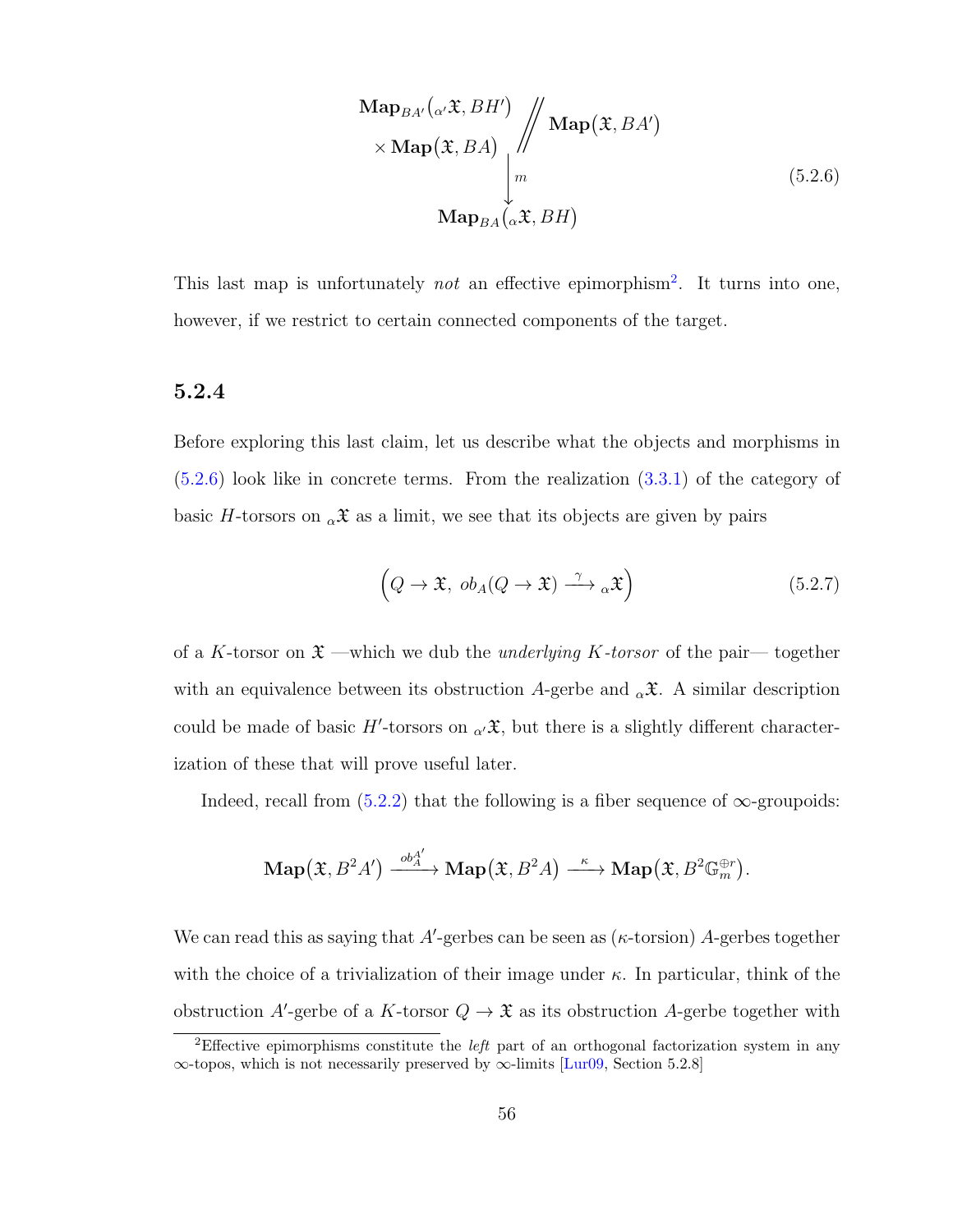$$
\begin{array}{c}
\mathbf{Map}_{BA'}\big({}_{\alpha'}\mathfrak{X}, BH'\big) \\
\times\, \mathbf{Map}\big(\mathfrak{X}, BA\big)
\end{array}
\Big/\!\!\Big/\; \mathbf{Map}\big(\mathfrak{X}, BA'\big)
\quad \Big\downarrow m \quad
\mathbf{Map}_{BA}\big({}_{\alpha}\mathfrak{X}, BH\big)
\tag{5.2.6}
$$

This last map is unfortunately *not* an effective epimorphism[2]. It turns into one, however, if we restrict to certain connected components of the target.

### 5.2.4

Before exploring this last claim, let us describe what the objects and morphisms in (5.2.6) look like in concrete terms. From the realization (3.3.1) of the category of basic $H$-torsors on ${}_{\alpha}\mathfrak{X}$ as a limit, we see that its objects are given by pairs

$$
\Big(Q \to \mathfrak{X},\ ob_A(Q \to \mathfrak{X}) \xrightarrow{\gamma} {}_{\alpha}\mathfrak{X}\Big) \tag{5.2.7}
$$

of a $K$-torsor on $\mathfrak{X}$ —which we dub the *underlying $K$-torsor* of the pair— together with an equivalence between its obstruction $A$-gerbe and ${}_{\alpha}\mathfrak{X}$. A similar description could be made of basic $H'$-torsors on ${}_{\alpha'}\mathfrak{X}$, but there is a slightly different characterization of these that will prove useful later.

Indeed, recall from (5.2.2) that the following is a fiber sequence of $\infty$-groupoids:

$$
\mathbf{Map}\big(\mathfrak{X}, B^2A'\big) \xrightarrow{ob_A^{A'}} \mathbf{Map}\big(\mathfrak{X}, B^2A\big) \xrightarrow{\kappa} \mathbf{Map}\big(\mathfrak{X}, B^2\mathbb{G}_m^{\oplus r}\big).
$$

We can read this as saying that $A'$-gerbes can be seen as ($\kappa$-torsion) $A$-gerbes together with the choice of a trivialization of their image under $\kappa$. In particular, think of the obstruction $A'$-gerbe of a $K$-torsor $Q \to \mathfrak{X}$ as its obstruction $A$-gerbe together with

---

[2] Effective epimorphisms constitute the *left* part of an orthogonal factorization system in any $\infty$-topos, which is not necessarily preserved by $\infty$-limits [Lur09, Section 5.2.8]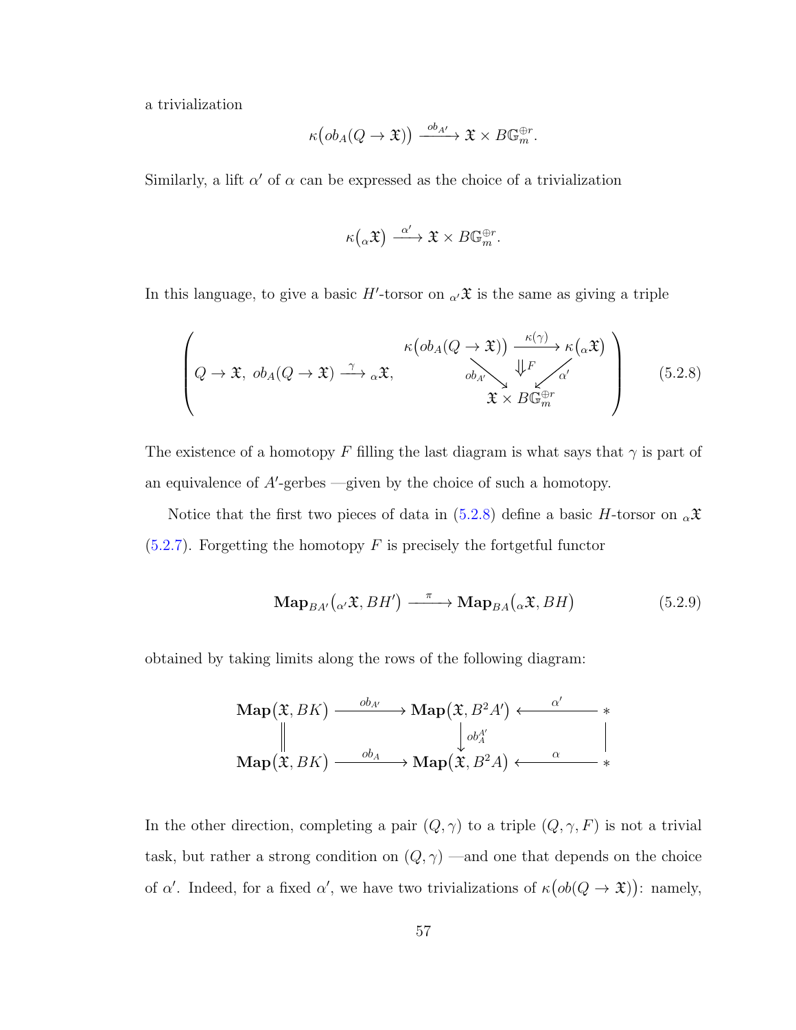a trivialization

$$\kappa\big(ob_A(Q \to \mathfrak{X})\big) \xrightarrow{ob_{A'}} \mathfrak{X} \times B\mathbb{G}_m^{\oplus r}.$$

Similarly, a lift $\alpha'$ of $\alpha$ can be expressed as the choice of a trivialization

$$\kappa\big({}_{\alpha}\mathfrak{X}\big) \xrightarrow{\alpha'} \mathfrak{X} \times B\mathbb{G}_m^{\oplus r}.$$

In this language, to give a basic $H'$-torsor on ${}_{\alpha'}\mathfrak{X}$ is the same as giving a triple

$$\left( Q \to \mathfrak{X},\ ob_A(Q \to \mathfrak{X}) \xrightarrow{\gamma} {}_{\alpha}\mathfrak{X},\ \begin{array}{ccc} \kappa\big(ob_A(Q \to \mathfrak{X})\big) & \xrightarrow{\kappa(\gamma)} & \kappa\big({}_{\alpha}\mathfrak{X}\big) \\ & {\scriptstyle ob_{A'}} \searrow \ \Downarrow F \ \swarrow {\scriptstyle \alpha'} & \\ & \mathfrak{X} \times B\mathbb{G}_m^{\oplus r} & \end{array} \right) \tag{5.2.8}$$

The existence of a homotopy $F$ filling the last diagram is what says that $\gamma$ is part of an equivalence of $A'$-gerbes —given by the choice of such a homotopy.

Notice that the first two pieces of data in (5.2.8) define a basic $H$-torsor on ${}_{\alpha}\mathfrak{X}$ (5.2.7). Forgetting the homotopy $F$ is precisely the fortgetful functor

$$\mathbf{Map}_{BA'}\big({}_{\alpha'}\mathfrak{X}, BH'\big) \xrightarrow{\ \pi\ } \mathbf{Map}_{BA}\big({}_{\alpha}\mathfrak{X}, BH\big) \tag{5.2.9}$$

obtained by taking limits along the rows of the following diagram:

$$\begin{array}{ccccc} \mathbf{Map}\big(\mathfrak{X}, BK\big) & \xrightarrow{ob_{A'}} & \mathbf{Map}\big(\mathfrak{X}, B^2A'\big) & \xleftarrow{\alpha'} & * \\ \Big\| & & \Big\downarrow {\scriptstyle ob_A^{A'}} & & \Big| \\ \mathbf{Map}\big(\mathfrak{X}, BK\big) & \xrightarrow{ob_A} & \mathbf{Map}\big(\mathfrak{X}, B^2A\big) & \xleftarrow{\alpha} & * \end{array}$$

In the other direction, completing a pair $(Q, \gamma)$ to a triple $(Q, \gamma, F)$ is not a trivial task, but rather a strong condition on $(Q, \gamma)$ —and one that depends on the choice of $\alpha'$. Indeed, for a fixed $\alpha'$, we have two trivializations of $\kappa\big(ob(Q \to \mathfrak{X})\big)$: namely,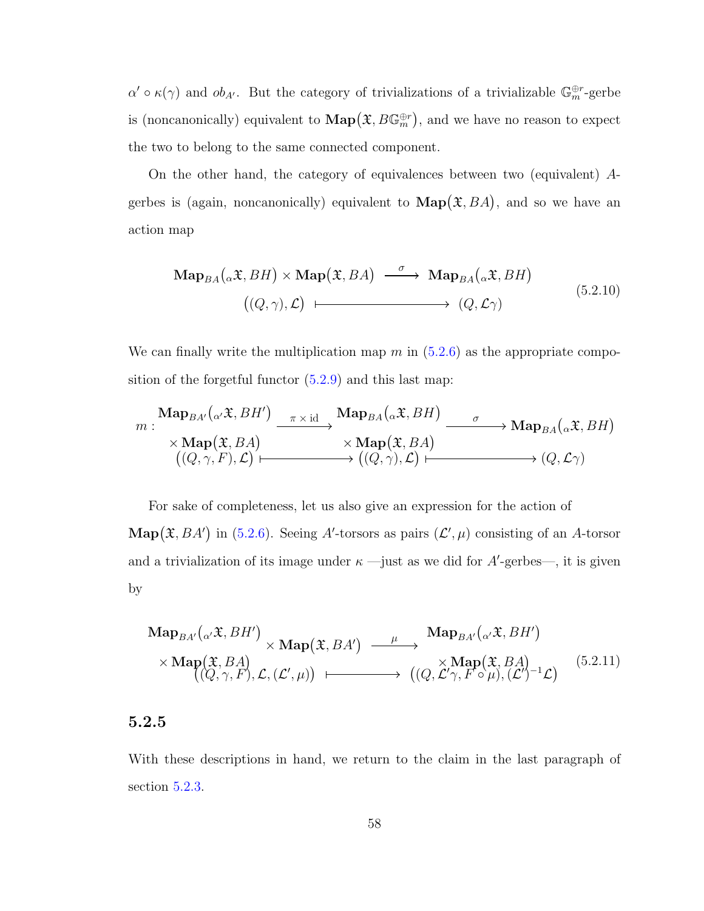$\alpha' \circ \kappa(\gamma)$ and $ob_{A'}$. But the category of trivializations of a trivializable $\mathbb{G}_m^{\oplus r}$-gerbe is (noncanonically) equivalent to $\mathbf{Map}(\mathfrak{X}, B\mathbb{G}_m^{\oplus r})$, and we have no reason to expect the two to belong to the same connected component.

On the other hand, the category of equivalences between two (equivalent) $A$-gerbes is (again, noncanonically) equivalent to $\mathbf{Map}(\mathfrak{X}, BA)$, and so we have an action map

$$
\begin{array}{ccc}
\mathbf{Map}_{BA}({}_{\alpha}\mathfrak{X}, BH) \times \mathbf{Map}(\mathfrak{X}, BA) & \xrightarrow{\ \sigma\ } & \mathbf{Map}_{BA}({}_{\alpha}\mathfrak{X}, BH) \\
\big((Q,\gamma), \mathcal{L}\big) & \longmapsto & (Q, \mathcal{L}\gamma)
\end{array}
\tag{5.2.10}
$$

We can finally write the multiplication map $m$ in (5.2.6) as the appropriate composition of the forgetful functor (5.2.9) and this last map:

$$
m : \begin{array}{c} \mathbf{Map}_{BA'}({}_{\alpha'}\mathfrak{X}, BH') \\ \times\, \mathbf{Map}(\mathfrak{X}, BA) \end{array} \xrightarrow{\ \pi \times \mathrm{id}\ } \begin{array}{c} \mathbf{Map}_{BA}({}_{\alpha}\mathfrak{X}, BH) \\ \times\, \mathbf{Map}(\mathfrak{X}, BA) \end{array} \xrightarrow{\ \sigma\ } \mathbf{Map}_{BA}({}_{\alpha}\mathfrak{X}, BH)
$$

$$
\big((Q,\gamma,F), \mathcal{L}\big) \longmapsto \big((Q,\gamma), \mathcal{L}\big) \longmapsto (Q, \mathcal{L}\gamma)
$$

For sake of completeness, let us also give an expression for the action of $\mathbf{Map}(\mathfrak{X}, BA')$ in (5.2.6). Seeing $A'$-torsors as pairs $(\mathcal{L}', \mu)$ consisting of an $A$-torsor and a trivialization of its image under $\kappa$ —just as we did for $A'$-gerbes—, it is given by

$$
\begin{array}{ccc}
\begin{array}{c} \mathbf{Map}_{BA'}({}_{\alpha'}\mathfrak{X}, BH') \\ \times\, \mathbf{Map}(\mathfrak{X}, BA) \end{array} \times \mathbf{Map}(\mathfrak{X}, BA') & \xrightarrow{\ \mu\ } & \begin{array}{c} \mathbf{Map}_{BA'}({}_{\alpha'}\mathfrak{X}, BH') \\ \times\, \mathbf{Map}(\mathfrak{X}, BA) \end{array} \\
\big((Q,\gamma,F), \mathcal{L}, (\mathcal{L}', \mu)\big) & \longmapsto & \big((Q, \mathcal{L}'\gamma, F \circ \mu), (\mathcal{L}')^{-1}\mathcal{L}\big)
\end{array}
\tag{5.2.11}
$$

### 5.2.5

With these descriptions in hand, we return to the claim in the last paragraph of section 5.2.3.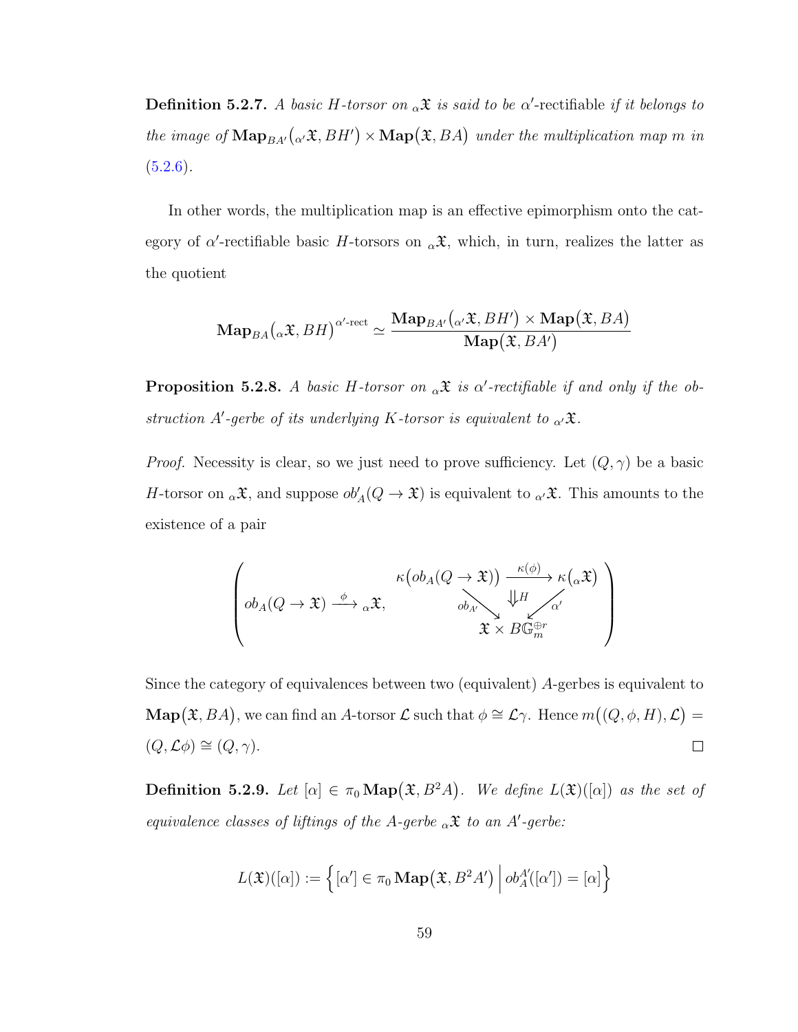**Definition 5.2.7.** *A basic $H$-torsor on ${}_\alpha\mathfrak{X}$ is said to be* $\alpha'$-rectifiable *if it belongs to the image of $\mathbf{Map}_{BA'}\big({}_{\alpha'}\mathfrak{X}, BH'\big) \times \mathbf{Map}\big(\mathfrak{X}, BA\big)$ under the multiplication map $m$ in (5.2.6).*

In other words, the multiplication map is an effective epimorphism onto the category of $\alpha'$-rectifiable basic $H$-torsors on ${}_\alpha\mathfrak{X}$, which, in turn, realizes the latter as the quotient

$$\mathbf{Map}_{BA}\big({}_\alpha\mathfrak{X}, BH\big)^{\alpha'\text{-rect}} \simeq \frac{\mathbf{Map}_{BA'}\big({}_{\alpha'}\mathfrak{X}, BH'\big) \times \mathbf{Map}\big(\mathfrak{X}, BA\big)}{\mathbf{Map}\big(\mathfrak{X}, BA'\big)}$$

**Proposition 5.2.8.** *A basic $H$-torsor on ${}_\alpha\mathfrak{X}$ is $\alpha'$-rectifiable if and only if the obstruction $A'$-gerbe of its underlying $K$-torsor is equivalent to ${}_{\alpha'}\mathfrak{X}$.*

*Proof.* Necessity is clear, so we just need to prove sufficiency. Let $(Q, \gamma)$ be a basic $H$-torsor on ${}_\alpha\mathfrak{X}$, and suppose $ob'_A(Q \to \mathfrak{X})$ is equivalent to ${}_{\alpha'}\mathfrak{X}$. This amounts to the existence of a pair

$$\left( ob_A(Q \to \mathfrak{X}) \xrightarrow{\ \phi\ } {}_\alpha\mathfrak{X}, \quad \begin{array}{ccc} \kappa\big(ob_A(Q \to \mathfrak{X})\big) & \xrightarrow{\kappa(\phi)} & \kappa\big({}_\alpha\mathfrak{X}\big) \\ & {\scriptstyle ob_{A'}}\searrow \ \Downarrow H \ \swarrow{\scriptstyle \alpha'} & \\ & \mathfrak{X} \times B\mathbb{G}_m^{\oplus r} & \end{array} \right)$$

Since the category of equivalences between two (equivalent) $A$-gerbes is equivalent to $\mathbf{Map}\big(\mathfrak{X}, BA\big)$, we can find an $A$-torsor $\mathcal{L}$ such that $\phi \cong \mathcal{L}\gamma$. Hence $m\big((Q, \phi, H), \mathcal{L}\big) = (Q, \mathcal{L}\phi) \cong (Q, \gamma)$. $\square$

**Definition 5.2.9.** *Let $[\alpha] \in \pi_0 \mathbf{Map}\big(\mathfrak{X}, B^2A\big)$. We define $L(\mathfrak{X})([\alpha])$ as the set of equivalence classes of liftings of the $A$-gerbe ${}_\alpha\mathfrak{X}$ to an $A'$-gerbe:*

$$L(\mathfrak{X})([\alpha]) := \left\{ [\alpha'] \in \pi_0 \mathbf{Map}\big(\mathfrak{X}, B^2A'\big) \,\middle|\, ob_A^{A'}([\alpha']) = [\alpha] \right\}$$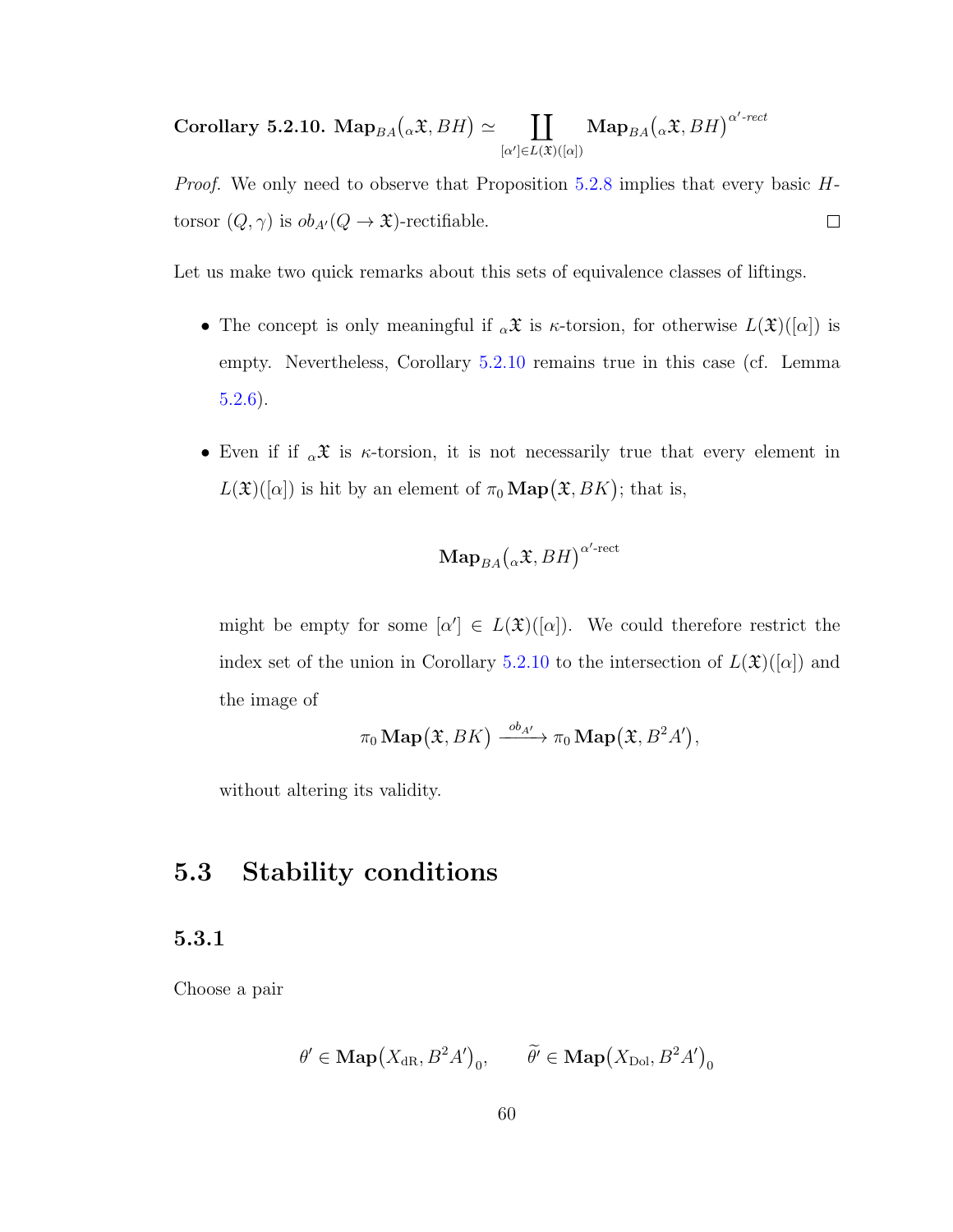**Corollary 5.2.10.** $\mathbf{Map}_{BA}\big({}_{\alpha}\mathfrak{X}, BH\big) \simeq \coprod_{[\alpha'] \in L(\mathfrak{X})([\alpha])} \mathbf{Map}_{BA}\big({}_{\alpha}\mathfrak{X}, BH\big)^{\alpha'\text{-rect}}$

*Proof.* We only need to observe that Proposition 5.2.8 implies that every basic $H$-torsor $(Q, \gamma)$ is $ob_{A'}(Q \to \mathfrak{X})$-rectifiable. □

Let us make two quick remarks about this sets of equivalence classes of liftings.

- The concept is only meaningful if ${}_{\alpha}\mathfrak{X}$ is $\kappa$-torsion, for otherwise $L(\mathfrak{X})([\alpha])$ is empty. Nevertheless, Corollary 5.2.10 remains true in this case (cf. Lemma 5.2.6).

- Even if if ${}_{\alpha}\mathfrak{X}$ is $\kappa$-torsion, it is not necessarily true that every element in $L(\mathfrak{X})([\alpha])$ is hit by an element of $\pi_0 \, \mathbf{Map}\big(\mathfrak{X}, BK\big)$; that is,

$$\mathbf{Map}_{BA}\big({}_{\alpha}\mathfrak{X}, BH\big)^{\alpha'\text{-rect}}$$

  might be empty for some $[\alpha'] \in L(\mathfrak{X})([\alpha])$. We could therefore restrict the index set of the union in Corollary 5.2.10 to the intersection of $L(\mathfrak{X})([\alpha])$ and the image of

$$\pi_0 \, \mathbf{Map}\big(\mathfrak{X}, BK\big) \xrightarrow{ob_{A'}} \pi_0 \, \mathbf{Map}\big(\mathfrak{X}, B^2 A'\big),$$

  without altering its validity.

## 5.3 Stability conditions

### 5.3.1

Choose a pair

$$\theta' \in \mathbf{Map}\big(X_{\mathrm{dR}}, B^2 A'\big)_0, \qquad \widetilde{\theta}' \in \mathbf{Map}\big(X_{\mathrm{Dol}}, B^2 A'\big)_0$$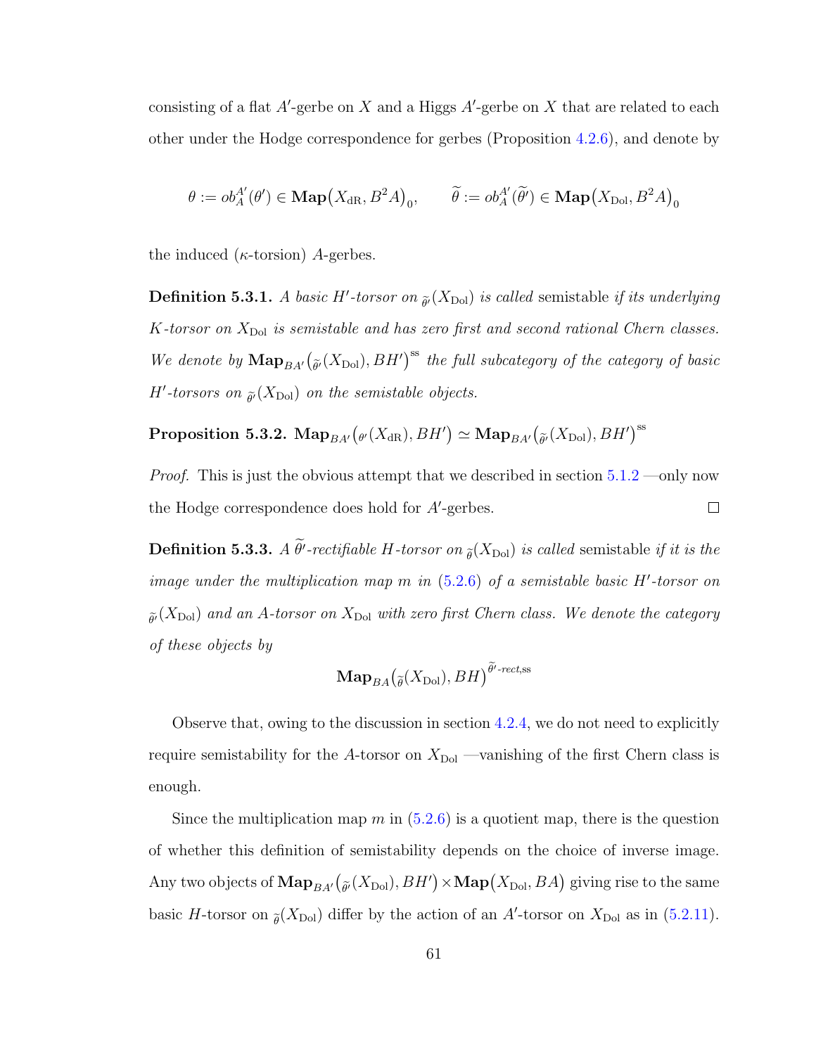consisting of a flat $A'$-gerbe on $X$ and a Higgs $A'$-gerbe on $X$ that are related to each other under the Hodge correspondence for gerbes (Proposition 4.2.6), and denote by

$$\theta := ob_A^{A'}(\theta') \in \mathbf{Map}\big(X_{\mathrm{dR}}, B^2A\big)_0, \qquad \widetilde{\theta} := ob_A^{A'}(\widetilde{\theta}') \in \mathbf{Map}\big(X_{\mathrm{Dol}}, B^2A\big)_0$$

the induced ($\kappa$-torsion) $A$-gerbes.

**Definition 5.3.1.** *A basic $H'$-torsor on ${}_{\widetilde{\theta}'}(X_{\mathrm{Dol}})$ is called* semistable *if its underlying $K$-torsor on $X_{\mathrm{Dol}}$ is semistable and has zero first and second rational Chern classes. We denote by $\mathbf{Map}_{BA'}\big({}_{\widetilde{\theta}'}(X_{\mathrm{Dol}}), BH'\big)^{\mathrm{ss}}$ the full subcategory of the category of basic $H'$-torsors on ${}_{\widetilde{\theta}'}(X_{\mathrm{Dol}})$ on the semistable objects.*

**Proposition 5.3.2.** $\mathbf{Map}_{BA'}\big({}_{\theta'}(X_{\mathrm{dR}}), BH'\big) \simeq \mathbf{Map}_{BA'}\big({}_{\widetilde{\theta}'}(X_{\mathrm{Dol}}), BH'\big)^{\mathrm{ss}}$

*Proof.* This is just the obvious attempt that we described in section 5.1.2 —only now the Hodge correspondence does hold for $A'$-gerbes. □

**Definition 5.3.3.** *A $\widetilde{\theta}'$-rectifiable $H$-torsor on ${}_{\widetilde{\theta}}(X_{\mathrm{Dol}})$ is called* semistable *if it is the image under the multiplication map $m$ in (5.2.6) of a semistable basic $H'$-torsor on ${}_{\widetilde{\theta}'}(X_{\mathrm{Dol}})$ and an $A$-torsor on $X_{\mathrm{Dol}}$ with zero first Chern class. We denote the category of these objects by*

$$\mathbf{Map}_{BA}\big({}_{\widetilde{\theta}}(X_{\mathrm{Dol}}), BH\big)^{\widetilde{\theta}'\text{-}rect,\mathrm{ss}}$$

Observe that, owing to the discussion in section 4.2.4, we do not need to explicitly require semistability for the $A$-torsor on $X_{\mathrm{Dol}}$ —vanishing of the first Chern class is enough.

Since the multiplication map $m$ in (5.2.6) is a quotient map, there is the question of whether this definition of semistability depends on the choice of inverse image. Any two objects of $\mathbf{Map}_{BA'}\big({}_{\widetilde{\theta}'}(X_{\mathrm{Dol}}), BH'\big) \times \mathbf{Map}\big(X_{\mathrm{Dol}}, BA\big)$ giving rise to the same basic $H$-torsor on ${}_{\widetilde{\theta}}(X_{\mathrm{Dol}})$ differ by the action of an $A'$-torsor on $X_{\mathrm{Dol}}$ as in (5.2.11).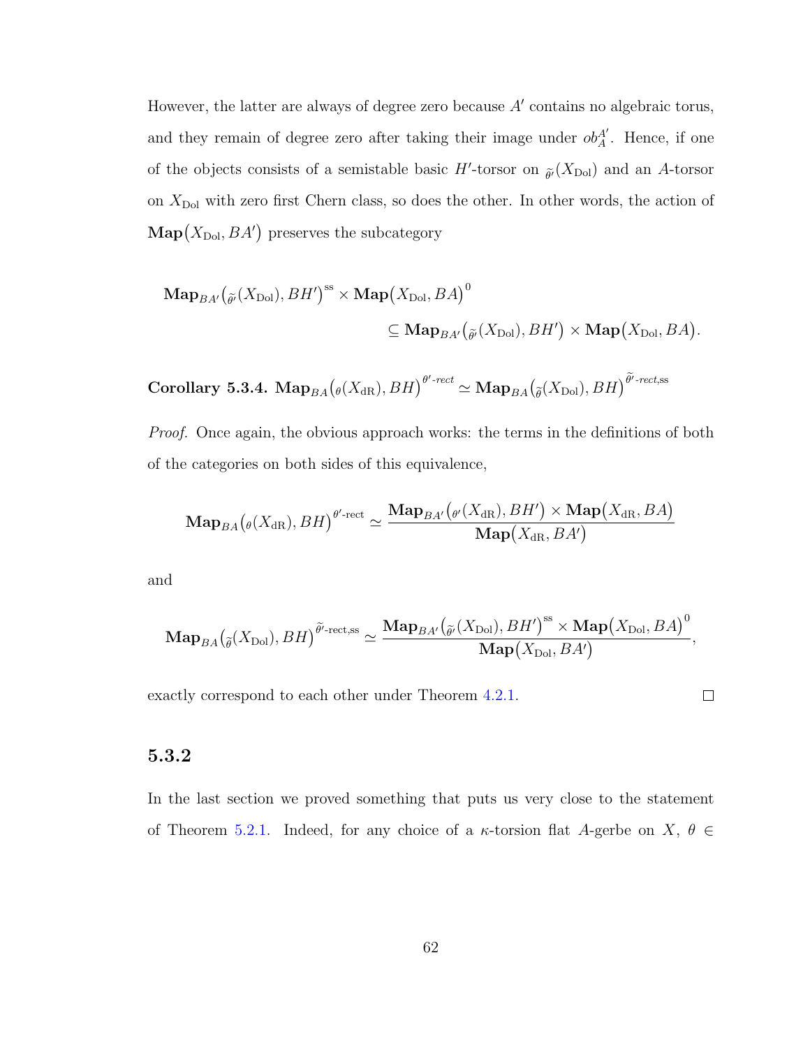However, the latter are always of degree zero because $A'$ contains no algebraic torus, and they remain of degree zero after taking their image under $ob_A^{A'}$. Hence, if one of the objects consists of a semistable basic $H'$-torsor on ${}_{\widetilde{\theta}'}(X_{\mathrm{Dol}})$ and an $A$-torsor on $X_{\mathrm{Dol}}$ with zero first Chern class, so does the other. In other words, the action of $\mathbf{Map}\big(X_{\mathrm{Dol}}, BA'\big)$ preserves the subcategory

$$\mathbf{Map}_{BA'}\big({}_{\widetilde{\theta}'}(X_{\mathrm{Dol}}), BH'\big)^{\mathrm{ss}} \times \mathbf{Map}\big(X_{\mathrm{Dol}}, BA\big)^{0} \subseteq \mathbf{Map}_{BA'}\big({}_{\widetilde{\theta}'}(X_{\mathrm{Dol}}), BH'\big) \times \mathbf{Map}\big(X_{\mathrm{Dol}}, BA\big).$$

**Corollary 5.3.4.** $\mathbf{Map}_{BA}\big({}_{\theta}(X_{\mathrm{dR}}), BH\big)^{\theta'\text{-}rect} \simeq \mathbf{Map}_{BA}\big({}_{\widetilde{\theta}}(X_{\mathrm{Dol}}), BH\big)^{\widetilde{\theta}'\text{-}rect,\mathrm{ss}}$

*Proof.* Once again, the obvious approach works: the terms in the definitions of both of the categories on both sides of this equivalence,

$$\mathbf{Map}_{BA}\big({}_{\theta}(X_{\mathrm{dR}}), BH\big)^{\theta'\text{-rect}} \simeq \frac{\mathbf{Map}_{BA'}\big({}_{\theta'}(X_{\mathrm{dR}}), BH'\big) \times \mathbf{Map}\big(X_{\mathrm{dR}}, BA\big)}{\mathbf{Map}\big(X_{\mathrm{dR}}, BA'\big)}$$

and

$$\mathbf{Map}_{BA}\big({}_{\widetilde{\theta}}(X_{\mathrm{Dol}}), BH\big)^{\widetilde{\theta}'\text{-rect,ss}} \simeq \frac{\mathbf{Map}_{BA'}\big({}_{\widetilde{\theta}'}(X_{\mathrm{Dol}}), BH'\big)^{\mathrm{ss}} \times \mathbf{Map}\big(X_{\mathrm{Dol}}, BA\big)^{0}}{\mathbf{Map}\big(X_{\mathrm{Dol}}, BA'\big)},$$

exactly correspond to each other under Theorem 4.2.1. $\square$

### 5.3.2

In the last section we proved something that puts us very close to the statement of Theorem 5.2.1. Indeed, for any choice of a $\kappa$-torsion flat $A$-gerbe on $X$, $\theta \in$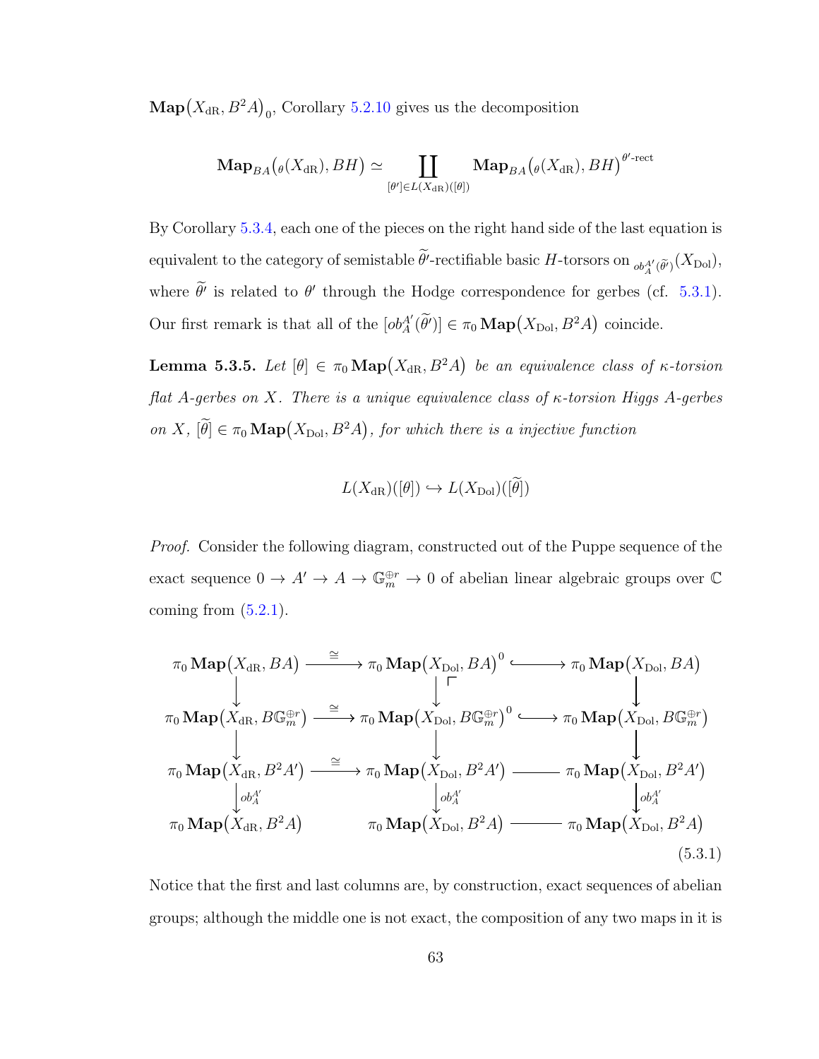$\mathbf{Map}\big(X_{\mathrm{dR}}, B^2A\big)_0$, Corollary 5.2.10 gives us the decomposition

$$\mathbf{Map}_{BA}\big({}_{\theta}(X_{\mathrm{dR}}), BH\big) \simeq \coprod_{[\theta'] \in L(X_{\mathrm{dR}})([\theta])} \mathbf{Map}_{BA}\big({}_{\theta}(X_{\mathrm{dR}}), BH\big)^{\theta'\text{-rect}}$$

By Corollary 5.3.4, each one of the pieces on the right hand side of the last equation is equivalent to the category of semistable $\widetilde{\theta}'$-rectifiable basic $H$-torsors on ${}_{ob_A^{A'}(\widetilde{\theta}')}(X_{\mathrm{Dol}})$, where $\widetilde{\theta}'$ is related to $\theta'$ through the Hodge correspondence for gerbes (cf. 5.3.1). Our first remark is that all of the $[ob_A^{A'}(\widetilde{\theta}')] \in \pi_0 \mathbf{Map}\big(X_{\mathrm{Dol}}, B^2A\big)$ coincide.

**Lemma 5.3.5.** *Let $[\theta] \in \pi_0 \mathbf{Map}\big(X_{\mathrm{dR}}, B^2A\big)$ be an equivalence class of $\kappa$-torsion flat $A$-gerbes on $X$. There is a unique equivalence class of $\kappa$-torsion Higgs $A$-gerbes on $X$, $[\widetilde{\theta}] \in \pi_0 \mathbf{Map}\big(X_{\mathrm{Dol}}, B^2A\big)$, for which there is a injective function*

$$L(X_{\mathrm{dR}})([\theta]) \hookrightarrow L(X_{\mathrm{Dol}})([\widetilde{\theta}])$$

*Proof.* Consider the following diagram, constructed out of the Puppe sequence of the exact sequence $0 \to A' \to A \to \mathbb{G}_m^{\oplus r} \to 0$ of abelian linear algebraic groups over $\mathbb{C}$ coming from (5.2.1).

$$\begin{array}{ccccc}
\pi_0 \mathbf{Map}\big(X_{\mathrm{dR}}, BA\big) & \xrightarrow{\cong} & \pi_0 \mathbf{Map}\big(X_{\mathrm{Dol}}, BA\big)^0 & \hookrightarrow & \pi_0 \mathbf{Map}\big(X_{\mathrm{Dol}}, BA\big) \\
\downarrow & & \downarrow \ulcorner & & \downarrow \\
\pi_0 \mathbf{Map}\big(X_{\mathrm{dR}}, B\mathbb{G}_m^{\oplus r}\big) & \xrightarrow{\cong} & \pi_0 \mathbf{Map}\big(X_{\mathrm{Dol}}, B\mathbb{G}_m^{\oplus r}\big)^0 & \hookrightarrow & \pi_0 \mathbf{Map}\big(X_{\mathrm{Dol}}, B\mathbb{G}_m^{\oplus r}\big) \\
\downarrow & & \downarrow & & \downarrow \\
\pi_0 \mathbf{Map}\big(X_{\mathrm{dR}}, B^2A'\big) & \xrightarrow{\cong} & \pi_0 \mathbf{Map}\big(X_{\mathrm{Dol}}, B^2A'\big) & \text{———} & \pi_0 \mathbf{Map}\big(X_{\mathrm{Dol}}, B^2A'\big) \\
\downarrow{\scriptstyle ob_A^{A'}} & & \downarrow{\scriptstyle ob_A^{A'}} & & \downarrow{\scriptstyle ob_A^{A'}} \\
\pi_0 \mathbf{Map}\big(X_{\mathrm{dR}}, B^2A\big) & & \pi_0 \mathbf{Map}\big(X_{\mathrm{Dol}}, B^2A\big) & \text{———} & \pi_0 \mathbf{Map}\big(X_{\mathrm{Dol}}, B^2A\big)
\end{array} \tag{5.3.1}$$

Notice that the first and last columns are, by construction, exact sequences of abelian groups; although the middle one is not exact, the composition of any two maps in it is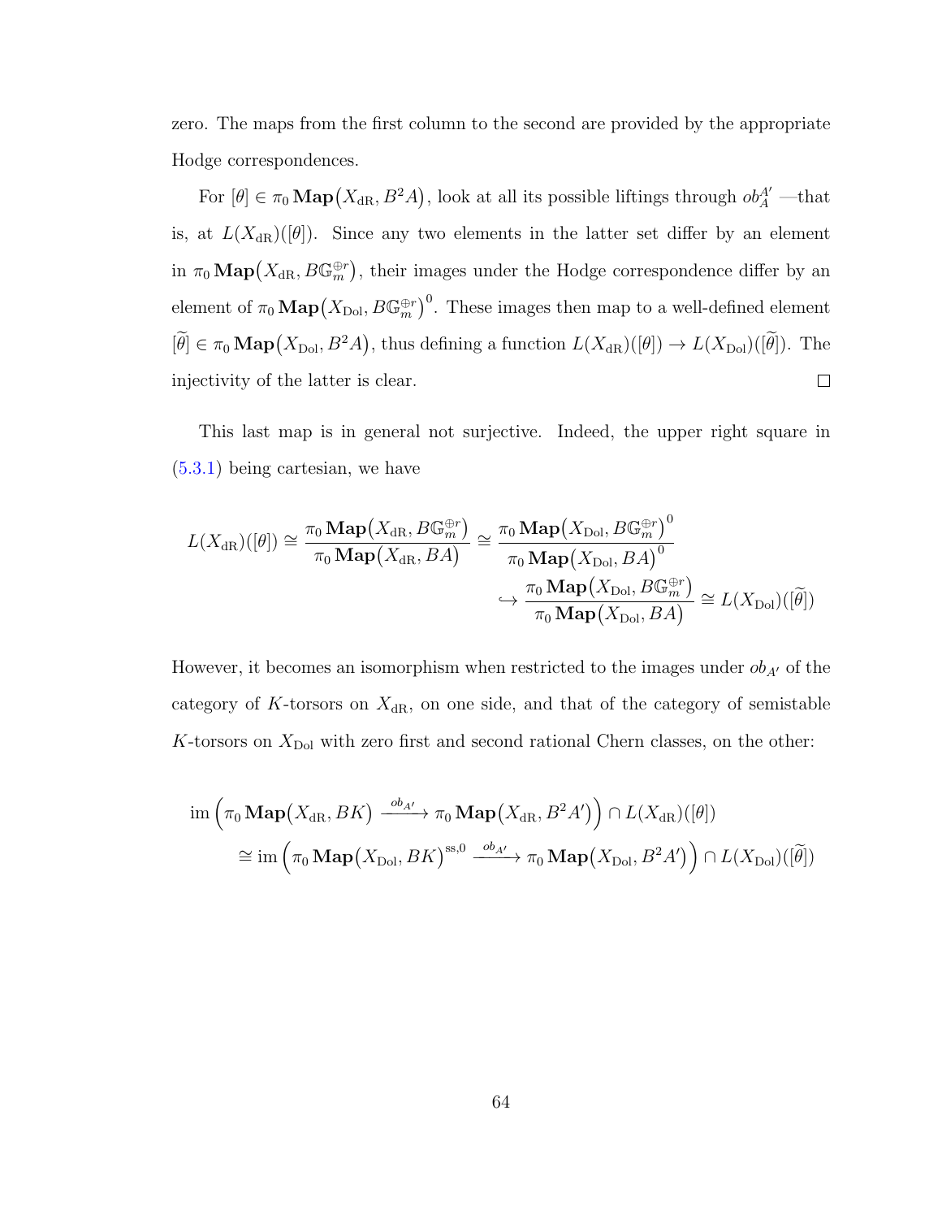zero. The maps from the first column to the second are provided by the appropriate Hodge correspondences.

For $[\theta] \in \pi_0 \mathbf{Map}(X_{\mathrm{dR}}, B^2 A)$, look at all its possible liftings through $ob_A^{A'}$ —that is, at $L(X_{\mathrm{dR}})([\theta])$. Since any two elements in the latter set differ by an element in $\pi_0 \mathbf{Map}(X_{\mathrm{dR}}, B\mathbb{G}_m^{\oplus r})$, their images under the Hodge correspondence differ by an element of $\pi_0 \mathbf{Map}(X_{\mathrm{Dol}}, B\mathbb{G}_m^{\oplus r})^0$. These images then map to a well-defined element $[\widetilde{\theta}] \in \pi_0 \mathbf{Map}(X_{\mathrm{Dol}}, B^2 A)$, thus defining a function $L(X_{\mathrm{dR}})([\theta]) \to L(X_{\mathrm{Dol}})([\widetilde{\theta}])$. The injectivity of the latter is clear. $\square$

This last map is in general not surjective. Indeed, the upper right square in (5.3.1) being cartesian, we have

$$
\begin{aligned}
L(X_{\mathrm{dR}})([\theta]) \cong \frac{\pi_0 \mathbf{Map}(X_{\mathrm{dR}}, B\mathbb{G}_m^{\oplus r})}{\pi_0 \mathbf{Map}(X_{\mathrm{dR}}, BA)} &\cong \frac{\pi_0 \mathbf{Map}(X_{\mathrm{Dol}}, B\mathbb{G}_m^{\oplus r})^0}{\pi_0 \mathbf{Map}(X_{\mathrm{Dol}}, BA)^0} \\
&\hookrightarrow \frac{\pi_0 \mathbf{Map}(X_{\mathrm{Dol}}, B\mathbb{G}_m^{\oplus r})}{\pi_0 \mathbf{Map}(X_{\mathrm{Dol}}, BA)} \cong L(X_{\mathrm{Dol}})([\widetilde{\theta}])
\end{aligned}
$$

However, it becomes an isomorphism when restricted to the images under $ob_{A'}$ of the category of $K$-torsors on $X_{\mathrm{dR}}$, on one side, and that of the category of semistable $K$-torsors on $X_{\mathrm{Dol}}$ with zero first and second rational Chern classes, on the other:

$$
\begin{aligned}
&\mathrm{im}\left(\pi_0 \mathbf{Map}(X_{\mathrm{dR}}, BK) \xrightarrow{ob_{A'}} \pi_0 \mathbf{Map}(X_{\mathrm{dR}}, B^2 A')\right) \cap L(X_{\mathrm{dR}})([\theta]) \\
&\qquad \cong \mathrm{im}\left(\pi_0 \mathbf{Map}(X_{\mathrm{Dol}}, BK)^{\mathrm{ss},0} \xrightarrow{ob_{A'}} \pi_0 \mathbf{Map}(X_{\mathrm{Dol}}, B^2 A')\right) \cap L(X_{\mathrm{Dol}})([\widetilde{\theta}])
\end{aligned}
$$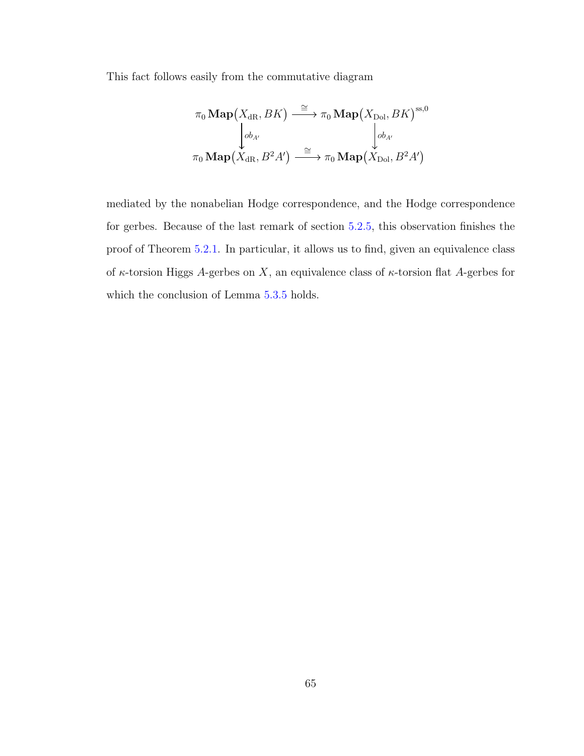This fact follows easily from the commutative diagram

$$
\begin{array}{ccc}
\pi_0 \,\mathbf{Map}\big(X_{\mathrm{dR}}, BK\big) & \xrightarrow{\;\cong\;} & \pi_0 \,\mathbf{Map}\big(X_{\mathrm{Dol}}, BK\big)^{\mathrm{ss},0} \\
\Big\downarrow {\scriptstyle ob_{A'}} & & \Big\downarrow {\scriptstyle ob_{A'}} \\
\pi_0 \,\mathbf{Map}\big(X_{\mathrm{dR}}, B^2A'\big) & \xrightarrow{\;\cong\;} & \pi_0 \,\mathbf{Map}\big(X_{\mathrm{Dol}}, B^2A'\big)
\end{array}
$$

mediated by the nonabelian Hodge correspondence, and the Hodge correspondence for gerbes. Because of the last remark of section 5.2.5, this observation finishes the proof of Theorem 5.2.1. In particular, it allows us to find, given an equivalence class of $\kappa$-torsion Higgs $A$-gerbes on $X$, an equivalence class of $\kappa$-torsion flat $A$-gerbes for which the conclusion of Lemma 5.3.5 holds.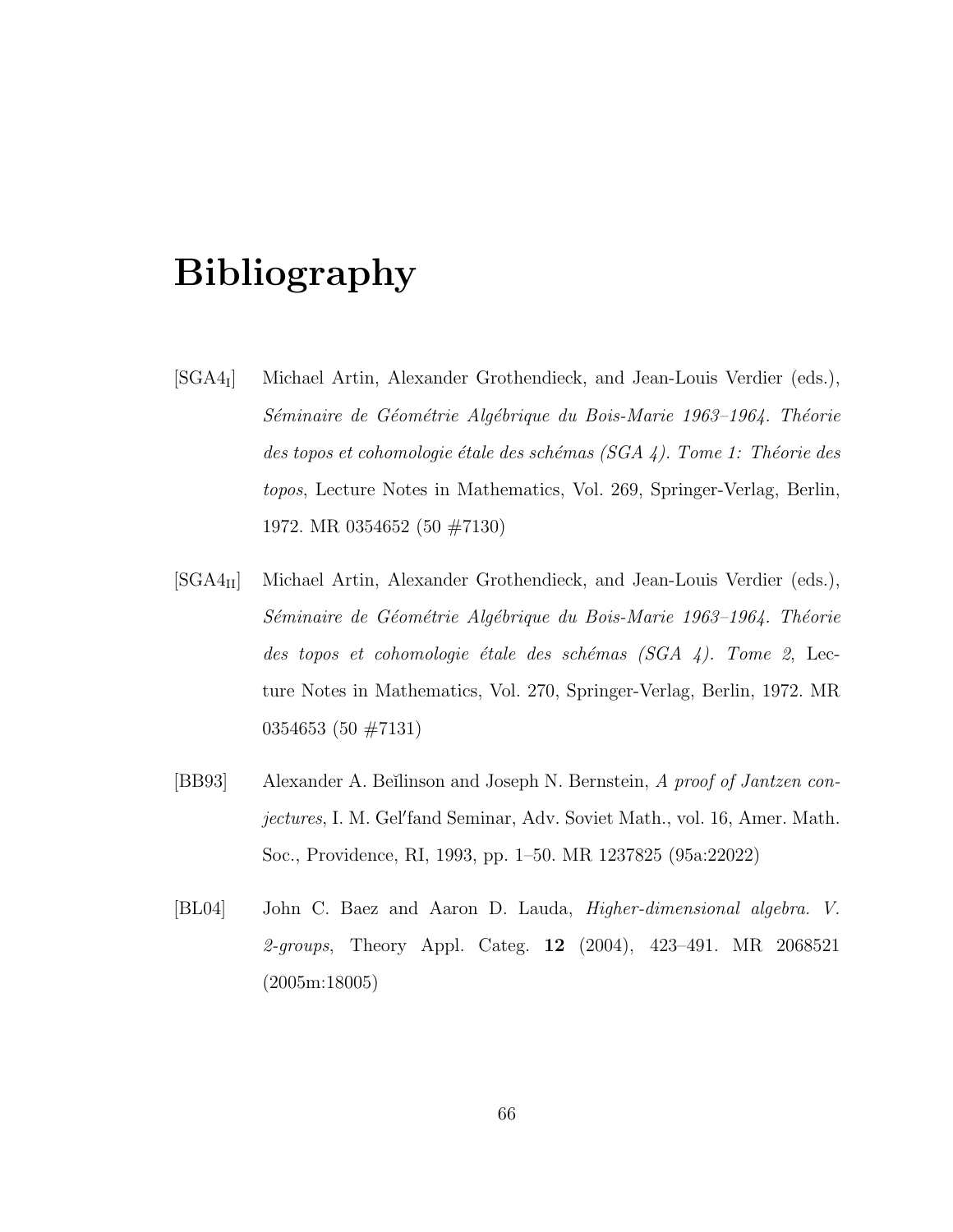# Bibliography

[$\text{SGA4}_{\text{I}}$] Michael Artin, Alexander Grothendieck, and Jean-Louis Verdier (eds.), *Séminaire de Géométrie Algébrique du Bois-Marie 1963–1964. Théorie des topos et cohomologie étale des schémas (SGA 4). Tome 1: Théorie des topos*, Lecture Notes in Mathematics, Vol. 269, Springer-Verlag, Berlin, 1972. MR 0354652 (50 #7130)

[$\text{SGA4}_{\text{II}}$] Michael Artin, Alexander Grothendieck, and Jean-Louis Verdier (eds.), *Séminaire de Géométrie Algébrique du Bois-Marie 1963–1964. Théorie des topos et cohomologie étale des schémas (SGA 4). Tome 2*, Lecture Notes in Mathematics, Vol. 270, Springer-Verlag, Berlin, 1972. MR 0354653 (50 #7131)

[BB93] Alexander A. Beĭlinson and Joseph N. Bernstein, *A proof of Jantzen conjectures*, I. M. Gel′fand Seminar, Adv. Soviet Math., vol. 16, Amer. Math. Soc., Providence, RI, 1993, pp. 1–50. MR 1237825 (95a:22022)

[BL04] John C. Baez and Aaron D. Lauda, *Higher-dimensional algebra. V. 2-groups*, Theory Appl. Categ. **12** (2004), 423–491. MR 2068521 (2005m:18005)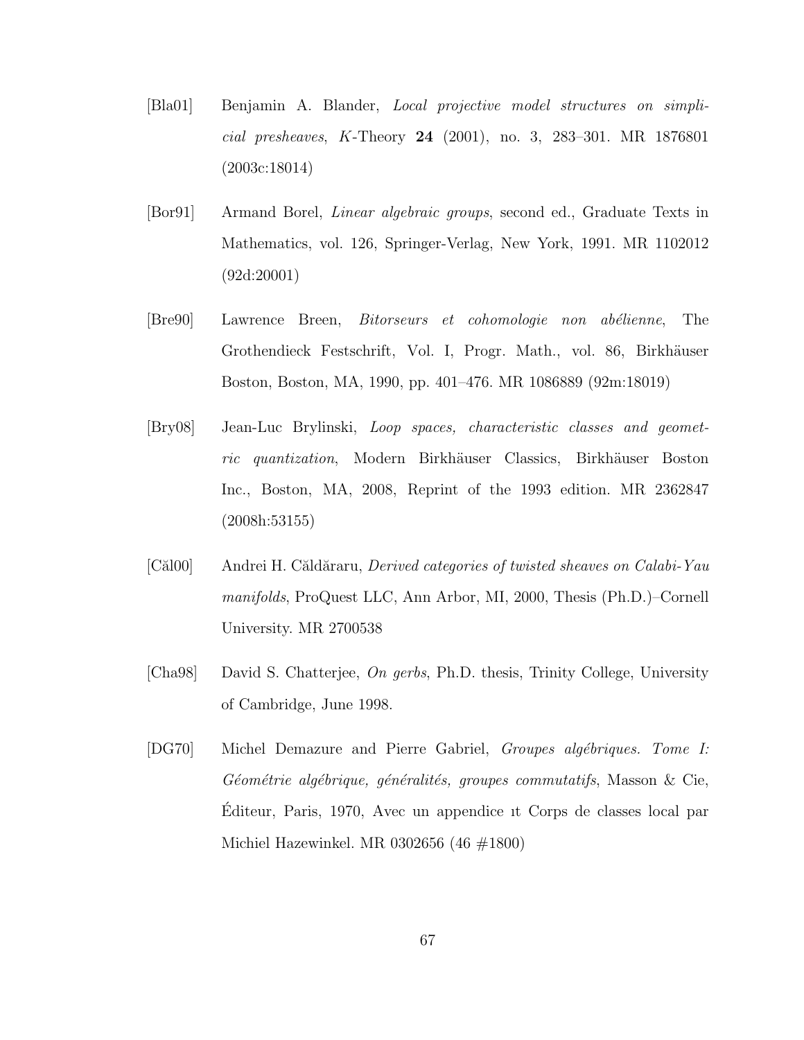[Bla01] Benjamin A. Blander, *Local projective model structures on simplicial presheaves*, $K$-Theory **24** (2001), no. 3, 283–301. MR 1876801 (2003c:18014)

[Bor91] Armand Borel, *Linear algebraic groups*, second ed., Graduate Texts in Mathematics, vol. 126, Springer-Verlag, New York, 1991. MR 1102012 (92d:20001)

[Bre90] Lawrence Breen, *Bitorseurs et cohomologie non abélienne*, The Grothendieck Festschrift, Vol. I, Progr. Math., vol. 86, Birkhäuser Boston, Boston, MA, 1990, pp. 401–476. MR 1086889 (92m:18019)

[Bry08] Jean-Luc Brylinski, *Loop spaces, characteristic classes and geometric quantization*, Modern Birkhäuser Classics, Birkhäuser Boston Inc., Boston, MA, 2008, Reprint of the 1993 edition. MR 2362847 (2008h:53155)

[Căl00] Andrei H. Căldăraru, *Derived categories of twisted sheaves on Calabi-Yau manifolds*, ProQuest LLC, Ann Arbor, MI, 2000, Thesis (Ph.D.)–Cornell University. MR 2700538

[Cha98] David S. Chatterjee, *On gerbs*, Ph.D. thesis, Trinity College, University of Cambridge, June 1998.

[DG70] Michel Demazure and Pierre Gabriel, *Groupes algébriques. Tome I: Géométrie algébrique, généralités, groupes commutatifs*, Masson & Cie, Éditeur, Paris, 1970, Avec un appendice ıt Corps de classes local par Michiel Hazewinkel. MR 0302656 (46 #1800)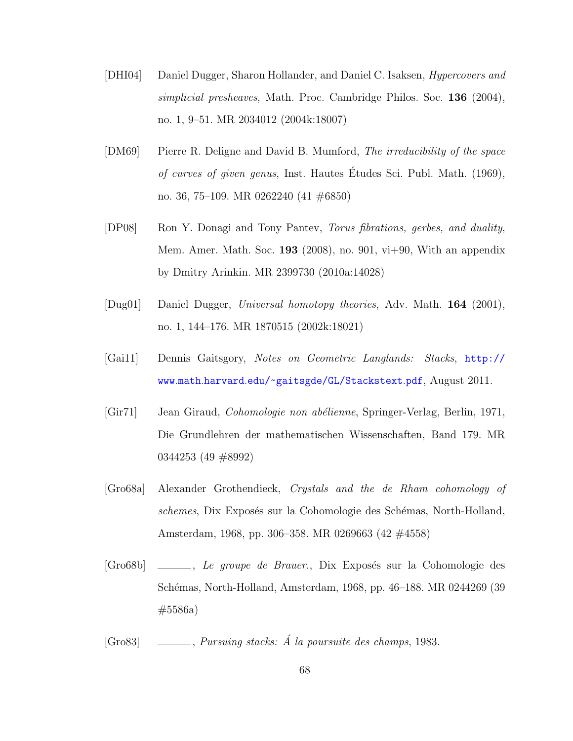[DHI04] Daniel Dugger, Sharon Hollander, and Daniel C. Isaksen, *Hypercovers and simplicial presheaves*, Math. Proc. Cambridge Philos. Soc. **136** (2004), no. 1, 9–51. MR 2034012 (2004k:18007)

[DM69] Pierre R. Deligne and David B. Mumford, *The irreducibility of the space of curves of given genus*, Inst. Hautes Études Sci. Publ. Math. (1969), no. 36, 75–109. MR 0262240 (41 #6850)

[DP08] Ron Y. Donagi and Tony Pantev, *Torus fibrations, gerbes, and duality*, Mem. Amer. Math. Soc. **193** (2008), no. 901, vi+90, With an appendix by Dmitry Arinkin. MR 2399730 (2010a:14028)

[Dug01] Daniel Dugger, *Universal homotopy theories*, Adv. Math. **164** (2001), no. 1, 144–176. MR 1870515 (2002k:18021)

[Gai11] Dennis Gaitsgory, *Notes on Geometric Langlands: Stacks*, http://www.math.harvard.edu/~gaitsgde/GL/Stackstext.pdf, August 2011.

[Gir71] Jean Giraud, *Cohomologie non abélienne*, Springer-Verlag, Berlin, 1971, Die Grundlehren der mathematischen Wissenschaften, Band 179. MR 0344253 (49 #8992)

[Gro68a] Alexander Grothendieck, *Crystals and the de Rham cohomology of schemes*, Dix Exposés sur la Cohomologie des Schémas, North-Holland, Amsterdam, 1968, pp. 306–358. MR 0269663 (42 #4558)

[Gro68b] ______, *Le groupe de Brauer.*, Dix Exposés sur la Cohomologie des Schémas, North-Holland, Amsterdam, 1968, pp. 46–188. MR 0244269 (39 #5586a)

[Gro83] ______, *Pursuing stacks: Á la poursuite des champs*, 1983.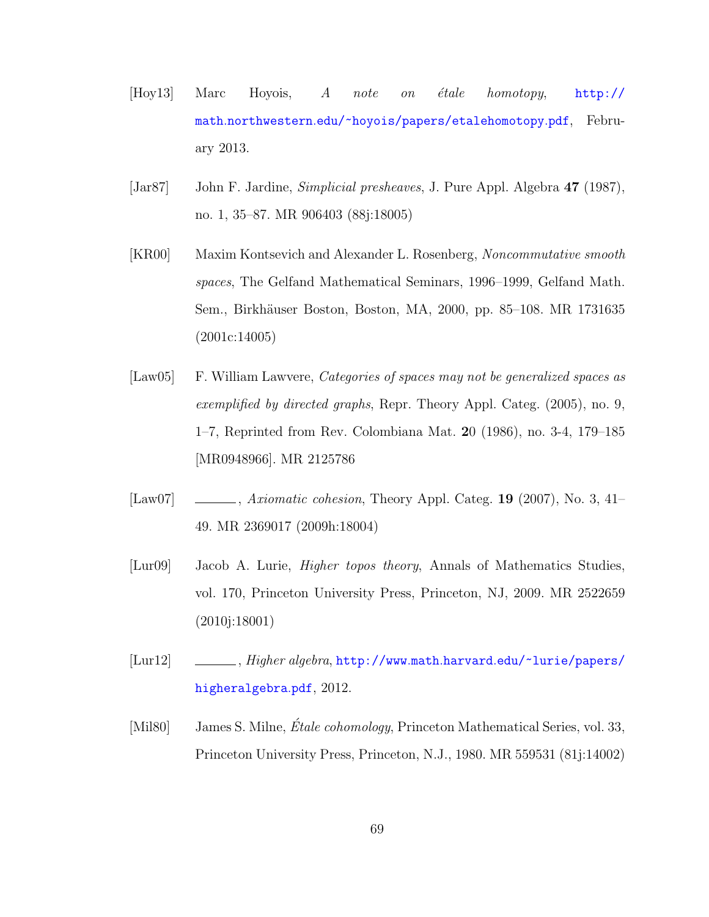[Hoy13] Marc Hoyois, *A note on étale homotopy*, http://math.northwestern.edu/~hoyois/papers/etalehomotopy.pdf, February 2013.

[Jar87] John F. Jardine, *Simplicial presheaves*, J. Pure Appl. Algebra **47** (1987), no. 1, 35–87. MR 906403 (88j:18005)

[KR00] Maxim Kontsevich and Alexander L. Rosenberg, *Noncommutative smooth spaces*, The Gelfand Mathematical Seminars, 1996–1999, Gelfand Math. Sem., Birkhäuser Boston, Boston, MA, 2000, pp. 85–108. MR 1731635 (2001c:14005)

[Law05] F. William Lawvere, *Categories of spaces may not be generalized spaces as exemplified by directed graphs*, Repr. Theory Appl. Categ. (2005), no. 9, 1–7, Reprinted from Rev. Colombiana Mat. **2**0 (1986), no. 3-4, 179–185 [MR0948966]. MR 2125786

[Law07] ______, *Axiomatic cohesion*, Theory Appl. Categ. **19** (2007), No. 3, 41–49. MR 2369017 (2009h:18004)

[Lur09] Jacob A. Lurie, *Higher topos theory*, Annals of Mathematics Studies, vol. 170, Princeton University Press, Princeton, NJ, 2009. MR 2522659 (2010j:18001)

[Lur12] ______, *Higher algebra*, http://www.math.harvard.edu/~lurie/papers/higheralgebra.pdf, 2012.

[Mil80] James S. Milne, *Étale cohomology*, Princeton Mathematical Series, vol. 33, Princeton University Press, Princeton, N.J., 1980. MR 559531 (81j:14002)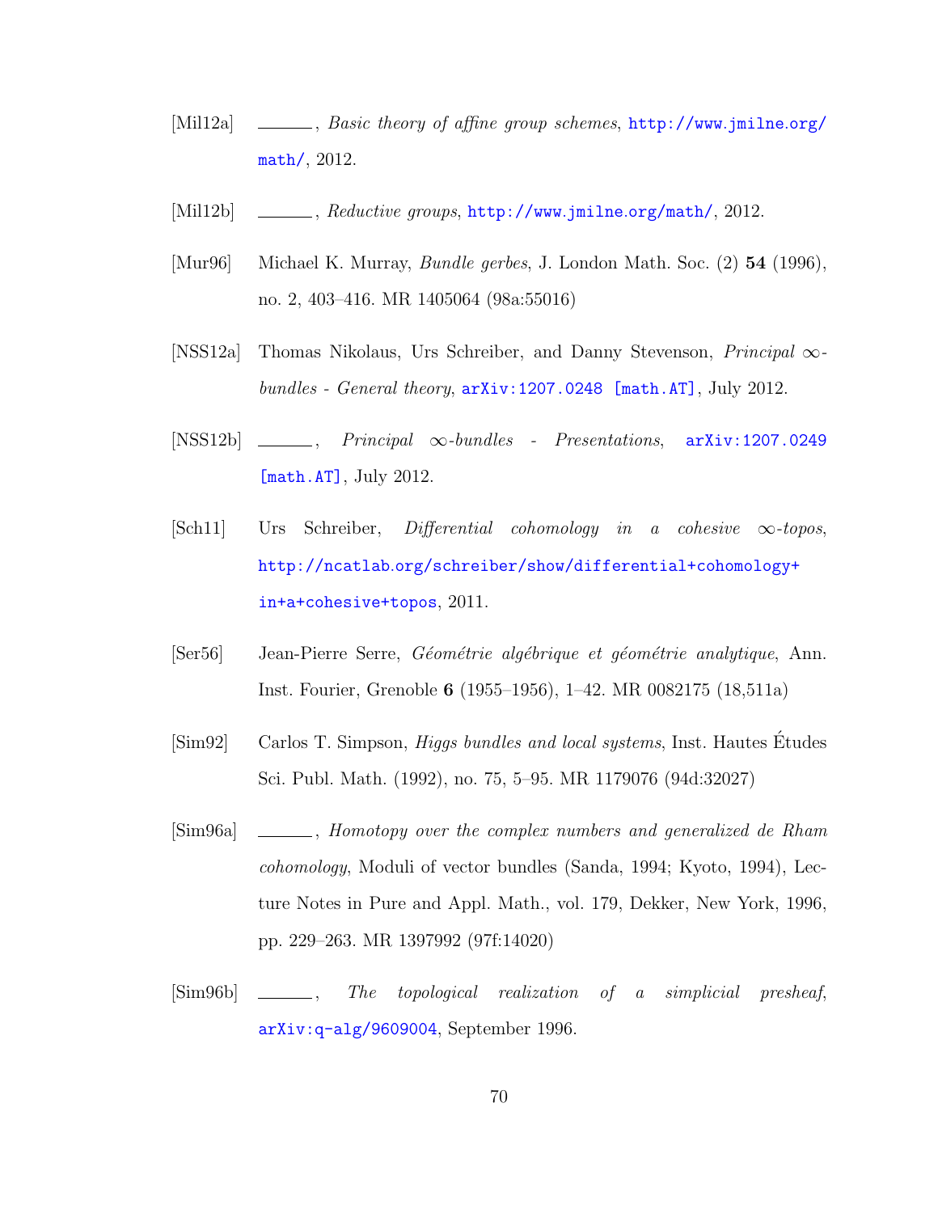[Mil12a] ———, *Basic theory of affine group schemes*, http://www.jmilne.org/math/, 2012.

[Mil12b] ———, *Reductive groups*, http://www.jmilne.org/math/, 2012.

[Mur96] Michael K. Murray, *Bundle gerbes*, J. London Math. Soc. (2) **54** (1996), no. 2, 403–416. MR 1405064 (98a:55016)

[NSS12a] Thomas Nikolaus, Urs Schreiber, and Danny Stevenson, *Principal $\infty$-bundles - General theory*, arXiv:1207.0248 [math.AT], July 2012.

[NSS12b] ———, *Principal $\infty$-bundles - Presentations*, arXiv:1207.0249 [math.AT], July 2012.

[Sch11] Urs Schreiber, *Differential cohomology in a cohesive $\infty$-topos*, http://ncatlab.org/schreiber/show/differential+cohomology+in+a+cohesive+topos, 2011.

[Ser56] Jean-Pierre Serre, *Géométrie algébrique et géométrie analytique*, Ann. Inst. Fourier, Grenoble **6** (1955–1956), 1–42. MR 0082175 (18,511a)

[Sim92] Carlos T. Simpson, *Higgs bundles and local systems*, Inst. Hautes Études Sci. Publ. Math. (1992), no. 75, 5–95. MR 1179076 (94d:32027)

[Sim96a] ———, *Homotopy over the complex numbers and generalized de Rham cohomology*, Moduli of vector bundles (Sanda, 1994; Kyoto, 1994), Lecture Notes in Pure and Appl. Math., vol. 179, Dekker, New York, 1996, pp. 229–263. MR 1397992 (97f:14020)

[Sim96b] ———, *The topological realization of a simplicial presheaf*, arXiv:q-alg/9609004, September 1996.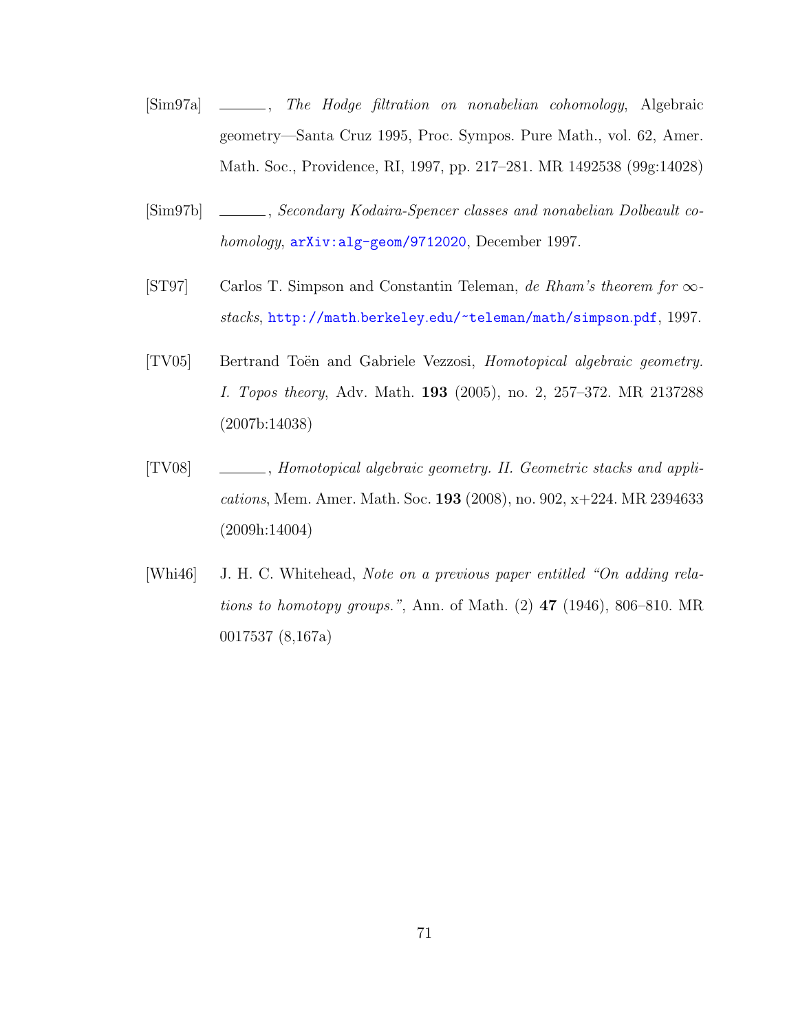[Sim97a] ———, *The Hodge filtration on nonabelian cohomology*, Algebraic geometry—Santa Cruz 1995, Proc. Sympos. Pure Math., vol. 62, Amer. Math. Soc., Providence, RI, 1997, pp. 217–281. MR 1492538 (99g:14028)

[Sim97b] ———, *Secondary Kodaira-Spencer classes and nonabelian Dolbeault cohomology*, arXiv:alg-geom/9712020, December 1997.

[ST97] Carlos T. Simpson and Constantin Teleman, *de Rham's theorem for $\infty$-stacks*, http://math.berkeley.edu/~teleman/math/simpson.pdf, 1997.

[TV05] Bertrand Toën and Gabriele Vezzosi, *Homotopical algebraic geometry. I. Topos theory*, Adv. Math. **193** (2005), no. 2, 257–372. MR 2137288 (2007b:14038)

[TV08] ———, *Homotopical algebraic geometry. II. Geometric stacks and applications*, Mem. Amer. Math. Soc. **193** (2008), no. 902, x+224. MR 2394633 (2009h:14004)

[Whi46] J. H. C. Whitehead, *Note on a previous paper entitled "On adding relations to homotopy groups."*, Ann. of Math. (2) **47** (1946), 806–810. MR 0017537 (8,167a)